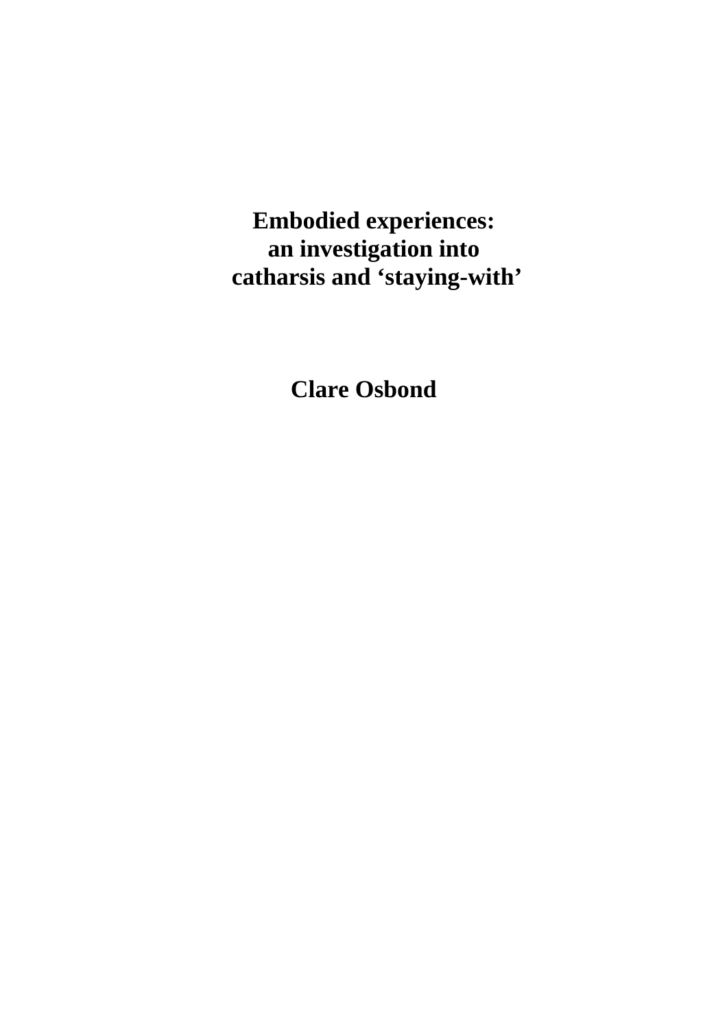# Embodied experiences: an investigation into catharsis and 'staying-with'

**Clare Osbond**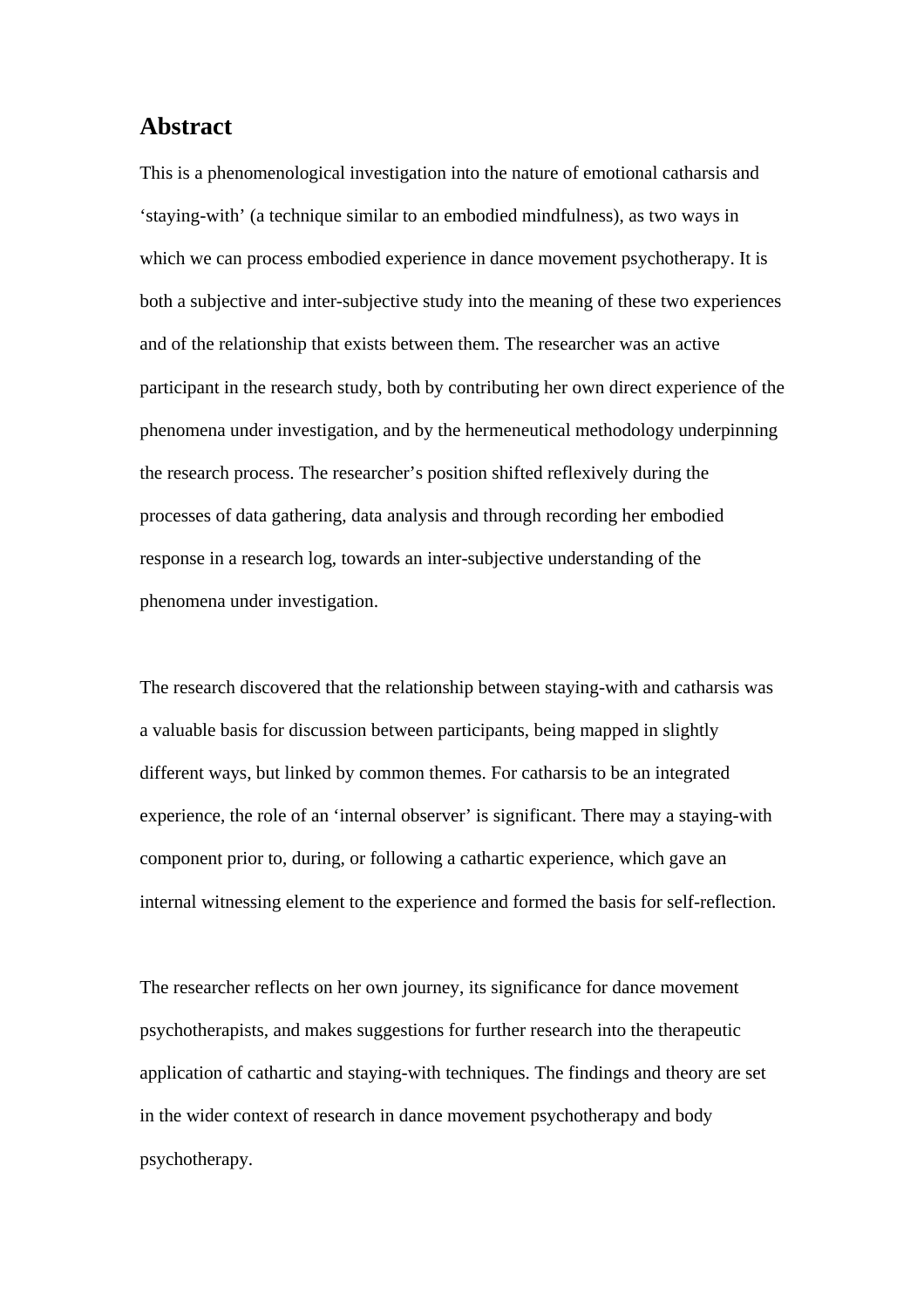# Abstract

This is a phenomenological investigation into the nature of emotional catharsis and 'staying-with' (a technique similar to an embodied mindfulness), as two ways in which we can process embodied experience in dance movement psychotherapy. It is both a subjective and inter-subjective study into the meaning of these two experiences and of the relationship that exists between them. The researcher was an active participant in the research study, both by contributing her own direct experience of the phenomena under investigation, and by the hermeneutical methodology underpinning the research process. The researcher's position shifted reflexively during the processes of data gathering, data analysis and through recording her embodied response in a research log, towards an inter-subjective understanding of the phenomena under investigation.

The research discovered that the relationship between staying-with and catharsis was a valuable basis for discussion between participants, being mapped in slightly different ways, but linked by common themes. For catharsis to be an integrated experience, the role of an 'internal observer' is significant. There may a staying-with component prior to, during, or following a cathartic experience, which gave an internal witnessing element to the experience and formed the basis for self-reflection.

The researcher reflects on her own journey, its significance for dance movement psychotherapists, and makes suggestions for further research into the therapeutic application of cathartic and staying-with techniques. The findings and theory are set in the wider context of research in dance movement psychotherapy and body psychotherapy.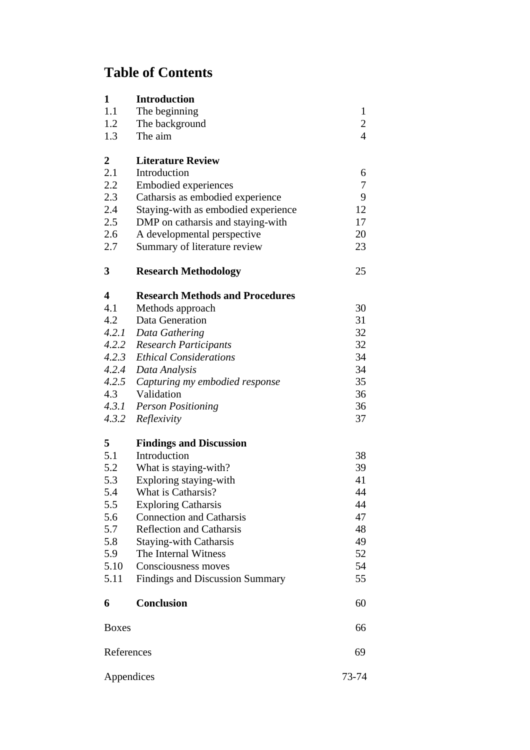# Table of Contents

| | | |
|---|---|---|
| **1** | **Introduction** | |
| 1.1 | The beginning | 1 |
| 1.2 | The background | 2 |
| 1.3 | The aim | 4 |
| | | |
| **2** | **Literature Review** | |
| 2.1 | Introduction | 6 |
| 2.2 | Embodied experiences | 7 |
| 2.3 | Catharsis as embodied experience | 9 |
| 2.4 | Staying-with as embodied experience | 12 |
| 2.5 | DMP on catharsis and staying-with | 17 |
| 2.6 | A developmental perspective | 20 |
| 2.7 | Summary of literature review | 23 |
| | | |
| **3** | **Research Methodology** | 25 |
| | | |
| **4** | **Research Methods and Procedures** | |
| 4.1 | Methods approach | 30 |
| 4.2 | Data Generation | 31 |
| *4.2.1* | *Data Gathering* | 32 |
| *4.2.2* | *Research Participants* | 32 |
| *4.2.3* | *Ethical Considerations* | 34 |
| *4.2.4* | *Data Analysis* | 34 |
| *4.2.5* | *Capturing my embodied response* | 35 |
| 4.3 | Validation | 36 |
| *4.3.1* | *Person Positioning* | 36 |
| *4.3.2* | *Reflexivity* | 37 |
| | | |
| **5** | **Findings and Discussion** | |
| 5.1 | Introduction | 38 |
| 5.2 | What is staying-with? | 39 |
| 5.3 | Exploring staying-with | 41 |
| 5.4 | What is Catharsis? | 44 |
| 5.5 | Exploring Catharsis | 44 |
| 5.6 | Connection and Catharsis | 47 |
| 5.7 | Reflection and Catharsis | 48 |
| 5.8 | Staying-with Catharsis | 49 |
| 5.9 | The Internal Witness | 52 |
| 5.10 | Consciousness moves | 54 |
| 5.11 | Findings and Discussion Summary | 55 |
| | | |
| **6** | **Conclusion** | 60 |
| | | |
| Boxes | | 66 |
| | | |
| References | | 69 |
| | | |
| Appendices | | 73-74 |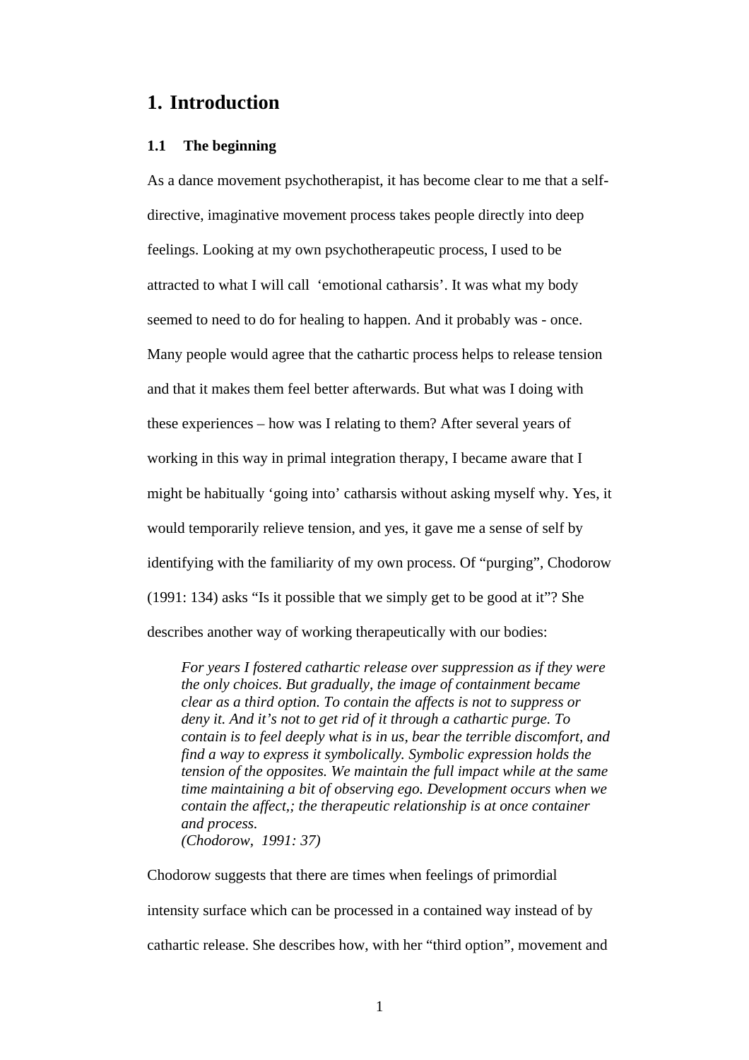# 1. Introduction

## 1.1 The beginning

As a dance movement psychotherapist, it has become clear to me that a self-directive, imaginative movement process takes people directly into deep feelings. Looking at my own psychotherapeutic process, I used to be attracted to what I will call 'emotional catharsis'. It was what my body seemed to need to do for healing to happen. And it probably was - once. Many people would agree that the cathartic process helps to release tension and that it makes them feel better afterwards. But what was I doing with these experiences – how was I relating to them? After several years of working in this way in primal integration therapy, I became aware that I might be habitually 'going into' catharsis without asking myself why. Yes, it would temporarily relieve tension, and yes, it gave me a sense of self by identifying with the familiarity of my own process. Of "purging", Chodorow (1991: 134) asks "Is it possible that we simply get to be good at it"? She describes another way of working therapeutically with our bodies:

> *For years I fostered cathartic release over suppression as if they were the only choices. But gradually, the image of containment became clear as a third option. To contain the affects is not to suppress or deny it. And it's not to get rid of it through a cathartic purge. To contain is to feel deeply what is in us, bear the terrible discomfort, and find a way to express it symbolically. Symbolic expression holds the tension of the opposites. We maintain the full impact while at the same time maintaining a bit of observing ego. Development occurs when we contain the affect,; the therapeutic relationship is at once container and process.*
> *(Chodorow, 1991: 37)*

Chodorow suggests that there are times when feelings of primordial intensity surface which can be processed in a contained way instead of by cathartic release. She describes how, with her "third option", movement and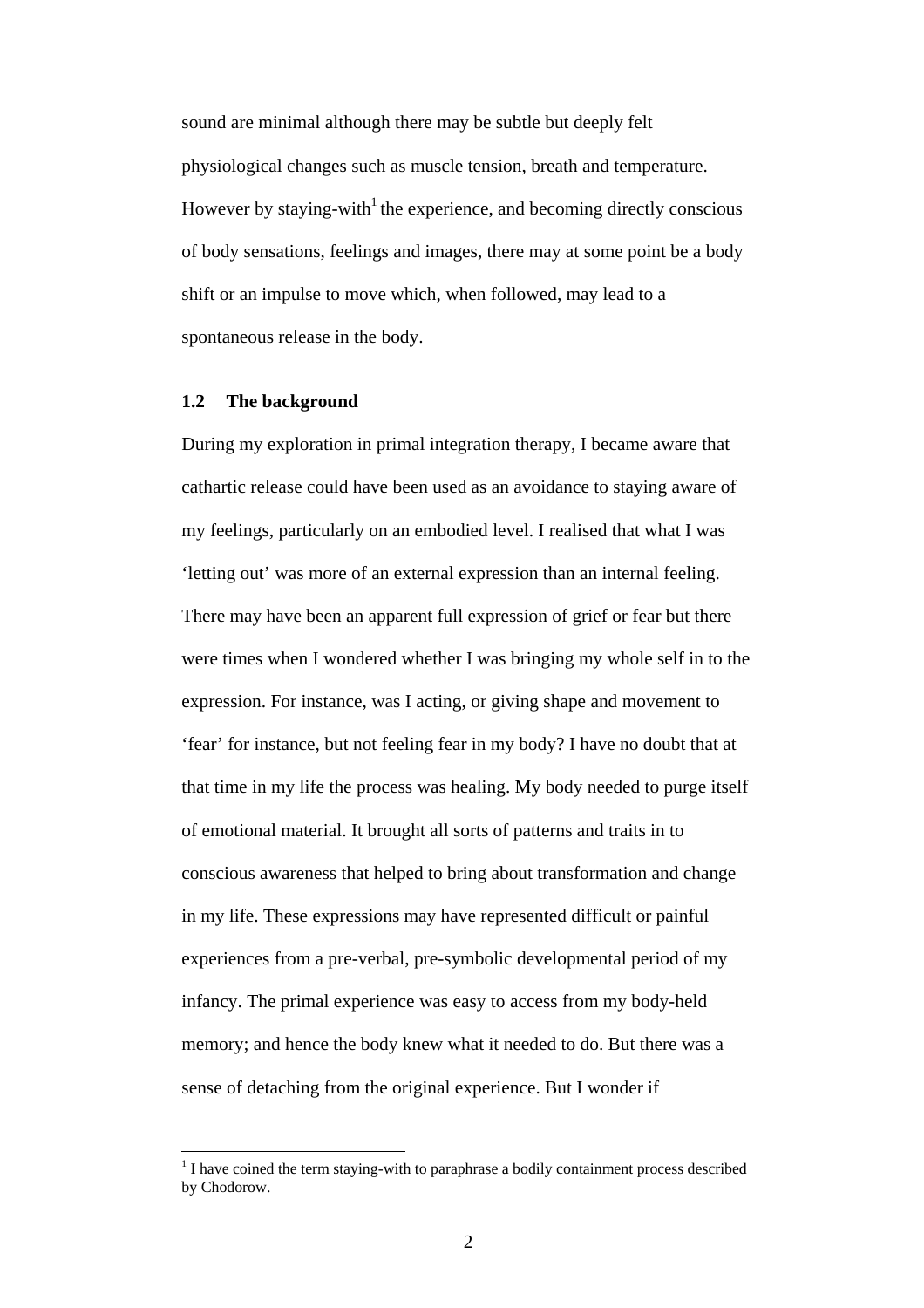sound are minimal although there may be subtle but deeply felt physiological changes such as muscle tension, breath and temperature. However by staying-with[1] the experience, and becoming directly conscious of body sensations, feelings and images, there may at some point be a body shift or an impulse to move which, when followed, may lead to a spontaneous release in the body.

### 1.2 The background

During my exploration in primal integration therapy, I became aware that cathartic release could have been used as an avoidance to staying aware of my feelings, particularly on an embodied level. I realised that what I was 'letting out' was more of an external expression than an internal feeling. There may have been an apparent full expression of grief or fear but there were times when I wondered whether I was bringing my whole self in to the expression. For instance, was I acting, or giving shape and movement to 'fear' for instance, but not feeling fear in my body? I have no doubt that at that time in my life the process was healing. My body needed to purge itself of emotional material. It brought all sorts of patterns and traits in to conscious awareness that helped to bring about transformation and change in my life. These expressions may have represented difficult or painful experiences from a pre-verbal, pre-symbolic developmental period of my infancy. The primal experience was easy to access from my body-held memory; and hence the body knew what it needed to do. But there was a sense of detaching from the original experience. But I wonder if

---

[1] I have coined the term staying-with to paraphrase a bodily containment process described by Chodorow.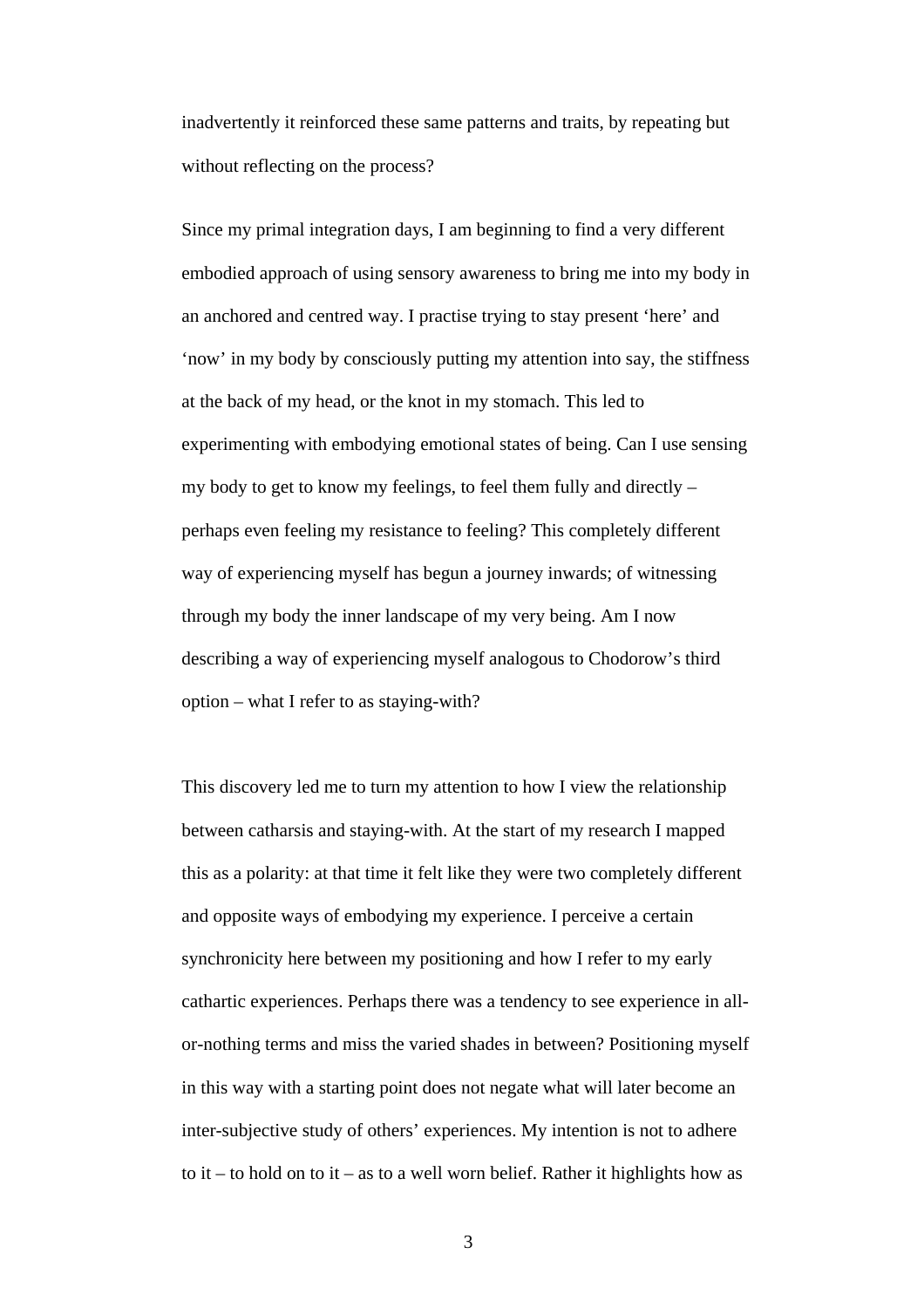inadvertently it reinforced these same patterns and traits, by repeating but without reflecting on the process?

Since my primal integration days, I am beginning to find a very different embodied approach of using sensory awareness to bring me into my body in an anchored and centred way. I practise trying to stay present 'here' and 'now' in my body by consciously putting my attention into say, the stiffness at the back of my head, or the knot in my stomach. This led to experimenting with embodying emotional states of being. Can I use sensing my body to get to know my feelings, to feel them fully and directly – perhaps even feeling my resistance to feeling? This completely different way of experiencing myself has begun a journey inwards; of witnessing through my body the inner landscape of my very being. Am I now describing a way of experiencing myself analogous to Chodorow's third option – what I refer to as staying-with?

This discovery led me to turn my attention to how I view the relationship between catharsis and staying-with. At the start of my research I mapped this as a polarity: at that time it felt like they were two completely different and opposite ways of embodying my experience. I perceive a certain synchronicity here between my positioning and how I refer to my early cathartic experiences. Perhaps there was a tendency to see experience in all-or-nothing terms and miss the varied shades in between? Positioning myself in this way with a starting point does not negate what will later become an inter-subjective study of others' experiences. My intention is not to adhere to it – to hold on to it – as to a well worn belief. Rather it highlights how as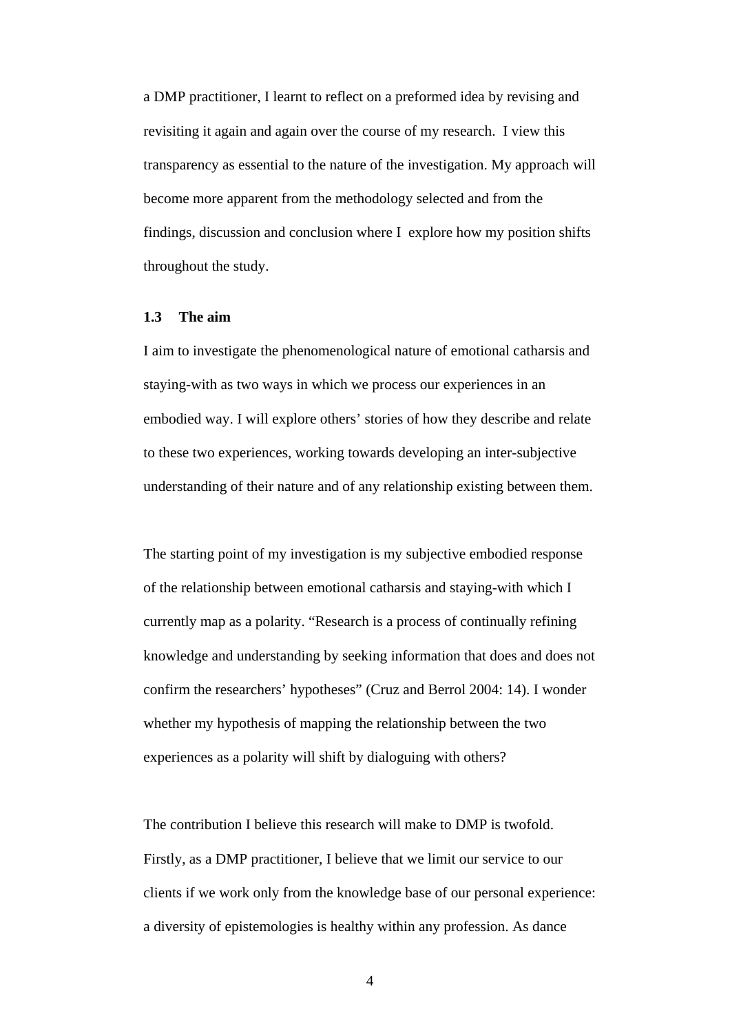a DMP practitioner, I learnt to reflect on a preformed idea by revising and revisiting it again and again over the course of my research. I view this transparency as essential to the nature of the investigation. My approach will become more apparent from the methodology selected and from the findings, discussion and conclusion where I explore how my position shifts throughout the study.

### 1.3 The aim

I aim to investigate the phenomenological nature of emotional catharsis and staying-with as two ways in which we process our experiences in an embodied way. I will explore others' stories of how they describe and relate to these two experiences, working towards developing an inter-subjective understanding of their nature and of any relationship existing between them.

The starting point of my investigation is my subjective embodied response of the relationship between emotional catharsis and staying-with which I currently map as a polarity. "Research is a process of continually refining knowledge and understanding by seeking information that does and does not confirm the researchers' hypotheses" (Cruz and Berrol 2004: 14). I wonder whether my hypothesis of mapping the relationship between the two experiences as a polarity will shift by dialoguing with others?

The contribution I believe this research will make to DMP is twofold. Firstly, as a DMP practitioner, I believe that we limit our service to our clients if we work only from the knowledge base of our personal experience: a diversity of epistemologies is healthy within any profession. As dance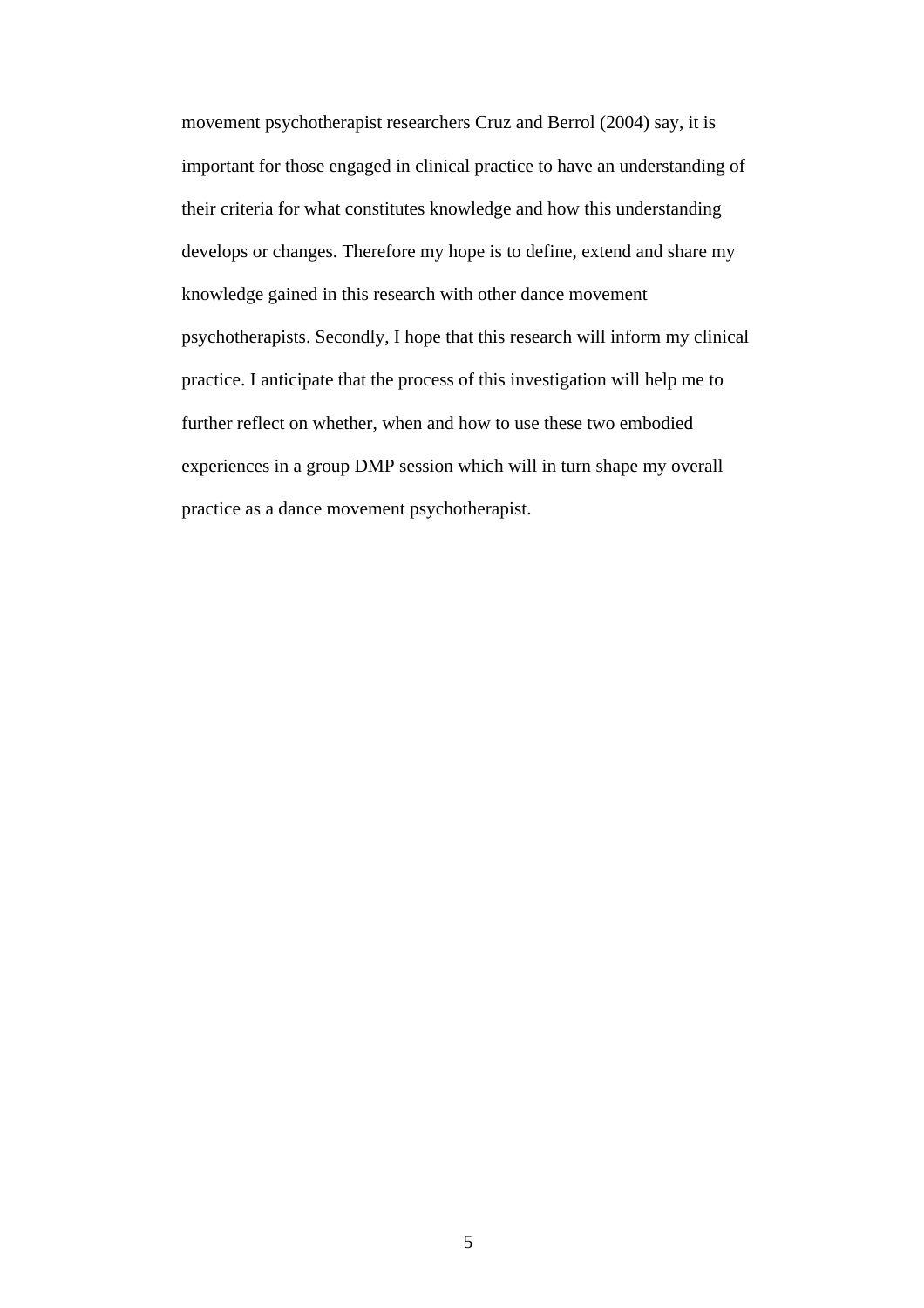movement psychotherapist researchers Cruz and Berrol (2004) say, it is important for those engaged in clinical practice to have an understanding of their criteria for what constitutes knowledge and how this understanding develops or changes. Therefore my hope is to define, extend and share my knowledge gained in this research with other dance movement psychotherapists. Secondly, I hope that this research will inform my clinical practice. I anticipate that the process of this investigation will help me to further reflect on whether, when and how to use these two embodied experiences in a group DMP session which will in turn shape my overall practice as a dance movement psychotherapist.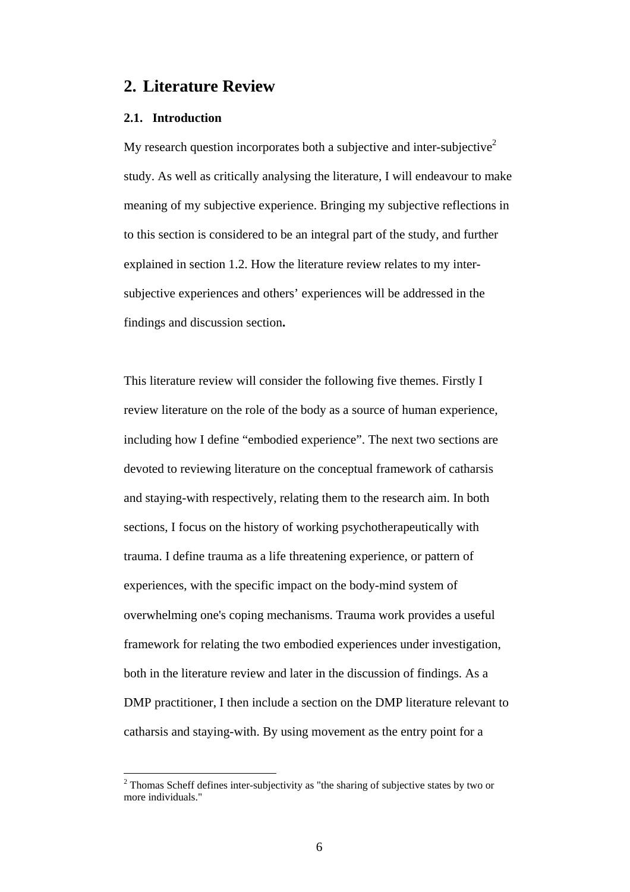## 2. Literature Review

### 2.1. Introduction

My research question incorporates both a subjective and inter-subjective[2] study. As well as critically analysing the literature, I will endeavour to make meaning of my subjective experience. Bringing my subjective reflections in to this section is considered to be an integral part of the study, and further explained in section 1.2. How the literature review relates to my inter-subjective experiences and others' experiences will be addressed in the findings and discussion section**.**

This literature review will consider the following five themes. Firstly I review literature on the role of the body as a source of human experience, including how I define "embodied experience". The next two sections are devoted to reviewing literature on the conceptual framework of catharsis and staying-with respectively, relating them to the research aim. In both sections, I focus on the history of working psychotherapeutically with trauma. I define trauma as a life threatening experience, or pattern of experiences, with the specific impact on the body-mind system of overwhelming one's coping mechanisms. Trauma work provides a useful framework for relating the two embodied experiences under investigation, both in the literature review and later in the discussion of findings. As a DMP practitioner, I then include a section on the DMP literature relevant to catharsis and staying-with. By using movement as the entry point for a

[2] Thomas Scheff defines inter-subjectivity as "the sharing of subjective states by two or more individuals."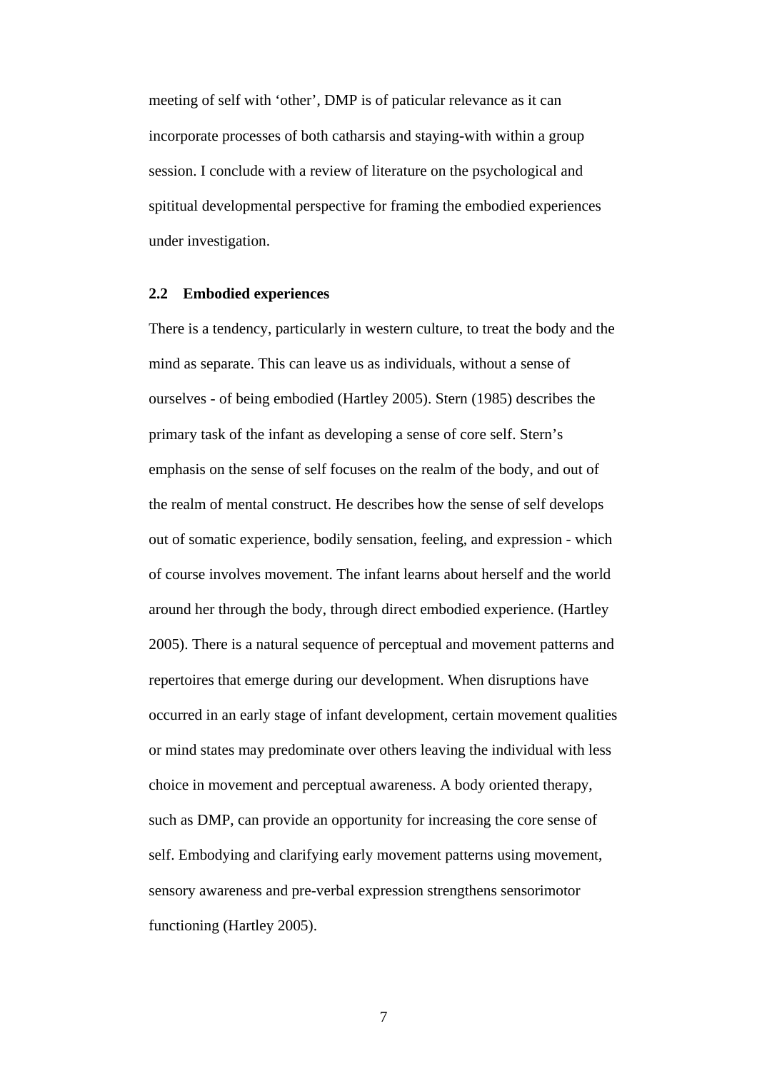meeting of self with ‘other’, DMP is of paticular relevance as it can incorporate processes of both catharsis and staying-with within a group session. I conclude with a review of literature on the psychological and spititual developmental perspective for framing the embodied experiences under investigation.

## 2.2 Embodied experiences

There is a tendency, particularly in western culture, to treat the body and the mind as separate. This can leave us as individuals, without a sense of ourselves - of being embodied (Hartley 2005). Stern (1985) describes the primary task of the infant as developing a sense of core self. Stern’s emphasis on the sense of self focuses on the realm of the body, and out of the realm of mental construct. He describes how the sense of self develops out of somatic experience, bodily sensation, feeling, and expression - which of course involves movement. The infant learns about herself and the world around her through the body, through direct embodied experience. (Hartley 2005). There is a natural sequence of perceptual and movement patterns and repertoires that emerge during our development. When disruptions have occurred in an early stage of infant development, certain movement qualities or mind states may predominate over others leaving the individual with less choice in movement and perceptual awareness. A body oriented therapy, such as DMP, can provide an opportunity for increasing the core sense of self. Embodying and clarifying early movement patterns using movement, sensory awareness and pre-verbal expression strengthens sensorimotor functioning (Hartley 2005).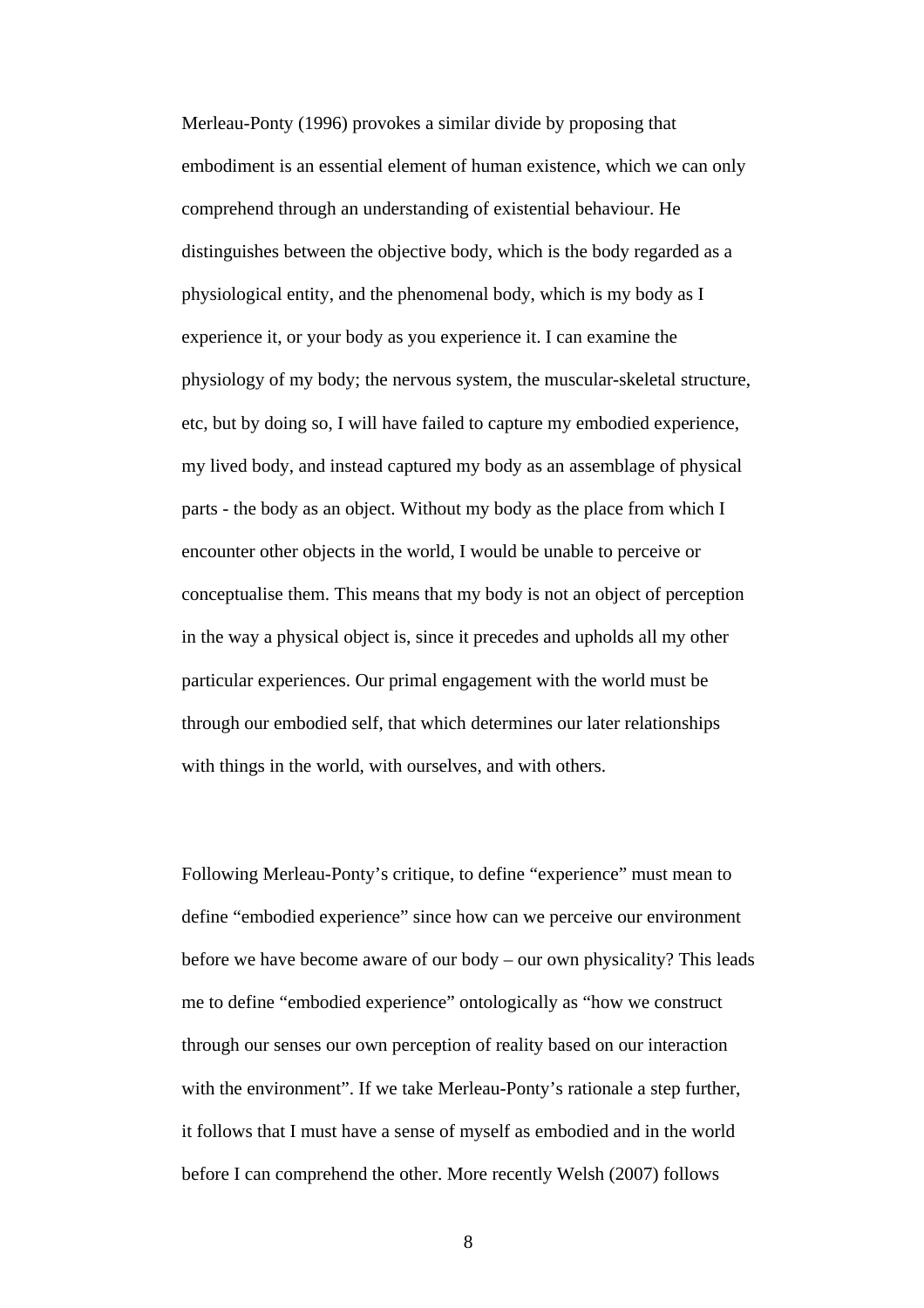Merleau-Ponty (1996) provokes a similar divide by proposing that embodiment is an essential element of human existence, which we can only comprehend through an understanding of existential behaviour. He distinguishes between the objective body, which is the body regarded as a physiological entity, and the phenomenal body, which is my body as I experience it, or your body as you experience it. I can examine the physiology of my body; the nervous system, the muscular-skeletal structure, etc, but by doing so, I will have failed to capture my embodied experience, my lived body, and instead captured my body as an assemblage of physical parts - the body as an object. Without my body as the place from which I encounter other objects in the world, I would be unable to perceive or conceptualise them. This means that my body is not an object of perception in the way a physical object is, since it precedes and upholds all my other particular experiences. Our primal engagement with the world must be through our embodied self, that which determines our later relationships with things in the world, with ourselves, and with others.

Following Merleau-Ponty's critique, to define "experience" must mean to define "embodied experience" since how can we perceive our environment before we have become aware of our body – our own physicality? This leads me to define "embodied experience" ontologically as "how we construct through our senses our own perception of reality based on our interaction with the environment". If we take Merleau-Ponty's rationale a step further, it follows that I must have a sense of myself as embodied and in the world before I can comprehend the other. More recently Welsh (2007) follows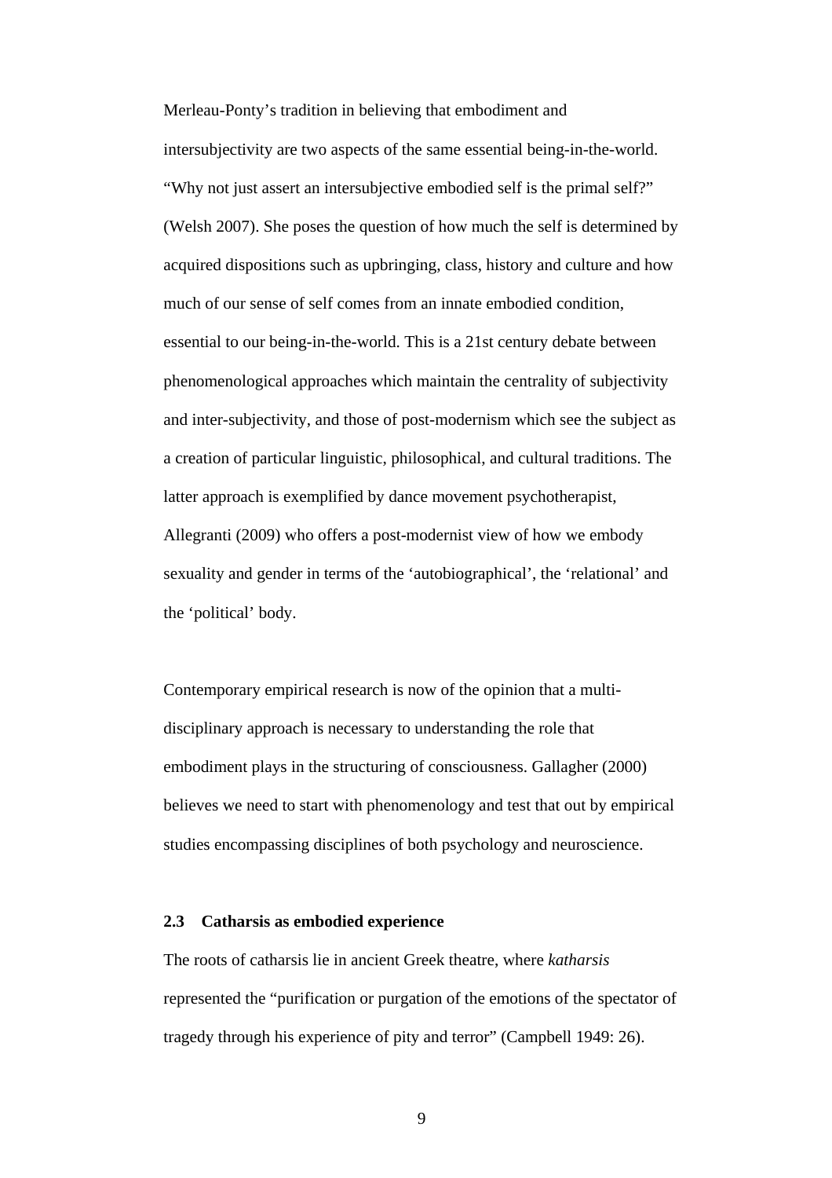Merleau-Ponty's tradition in believing that embodiment and intersubjectivity are two aspects of the same essential being-in-the-world. "Why not just assert an intersubjective embodied self is the primal self?" (Welsh 2007). She poses the question of how much the self is determined by acquired dispositions such as upbringing, class, history and culture and how much of our sense of self comes from an innate embodied condition, essential to our being-in-the-world. This is a 21st century debate between phenomenological approaches which maintain the centrality of subjectivity and inter-subjectivity, and those of post-modernism which see the subject as a creation of particular linguistic, philosophical, and cultural traditions. The latter approach is exemplified by dance movement psychotherapist, Allegranti (2009) who offers a post-modernist view of how we embody sexuality and gender in terms of the 'autobiographical', the 'relational' and the 'political' body.

Contemporary empirical research is now of the opinion that a multi-disciplinary approach is necessary to understanding the role that embodiment plays in the structuring of consciousness. Gallagher (2000) believes we need to start with phenomenology and test that out by empirical studies encompassing disciplines of both psychology and neuroscience.

### 2.3 Catharsis as embodied experience

The roots of catharsis lie in ancient Greek theatre, where *katharsis* represented the "purification or purgation of the emotions of the spectator of tragedy through his experience of pity and terror" (Campbell 1949: 26).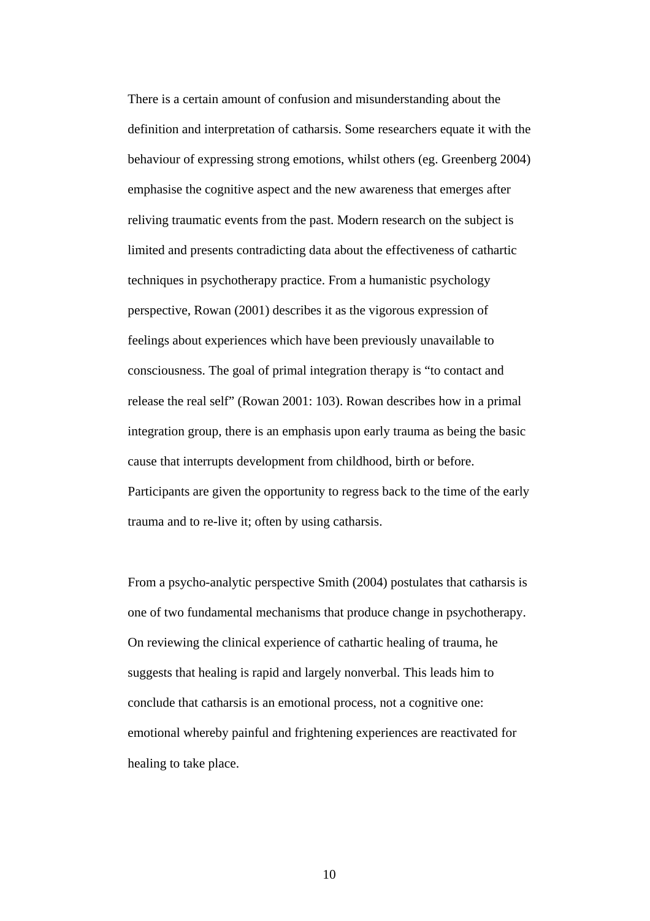There is a certain amount of confusion and misunderstanding about the definition and interpretation of catharsis. Some researchers equate it with the behaviour of expressing strong emotions, whilst others (eg. Greenberg 2004) emphasise the cognitive aspect and the new awareness that emerges after reliving traumatic events from the past. Modern research on the subject is limited and presents contradicting data about the effectiveness of cathartic techniques in psychotherapy practice. From a humanistic psychology perspective, Rowan (2001) describes it as the vigorous expression of feelings about experiences which have been previously unavailable to consciousness. The goal of primal integration therapy is “to contact and release the real self” (Rowan 2001: 103). Rowan describes how in a primal integration group, there is an emphasis upon early trauma as being the basic cause that interrupts development from childhood, birth or before. Participants are given the opportunity to regress back to the time of the early trauma and to re-live it; often by using catharsis.

From a psycho-analytic perspective Smith (2004) postulates that catharsis is one of two fundamental mechanisms that produce change in psychotherapy. On reviewing the clinical experience of cathartic healing of trauma, he suggests that healing is rapid and largely nonverbal. This leads him to conclude that catharsis is an emotional process, not a cognitive one: emotional whereby painful and frightening experiences are reactivated for healing to take place.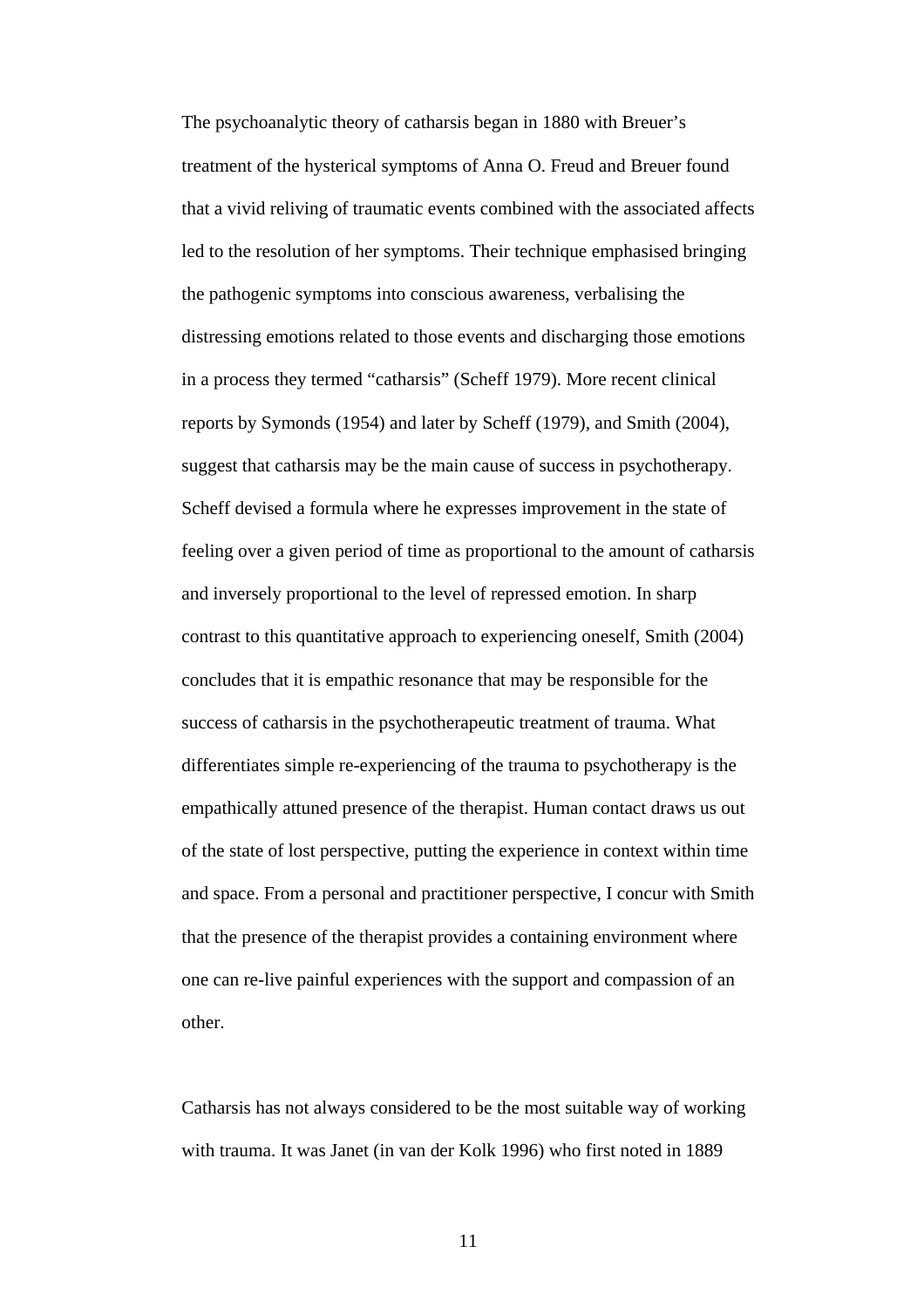The psychoanalytic theory of catharsis began in 1880 with Breuer's treatment of the hysterical symptoms of Anna O. Freud and Breuer found that a vivid reliving of traumatic events combined with the associated affects led to the resolution of her symptoms. Their technique emphasised bringing the pathogenic symptoms into conscious awareness, verbalising the distressing emotions related to those events and discharging those emotions in a process they termed "catharsis" (Scheff 1979). More recent clinical reports by Symonds (1954) and later by Scheff (1979), and Smith (2004), suggest that catharsis may be the main cause of success in psychotherapy. Scheff devised a formula where he expresses improvement in the state of feeling over a given period of time as proportional to the amount of catharsis and inversely proportional to the level of repressed emotion. In sharp contrast to this quantitative approach to experiencing oneself, Smith (2004) concludes that it is empathic resonance that may be responsible for the success of catharsis in the psychotherapeutic treatment of trauma. What differentiates simple re-experiencing of the trauma to psychotherapy is the empathically attuned presence of the therapist. Human contact draws us out of the state of lost perspective, putting the experience in context within time and space. From a personal and practitioner perspective, I concur with Smith that the presence of the therapist provides a containing environment where one can re-live painful experiences with the support and compassion of an other.

Catharsis has not always considered to be the most suitable way of working with trauma. It was Janet (in van der Kolk 1996) who first noted in 1889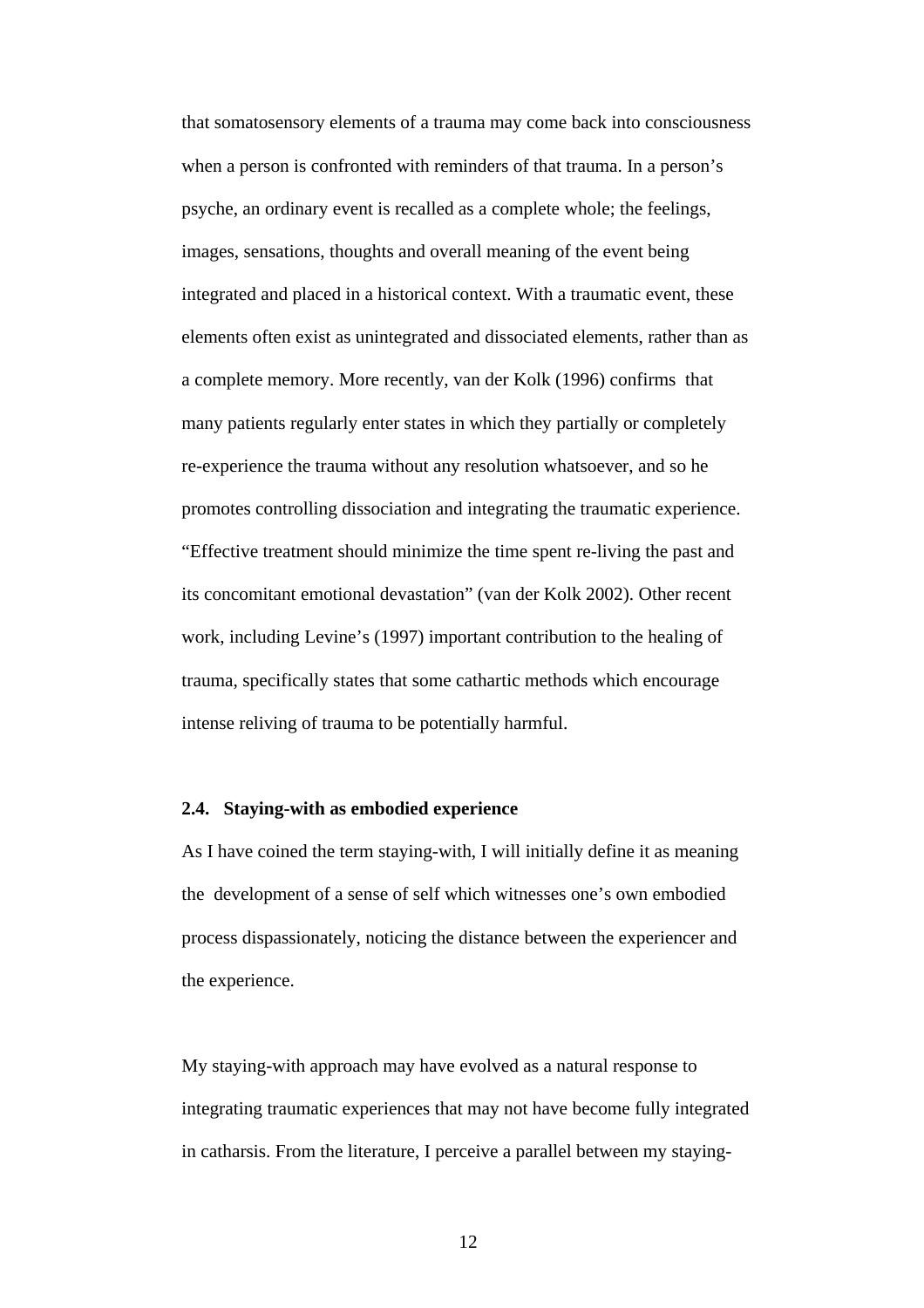that somatosensory elements of a trauma may come back into consciousness when a person is confronted with reminders of that trauma. In a person's psyche, an ordinary event is recalled as a complete whole; the feelings, images, sensations, thoughts and overall meaning of the event being integrated and placed in a historical context. With a traumatic event, these elements often exist as unintegrated and dissociated elements, rather than as a complete memory. More recently, van der Kolk (1996) confirms that many patients regularly enter states in which they partially or completely re-experience the trauma without any resolution whatsoever, and so he promotes controlling dissociation and integrating the traumatic experience. "Effective treatment should minimize the time spent re-living the past and its concomitant emotional devastation" (van der Kolk 2002). Other recent work, including Levine's (1997) important contribution to the healing of trauma, specifically states that some cathartic methods which encourage intense reliving of trauma to be potentially harmful.

### 2.4. Staying-with as embodied experience

As I have coined the term staying-with, I will initially define it as meaning the development of a sense of self which witnesses one's own embodied process dispassionately, noticing the distance between the experiencer and the experience.

My staying-with approach may have evolved as a natural response to integrating traumatic experiences that may not have become fully integrated in catharsis. From the literature, I perceive a parallel between my staying-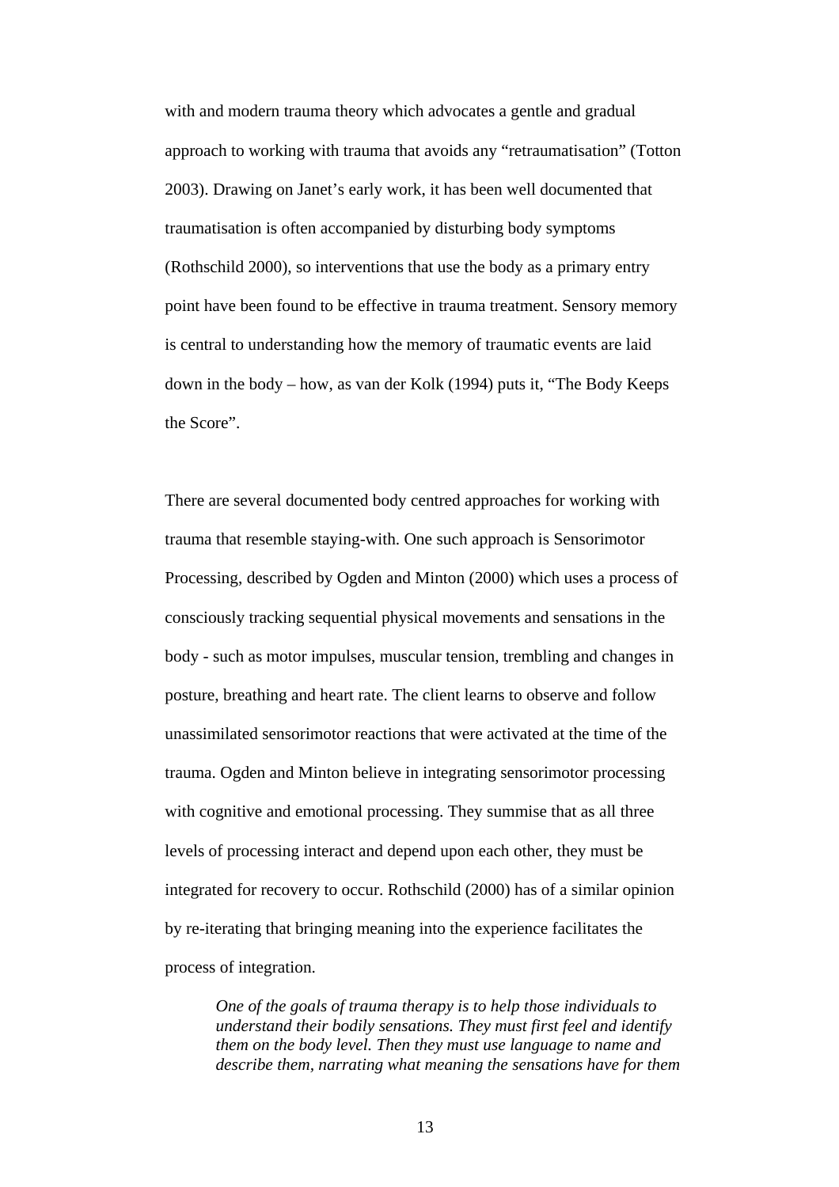with and modern trauma theory which advocates a gentle and gradual approach to working with trauma that avoids any “retraumatisation” (Totton 2003). Drawing on Janet’s early work, it has been well documented that traumatisation is often accompanied by disturbing body symptoms (Rothschild 2000), so interventions that use the body as a primary entry point have been found to be effective in trauma treatment. Sensory memory is central to understanding how the memory of traumatic events are laid down in the body – how, as van der Kolk (1994) puts it, “The Body Keeps the Score”.

There are several documented body centred approaches for working with trauma that resemble staying-with. One such approach is Sensorimotor Processing, described by Ogden and Minton (2000) which uses a process of consciously tracking sequential physical movements and sensations in the body - such as motor impulses, muscular tension, trembling and changes in posture, breathing and heart rate. The client learns to observe and follow unassimilated sensorimotor reactions that were activated at the time of the trauma. Ogden and Minton believe in integrating sensorimotor processing with cognitive and emotional processing. They summise that as all three levels of processing interact and depend upon each other, they must be integrated for recovery to occur. Rothschild (2000) has of a similar opinion by re-iterating that bringing meaning into the experience facilitates the process of integration.

> *One of the goals of trauma therapy is to help those individuals to understand their bodily sensations. They must first feel and identify them on the body level. Then they must use language to name and describe them, narrating what meaning the sensations have for them*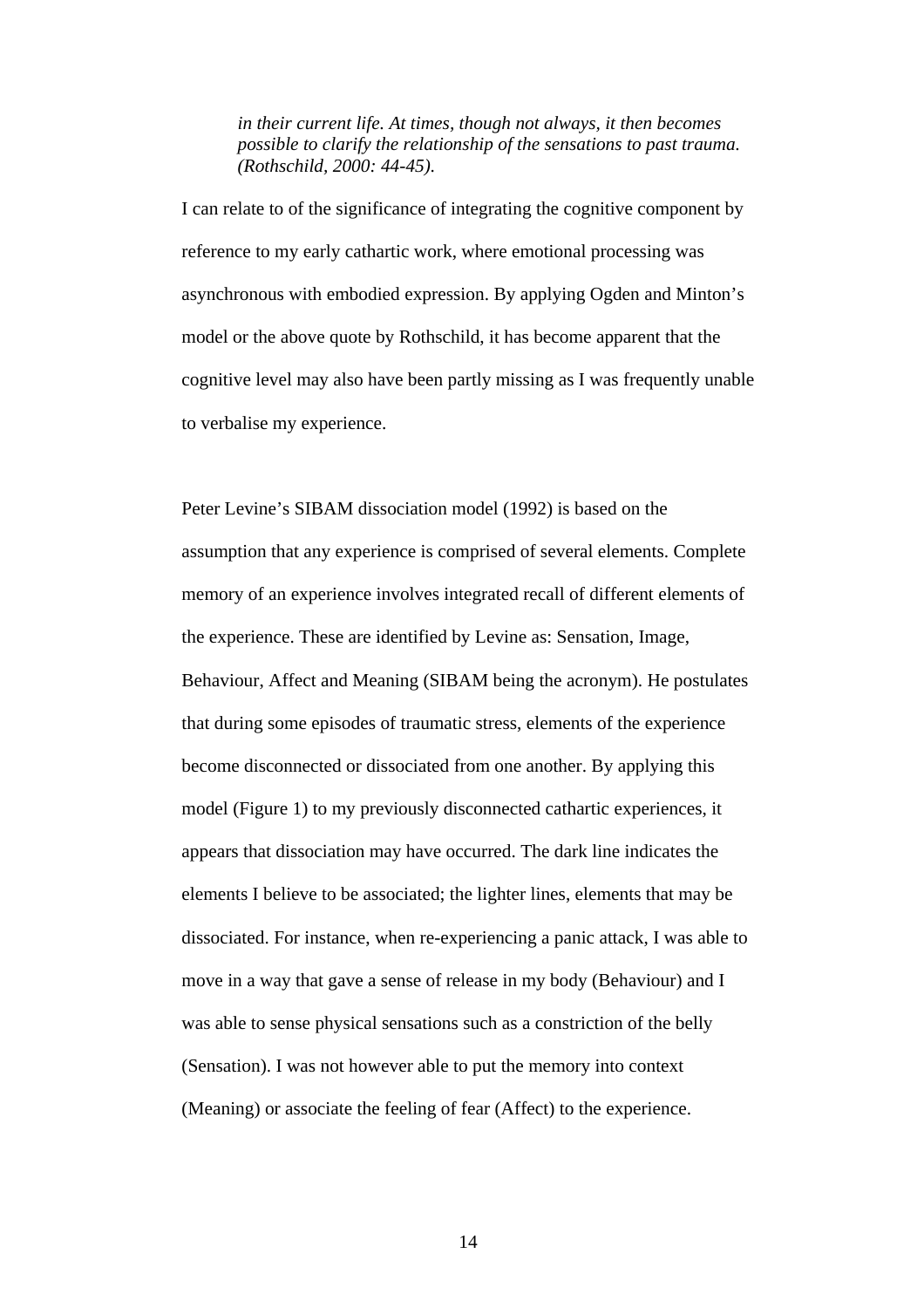> *in their current life. At times, though not always, it then becomes possible to clarify the relationship of the sensations to past trauma. (Rothschild, 2000: 44-45).*

I can relate to of the significance of integrating the cognitive component by reference to my early cathartic work, where emotional processing was asynchronous with embodied expression. By applying Ogden and Minton's model or the above quote by Rothschild, it has become apparent that the cognitive level may also have been partly missing as I was frequently unable to verbalise my experience.

Peter Levine's SIBAM dissociation model (1992) is based on the assumption that any experience is comprised of several elements. Complete memory of an experience involves integrated recall of different elements of the experience. These are identified by Levine as: Sensation, Image, Behaviour, Affect and Meaning (SIBAM being the acronym). He postulates that during some episodes of traumatic stress, elements of the experience become disconnected or dissociated from one another. By applying this model (Figure 1) to my previously disconnected cathartic experiences, it appears that dissociation may have occurred. The dark line indicates the elements I believe to be associated; the lighter lines, elements that may be dissociated. For instance, when re-experiencing a panic attack, I was able to move in a way that gave a sense of release in my body (Behaviour) and I was able to sense physical sensations such as a constriction of the belly (Sensation). I was not however able to put the memory into context (Meaning) or associate the feeling of fear (Affect) to the experience.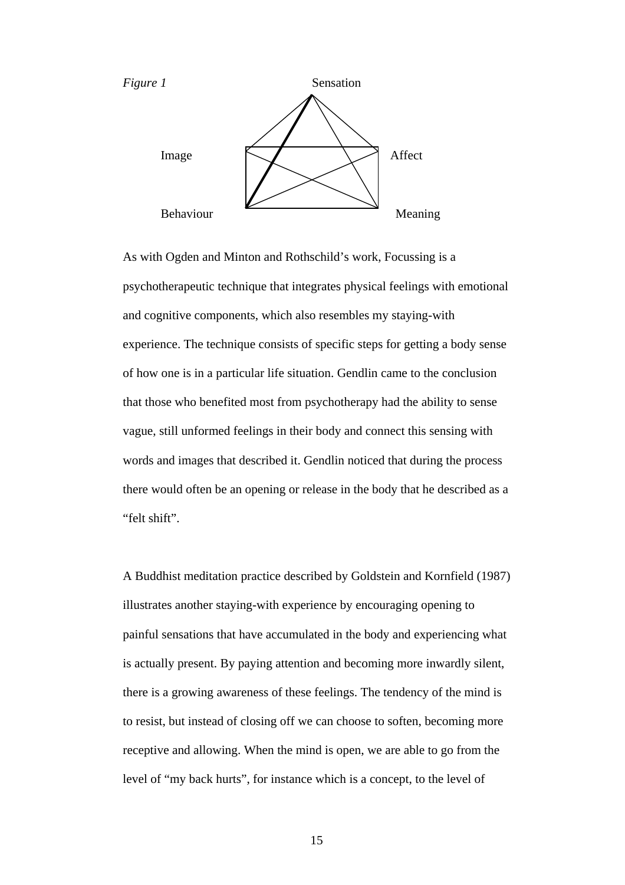*Figure 1*

Sensation

Image Affect

Behaviour Meaning

As with Ogden and Minton and Rothschild’s work, Focussing is a psychotherapeutic technique that integrates physical feelings with emotional and cognitive components, which also resembles my staying-with experience. The technique consists of specific steps for getting a body sense of how one is in a particular life situation. Gendlin came to the conclusion that those who benefited most from psychotherapy had the ability to sense vague, still unformed feelings in their body and connect this sensing with words and images that described it. Gendlin noticed that during the process there would often be an opening or release in the body that he described as a “felt shift”.

A Buddhist meditation practice described by Goldstein and Kornfield (1987) illustrates another staying-with experience by encouraging opening to painful sensations that have accumulated in the body and experiencing what is actually present. By paying attention and becoming more inwardly silent, there is a growing awareness of these feelings. The tendency of the mind is to resist, but instead of closing off we can choose to soften, becoming more receptive and allowing. When the mind is open, we are able to go from the level of “my back hurts”, for instance which is a concept, to the level of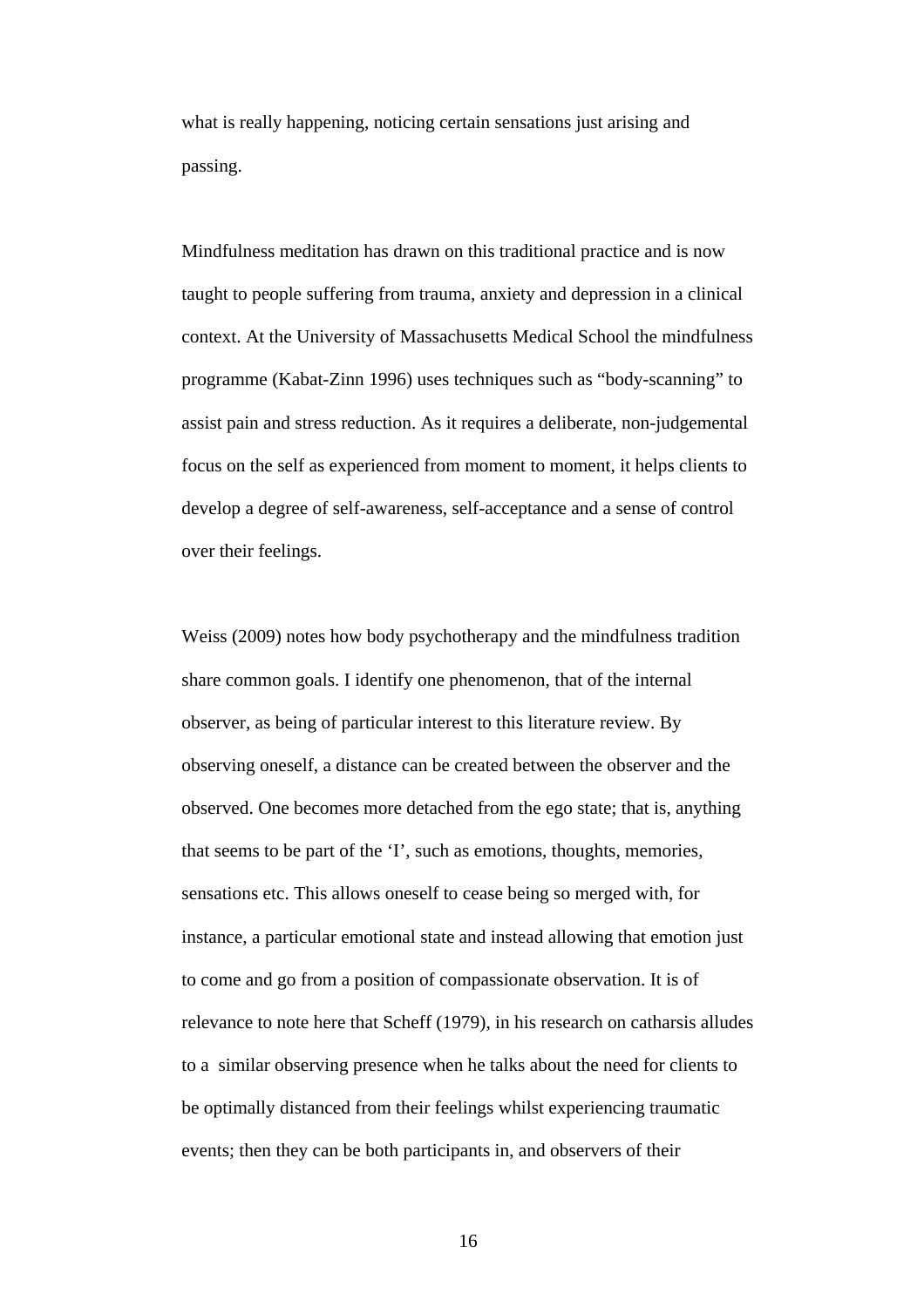what is really happening, noticing certain sensations just arising and passing.

Mindfulness meditation has drawn on this traditional practice and is now taught to people suffering from trauma, anxiety and depression in a clinical context. At the University of Massachusetts Medical School the mindfulness programme (Kabat-Zinn 1996) uses techniques such as "body-scanning" to assist pain and stress reduction. As it requires a deliberate, non-judgemental focus on the self as experienced from moment to moment, it helps clients to develop a degree of self-awareness, self-acceptance and a sense of control over their feelings.

Weiss (2009) notes how body psychotherapy and the mindfulness tradition share common goals. I identify one phenomenon, that of the internal observer, as being of particular interest to this literature review. By observing oneself, a distance can be created between the observer and the observed. One becomes more detached from the ego state; that is, anything that seems to be part of the 'I', such as emotions, thoughts, memories, sensations etc. This allows oneself to cease being so merged with, for instance, a particular emotional state and instead allowing that emotion just to come and go from a position of compassionate observation. It is of relevance to note here that Scheff (1979), in his research on catharsis alludes to a similar observing presence when he talks about the need for clients to be optimally distanced from their feelings whilst experiencing traumatic events; then they can be both participants in, and observers of their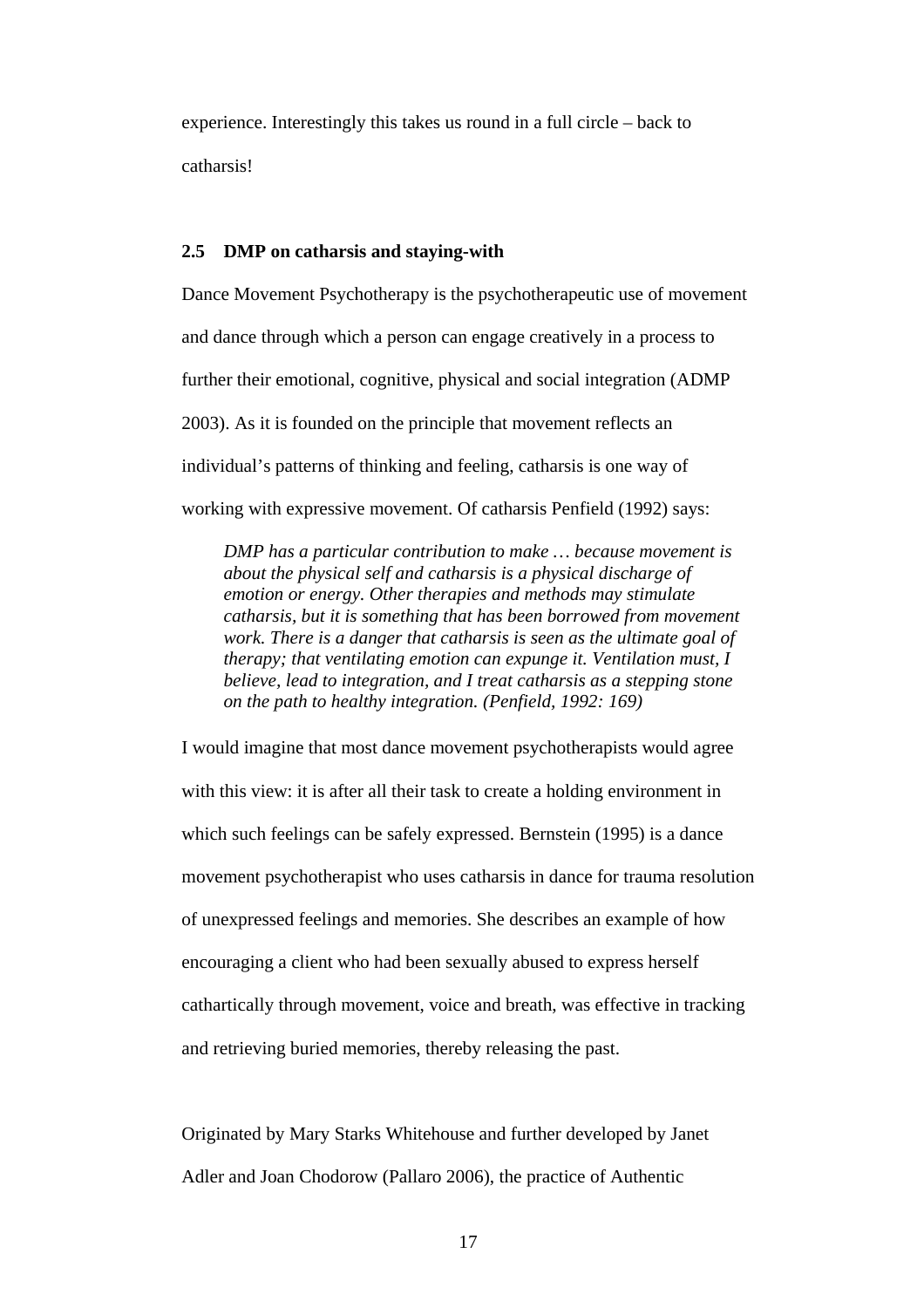experience. Interestingly this takes us round in a full circle – back to catharsis!

### 2.5 DMP on catharsis and staying-with

Dance Movement Psychotherapy is the psychotherapeutic use of movement and dance through which a person can engage creatively in a process to further their emotional, cognitive, physical and social integration (ADMP 2003). As it is founded on the principle that movement reflects an individual's patterns of thinking and feeling, catharsis is one way of working with expressive movement. Of catharsis Penfield (1992) says:

> *DMP has a particular contribution to make … because movement is about the physical self and catharsis is a physical discharge of emotion or energy. Other therapies and methods may stimulate catharsis, but it is something that has been borrowed from movement work. There is a danger that catharsis is seen as the ultimate goal of therapy; that ventilating emotion can expunge it. Ventilation must, I believe, lead to integration, and I treat catharsis as a stepping stone on the path to healthy integration. (Penfield, 1992: 169)*

I would imagine that most dance movement psychotherapists would agree with this view: it is after all their task to create a holding environment in which such feelings can be safely expressed. Bernstein (1995) is a dance movement psychotherapist who uses catharsis in dance for trauma resolution of unexpressed feelings and memories. She describes an example of how encouraging a client who had been sexually abused to express herself cathartically through movement, voice and breath, was effective in tracking and retrieving buried memories, thereby releasing the past.

Originated by Mary Starks Whitehouse and further developed by Janet Adler and Joan Chodorow (Pallaro 2006), the practice of Authentic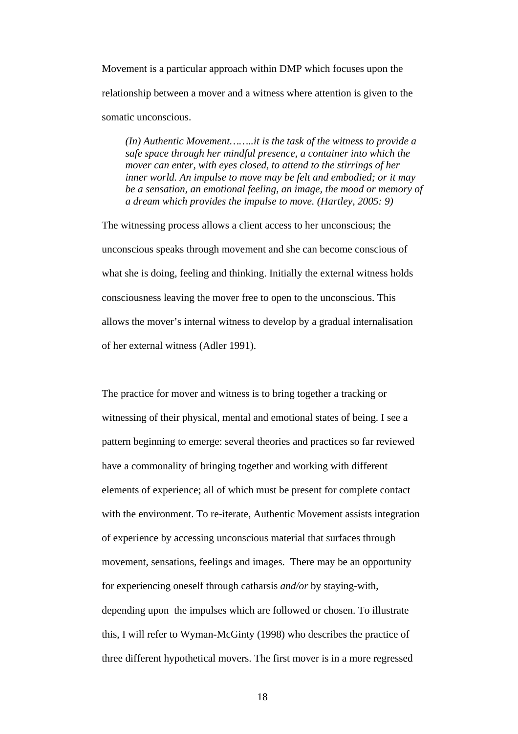Movement is a particular approach within DMP which focuses upon the relationship between a mover and a witness where attention is given to the somatic unconscious.

> *(In) Authentic Movement……..it is the task of the witness to provide a safe space through her mindful presence, a container into which the mover can enter, with eyes closed, to attend to the stirrings of her inner world. An impulse to move may be felt and embodied; or it may be a sensation, an emotional feeling, an image, the mood or memory of a dream which provides the impulse to move. (Hartley, 2005: 9)*

The witnessing process allows a client access to her unconscious; the unconscious speaks through movement and she can become conscious of what she is doing, feeling and thinking. Initially the external witness holds consciousness leaving the mover free to open to the unconscious. This allows the mover's internal witness to develop by a gradual internalisation of her external witness (Adler 1991).

The practice for mover and witness is to bring together a tracking or witnessing of their physical, mental and emotional states of being. I see a pattern beginning to emerge: several theories and practices so far reviewed have a commonality of bringing together and working with different elements of experience; all of which must be present for complete contact with the environment. To re-iterate, Authentic Movement assists integration of experience by accessing unconscious material that surfaces through movement, sensations, feelings and images. There may be an opportunity for experiencing oneself through catharsis *and/or* by staying-with, depending upon the impulses which are followed or chosen. To illustrate this, I will refer to Wyman-McGinty (1998) who describes the practice of three different hypothetical movers. The first mover is in a more regressed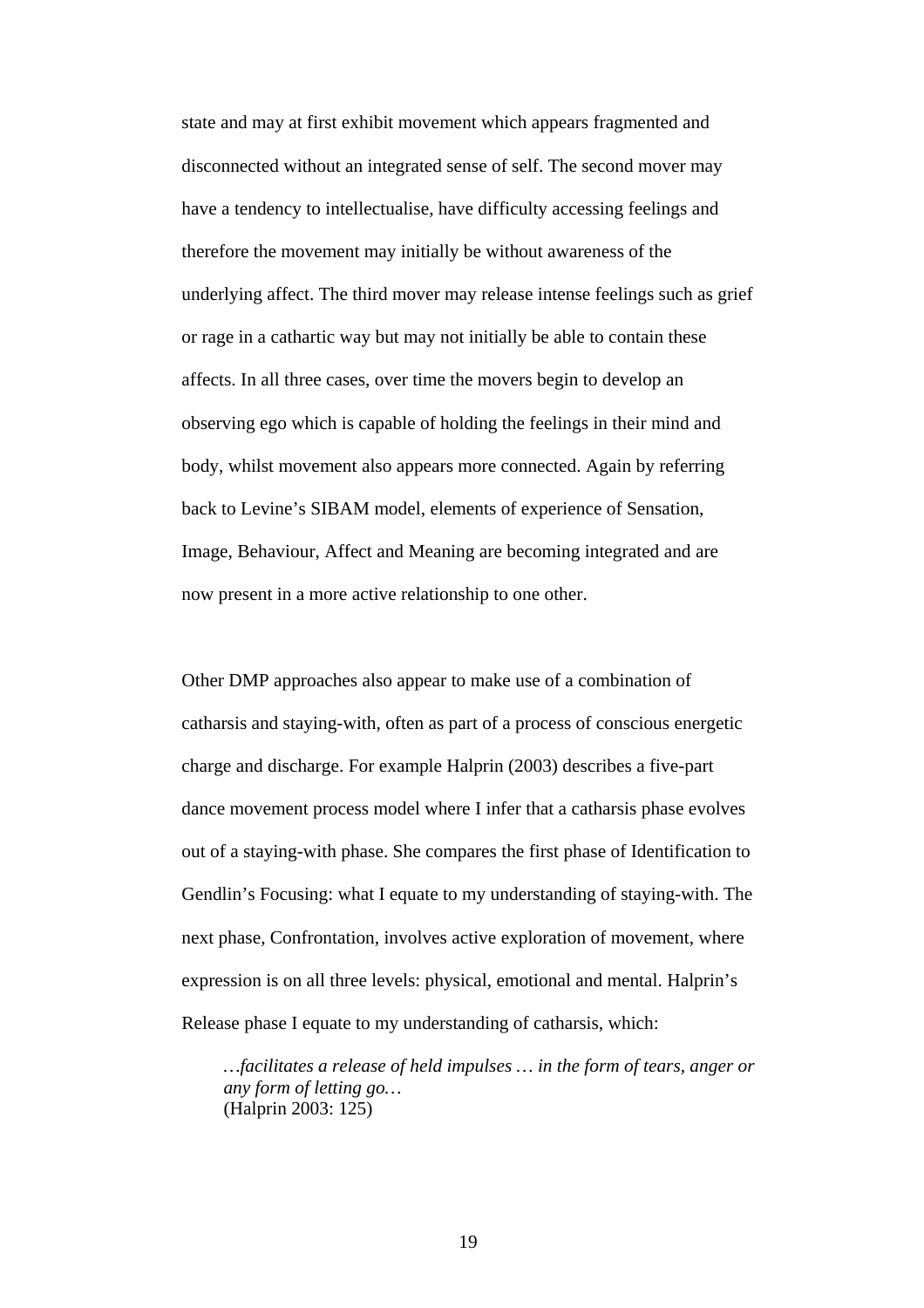state and may at first exhibit movement which appears fragmented and disconnected without an integrated sense of self. The second mover may have a tendency to intellectualise, have difficulty accessing feelings and therefore the movement may initially be without awareness of the underlying affect. The third mover may release intense feelings such as grief or rage in a cathartic way but may not initially be able to contain these affects. In all three cases, over time the movers begin to develop an observing ego which is capable of holding the feelings in their mind and body, whilst movement also appears more connected. Again by referring back to Levine's SIBAM model, elements of experience of Sensation, Image, Behaviour, Affect and Meaning are becoming integrated and are now present in a more active relationship to one other.

Other DMP approaches also appear to make use of a combination of catharsis and staying-with, often as part of a process of conscious energetic charge and discharge. For example Halprin (2003) describes a five-part dance movement process model where I infer that a catharsis phase evolves out of a staying-with phase. She compares the first phase of Identification to Gendlin's Focusing: what I equate to my understanding of staying-with. The next phase, Confrontation, involves active exploration of movement, where expression is on all three levels: physical, emotional and mental. Halprin's Release phase I equate to my understanding of catharsis, which:

> *…facilitates a release of held impulses … in the form of tears, anger or any form of letting go…*
> (Halprin 2003: 125)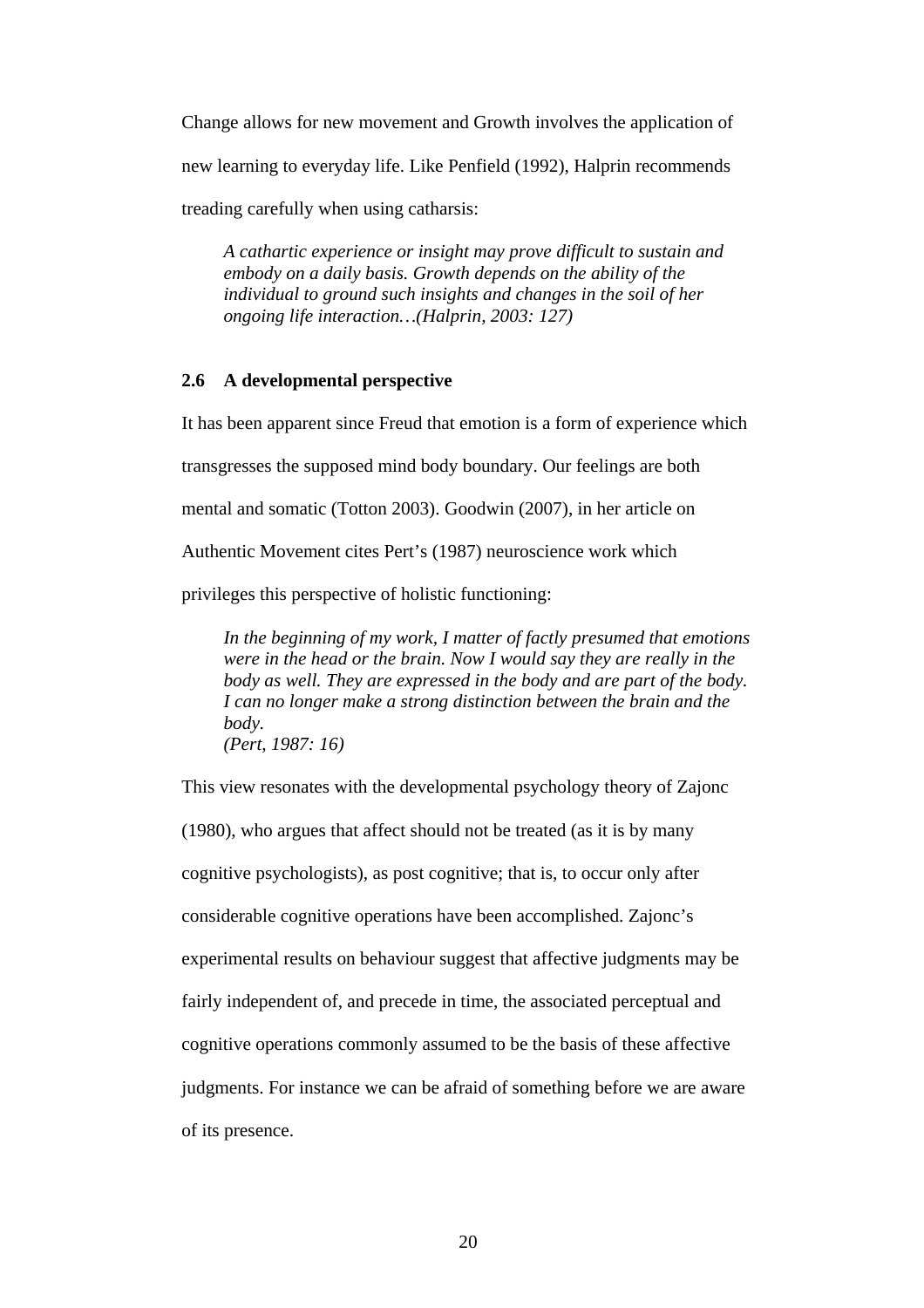Change allows for new movement and Growth involves the application of new learning to everyday life. Like Penfield (1992), Halprin recommends treading carefully when using catharsis:

> *A cathartic experience or insight may prove difficult to sustain and embody on a daily basis. Growth depends on the ability of the individual to ground such insights and changes in the soil of her ongoing life interaction…(Halprin, 2003: 127)*

### 2.6 A developmental perspective

It has been apparent since Freud that emotion is a form of experience which transgresses the supposed mind body boundary. Our feelings are both mental and somatic (Totton 2003). Goodwin (2007), in her article on Authentic Movement cites Pert's (1987) neuroscience work which privileges this perspective of holistic functioning:

> *In the beginning of my work, I matter of factly presumed that emotions were in the head or the brain. Now I would say they are really in the body as well. They are expressed in the body and are part of the body. I can no longer make a strong distinction between the brain and the body.*
> *(Pert, 1987: 16)*

This view resonates with the developmental psychology theory of Zajonc (1980), who argues that affect should not be treated (as it is by many cognitive psychologists), as post cognitive; that is, to occur only after considerable cognitive operations have been accomplished. Zajonc's experimental results on behaviour suggest that affective judgments may be fairly independent of, and precede in time, the associated perceptual and cognitive operations commonly assumed to be the basis of these affective judgments. For instance we can be afraid of something before we are aware of its presence.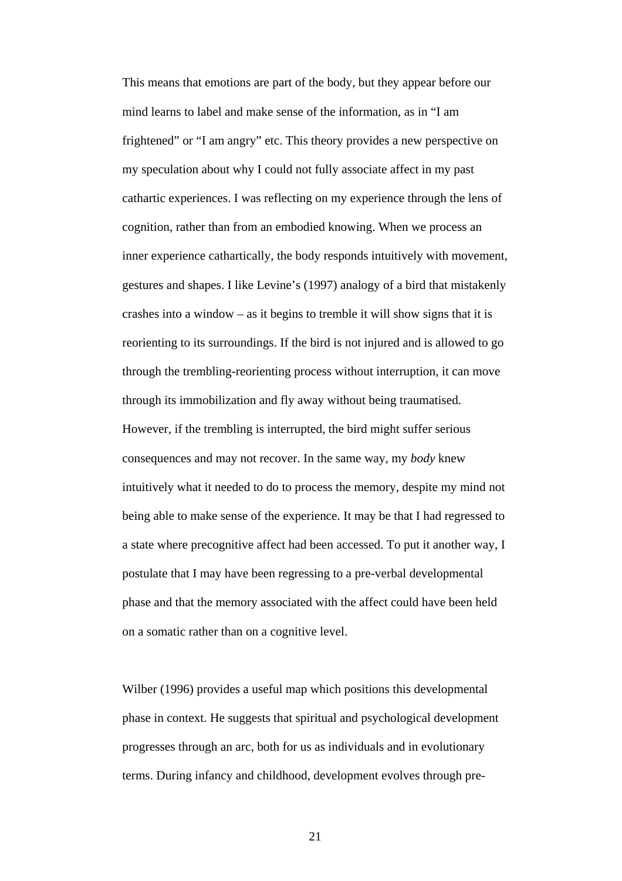This means that emotions are part of the body, but they appear before our mind learns to label and make sense of the information, as in “I am frightened” or “I am angry” etc. This theory provides a new perspective on my speculation about why I could not fully associate affect in my past cathartic experiences. I was reflecting on my experience through the lens of cognition, rather than from an embodied knowing. When we process an inner experience cathartically, the body responds intuitively with movement, gestures and shapes. I like Levine’s (1997) analogy of a bird that mistakenly crashes into a window – as it begins to tremble it will show signs that it is reorienting to its surroundings. If the bird is not injured and is allowed to go through the trembling-reorienting process without interruption, it can move through its immobilization and fly away without being traumatised. However, if the trembling is interrupted, the bird might suffer serious consequences and may not recover. In the same way, my *body* knew intuitively what it needed to do to process the memory, despite my mind not being able to make sense of the experience. It may be that I had regressed to a state where precognitive affect had been accessed. To put it another way, I postulate that I may have been regressing to a pre-verbal developmental phase and that the memory associated with the affect could have been held on a somatic rather than on a cognitive level.

Wilber (1996) provides a useful map which positions this developmental phase in context. He suggests that spiritual and psychological development progresses through an arc, both for us as individuals and in evolutionary terms. During infancy and childhood, development evolves through pre-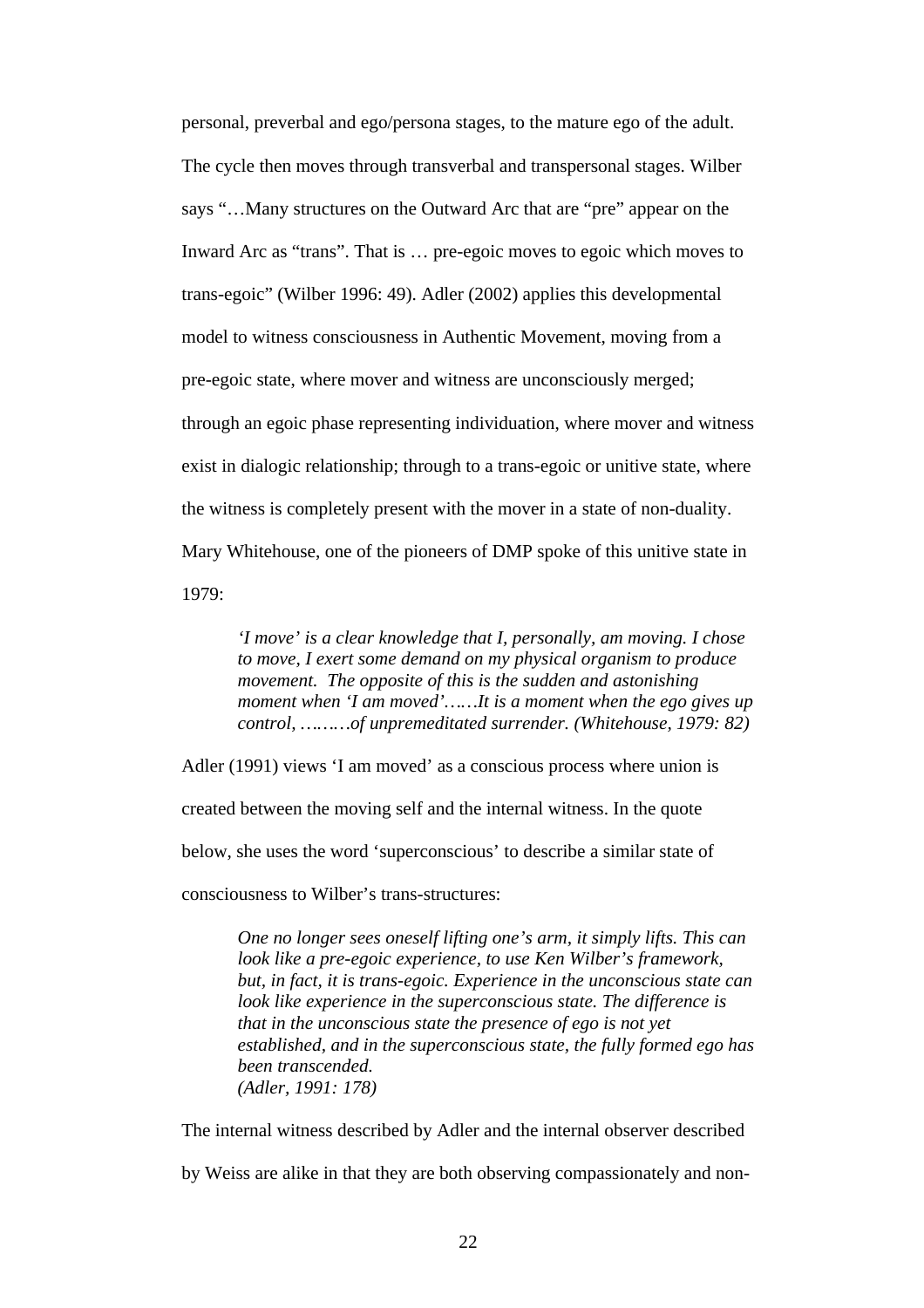personal, preverbal and ego/persona stages, to the mature ego of the adult. The cycle then moves through transverbal and transpersonal stages. Wilber says "…Many structures on the Outward Arc that are "pre" appear on the Inward Arc as "trans". That is … pre-egoic moves to egoic which moves to trans-egoic" (Wilber 1996: 49). Adler (2002) applies this developmental model to witness consciousness in Authentic Movement, moving from a pre-egoic state, where mover and witness are unconsciously merged; through an egoic phase representing individuation, where mover and witness exist in dialogic relationship; through to a trans-egoic or unitive state, where the witness is completely present with the mover in a state of non-duality. Mary Whitehouse, one of the pioneers of DMP spoke of this unitive state in 1979:

> *'I move' is a clear knowledge that I, personally, am moving. I chose to move, I exert some demand on my physical organism to produce movement. The opposite of this is the sudden and astonishing moment when 'I am moved'……It is a moment when the ego gives up control, ………of unpremeditated surrender. (Whitehouse, 1979: 82)*

Adler (1991) views 'I am moved' as a conscious process where union is created between the moving self and the internal witness. In the quote below, she uses the word 'superconscious' to describe a similar state of consciousness to Wilber's trans-structures:

> *One no longer sees oneself lifting one's arm, it simply lifts. This can look like a pre-egoic experience, to use Ken Wilber's framework, but, in fact, it is trans-egoic. Experience in the unconscious state can look like experience in the superconscious state. The difference is that in the unconscious state the presence of ego is not yet established, and in the superconscious state, the fully formed ego has been transcended.*
> *(Adler, 1991: 178)*

The internal witness described by Adler and the internal observer described by Weiss are alike in that they are both observing compassionately and non-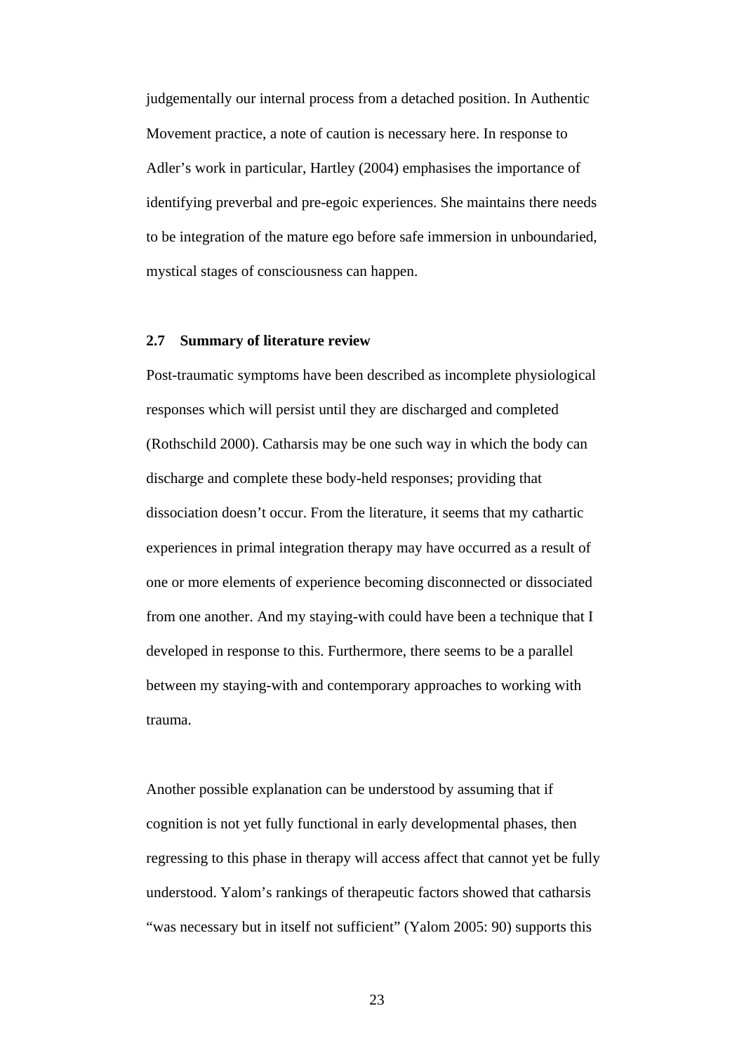judgementally our internal process from a detached position. In Authentic Movement practice, a note of caution is necessary here. In response to Adler's work in particular, Hartley (2004) emphasises the importance of identifying preverbal and pre-egoic experiences. She maintains there needs to be integration of the mature ego before safe immersion in unboundaried, mystical stages of consciousness can happen.

### 2.7 Summary of literature review

Post-traumatic symptoms have been described as incomplete physiological responses which will persist until they are discharged and completed (Rothschild 2000). Catharsis may be one such way in which the body can discharge and complete these body-held responses; providing that dissociation doesn't occur. From the literature, it seems that my cathartic experiences in primal integration therapy may have occurred as a result of one or more elements of experience becoming disconnected or dissociated from one another. And my staying-with could have been a technique that I developed in response to this. Furthermore, there seems to be a parallel between my staying-with and contemporary approaches to working with trauma.

Another possible explanation can be understood by assuming that if cognition is not yet fully functional in early developmental phases, then regressing to this phase in therapy will access affect that cannot yet be fully understood. Yalom's rankings of therapeutic factors showed that catharsis "was necessary but in itself not sufficient" (Yalom 2005: 90) supports this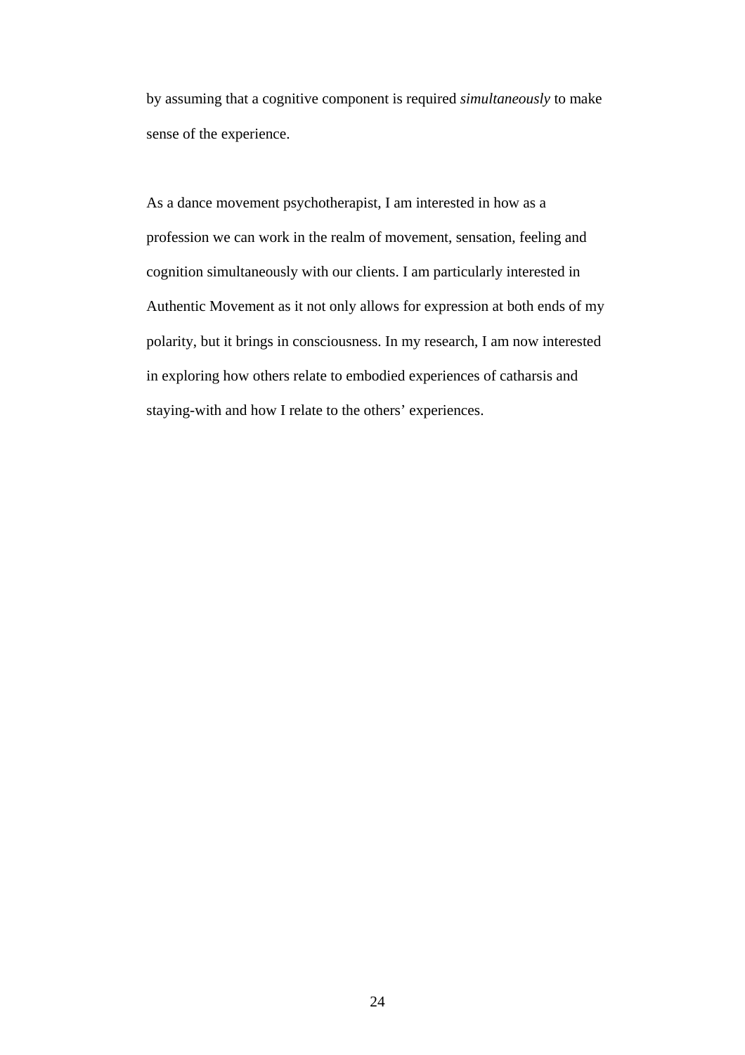by assuming that a cognitive component is required *simultaneously* to make sense of the experience.

As a dance movement psychotherapist, I am interested in how as a profession we can work in the realm of movement, sensation, feeling and cognition simultaneously with our clients. I am particularly interested in Authentic Movement as it not only allows for expression at both ends of my polarity, but it brings in consciousness. In my research, I am now interested in exploring how others relate to embodied experiences of catharsis and staying-with and how I relate to the others' experiences.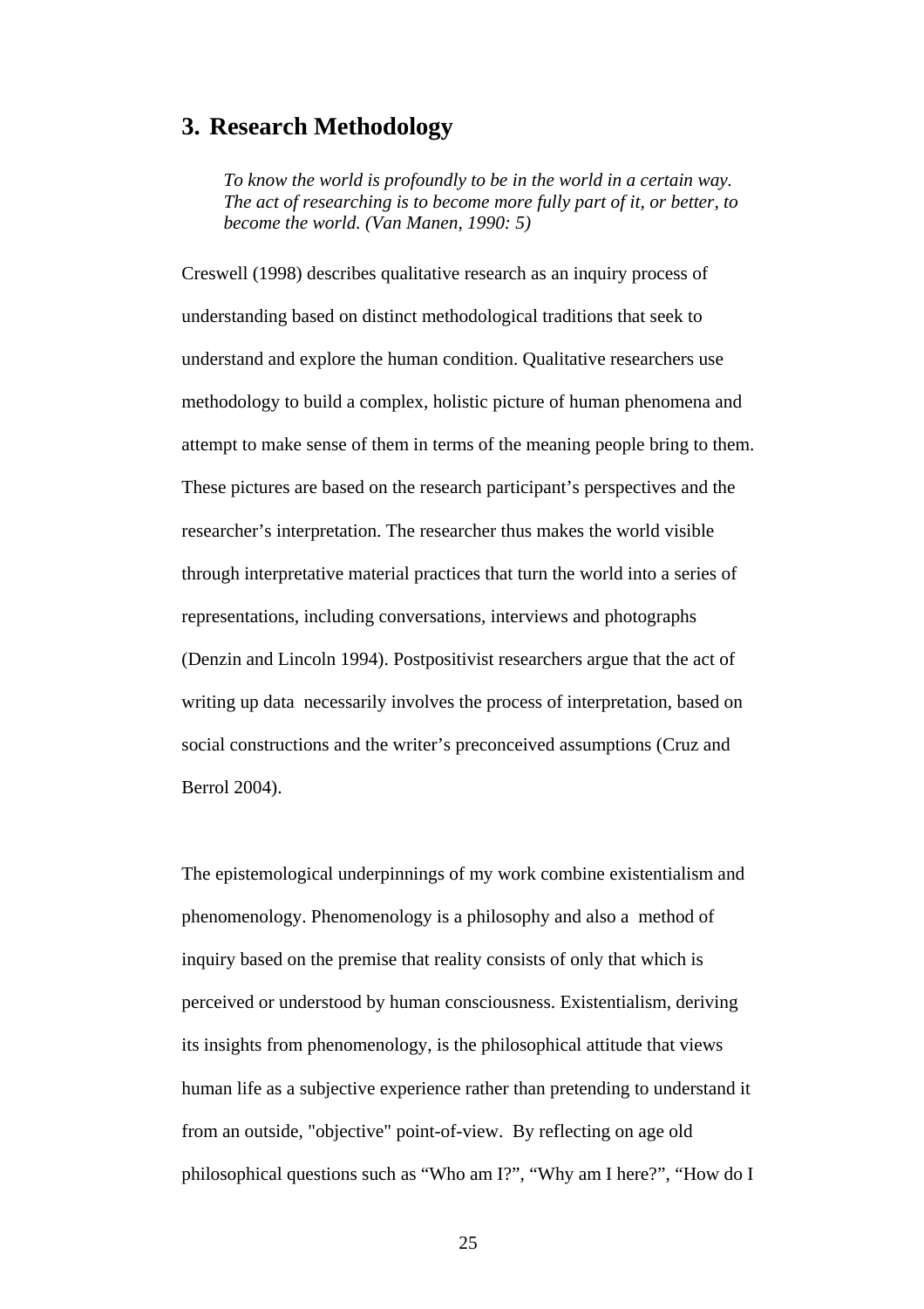# 3. Research Methodology

> *To know the world is profoundly to be in the world in a certain way. The act of researching is to become more fully part of it, or better, to become the world. (Van Manen, 1990: 5)*

Creswell (1998) describes qualitative research as an inquiry process of understanding based on distinct methodological traditions that seek to understand and explore the human condition. Qualitative researchers use methodology to build a complex, holistic picture of human phenomena and attempt to make sense of them in terms of the meaning people bring to them. These pictures are based on the research participant's perspectives and the researcher's interpretation. The researcher thus makes the world visible through interpretative material practices that turn the world into a series of representations, including conversations, interviews and photographs (Denzin and Lincoln 1994). Postpositivist researchers argue that the act of writing up data necessarily involves the process of interpretation, based on social constructions and the writer's preconceived assumptions (Cruz and Berrol 2004).

The epistemological underpinnings of my work combine existentialism and phenomenology. Phenomenology is a philosophy and also a method of inquiry based on the premise that reality consists of only that which is perceived or understood by human consciousness. Existentialism, deriving its insights from phenomenology, is the philosophical attitude that views human life as a subjective experience rather than pretending to understand it from an outside, "objective" point-of-view. By reflecting on age old philosophical questions such as "Who am I?", "Why am I here?", "How do I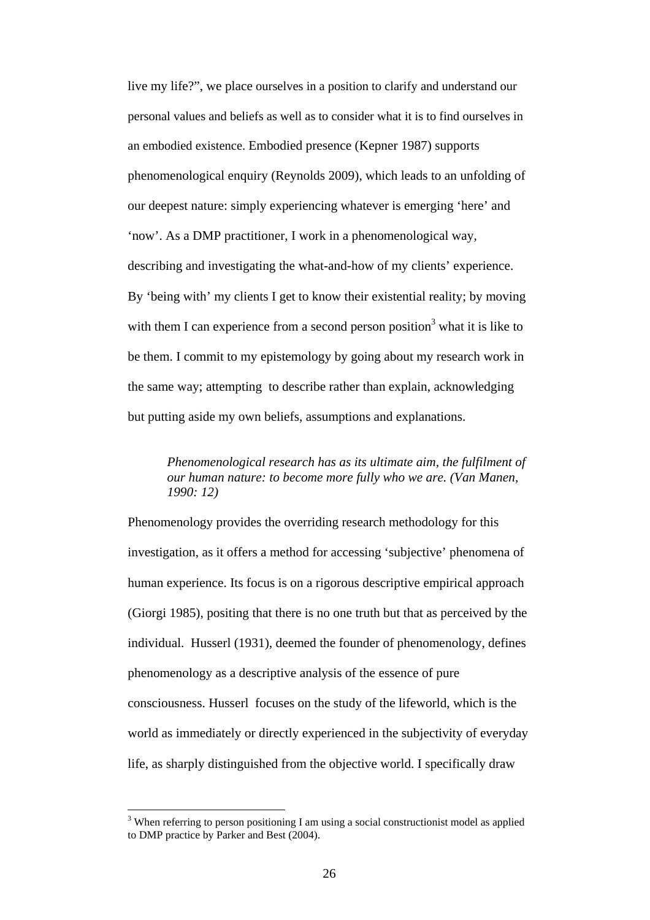live my life?", we place ourselves in a position to clarify and understand our personal values and beliefs as well as to consider what it is to find ourselves in an embodied existence. Embodied presence (Kepner 1987) supports phenomenological enquiry (Reynolds 2009), which leads to an unfolding of our deepest nature: simply experiencing whatever is emerging 'here' and 'now'. As a DMP practitioner, I work in a phenomenological way, describing and investigating the what-and-how of my clients' experience. By 'being with' my clients I get to know their existential reality; by moving with them I can experience from a second person position[3] what it is like to be them. I commit to my epistemology by going about my research work in the same way; attempting to describe rather than explain, acknowledging but putting aside my own beliefs, assumptions and explanations.

> *Phenomenological research has as its ultimate aim, the fulfilment of our human nature: to become more fully who we are. (Van Manen, 1990: 12)*

Phenomenology provides the overriding research methodology for this investigation, as it offers a method for accessing 'subjective' phenomena of human experience. Its focus is on a rigorous descriptive empirical approach (Giorgi 1985), positing that there is no one truth but that as perceived by the individual. Husserl (1931), deemed the founder of phenomenology, defines phenomenology as a descriptive analysis of the essence of pure consciousness. Husserl focuses on the study of the lifeworld, which is the world as immediately or directly experienced in the subjectivity of everyday life, as sharply distinguished from the objective world. I specifically draw

[3] When referring to person positioning I am using a social constructionist model as applied to DMP practice by Parker and Best (2004).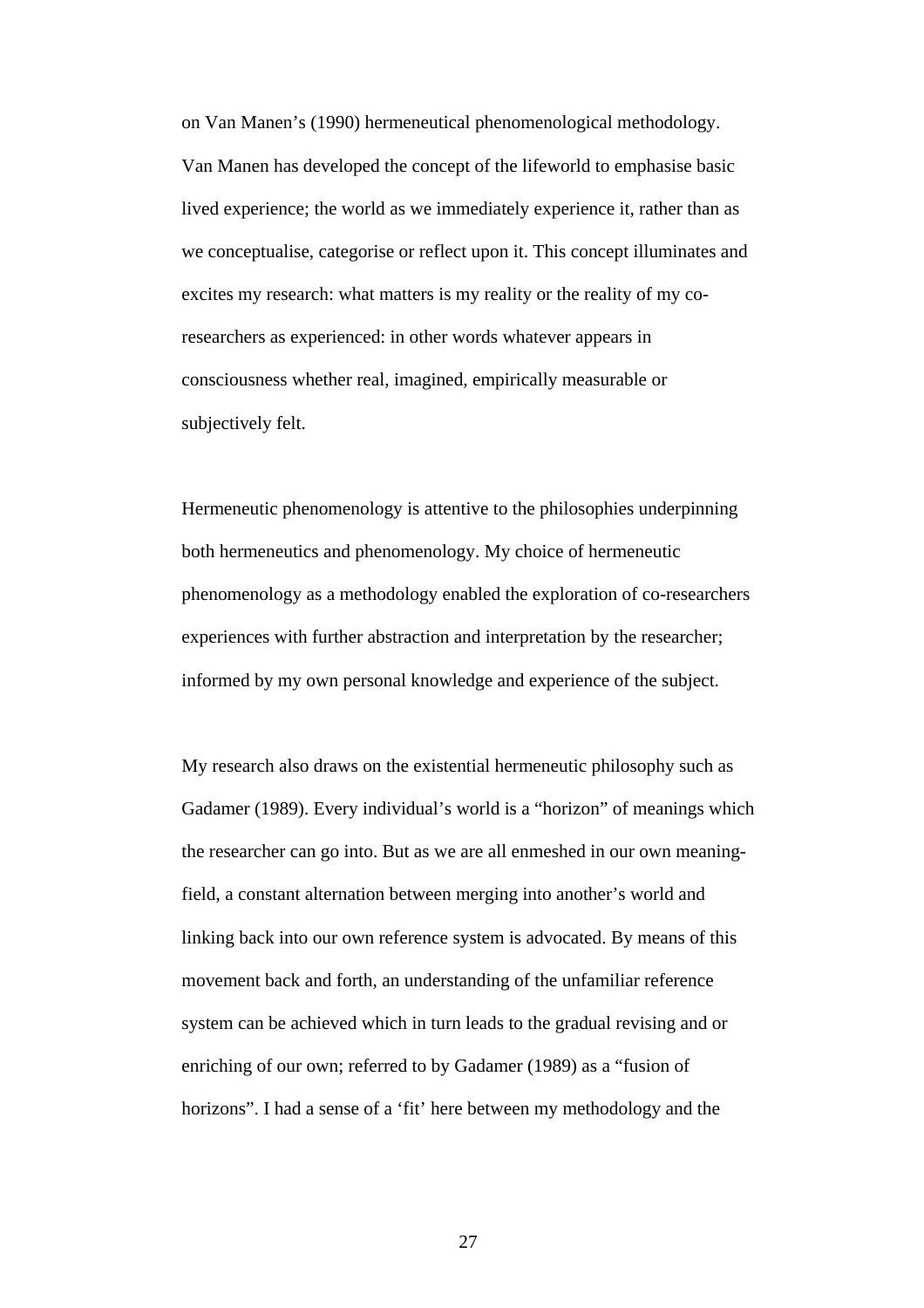on Van Manen's (1990) hermeneutical phenomenological methodology. Van Manen has developed the concept of the lifeworld to emphasise basic lived experience; the world as we immediately experience it, rather than as we conceptualise, categorise or reflect upon it. This concept illuminates and excites my research: what matters is my reality or the reality of my co-researchers as experienced: in other words whatever appears in consciousness whether real, imagined, empirically measurable or subjectively felt.

Hermeneutic phenomenology is attentive to the philosophies underpinning both hermeneutics and phenomenology. My choice of hermeneutic phenomenology as a methodology enabled the exploration of co-researchers experiences with further abstraction and interpretation by the researcher; informed by my own personal knowledge and experience of the subject.

My research also draws on the existential hermeneutic philosophy such as Gadamer (1989). Every individual's world is a "horizon" of meanings which the researcher can go into. But as we are all enmeshed in our own meaning-field, a constant alternation between merging into another's world and linking back into our own reference system is advocated. By means of this movement back and forth, an understanding of the unfamiliar reference system can be achieved which in turn leads to the gradual revising and or enriching of our own; referred to by Gadamer (1989) as a "fusion of horizons". I had a sense of a 'fit' here between my methodology and the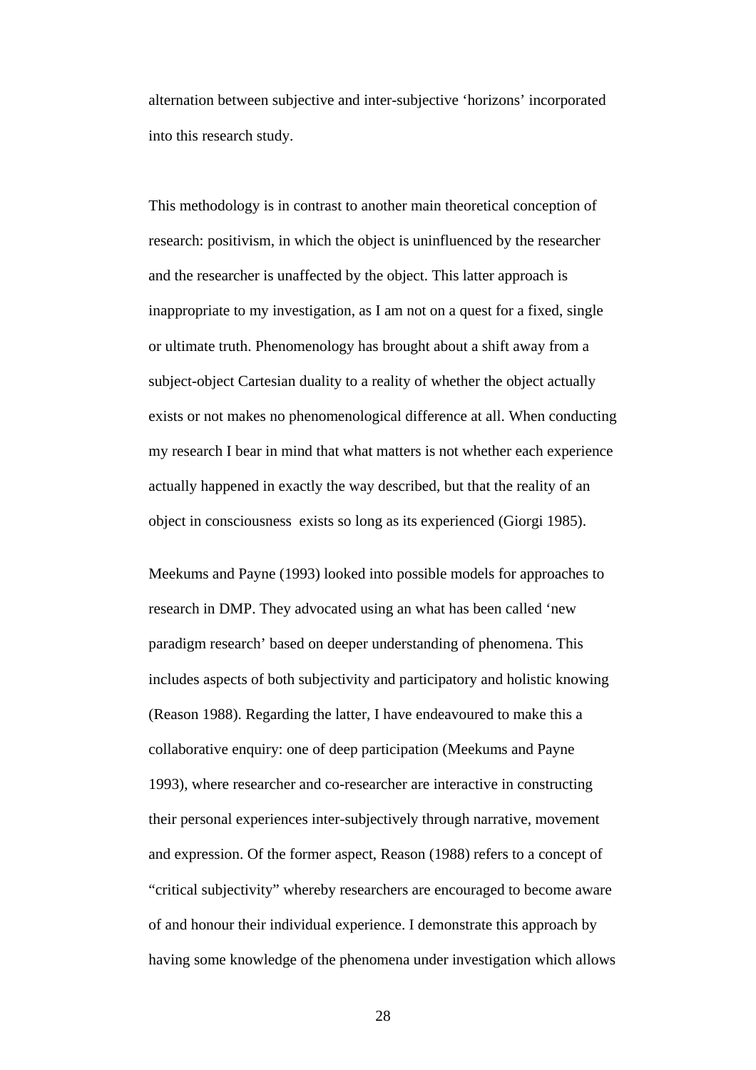alternation between subjective and inter-subjective 'horizons' incorporated into this research study.

This methodology is in contrast to another main theoretical conception of research: positivism, in which the object is uninfluenced by the researcher and the researcher is unaffected by the object. This latter approach is inappropriate to my investigation, as I am not on a quest for a fixed, single or ultimate truth. Phenomenology has brought about a shift away from a subject-object Cartesian duality to a reality of whether the object actually exists or not makes no phenomenological difference at all. When conducting my research I bear in mind that what matters is not whether each experience actually happened in exactly the way described, but that the reality of an object in consciousness  exists so long as its experienced (Giorgi 1985).

Meekums and Payne (1993) looked into possible models for approaches to research in DMP. They advocated using an what has been called 'new paradigm research' based on deeper understanding of phenomena. This includes aspects of both subjectivity and participatory and holistic knowing (Reason 1988). Regarding the latter, I have endeavoured to make this a collaborative enquiry: one of deep participation (Meekums and Payne 1993), where researcher and co-researcher are interactive in constructing their personal experiences inter-subjectively through narrative, movement and expression. Of the former aspect, Reason (1988) refers to a concept of "critical subjectivity" whereby researchers are encouraged to become aware of and honour their individual experience. I demonstrate this approach by having some knowledge of the phenomena under investigation which allows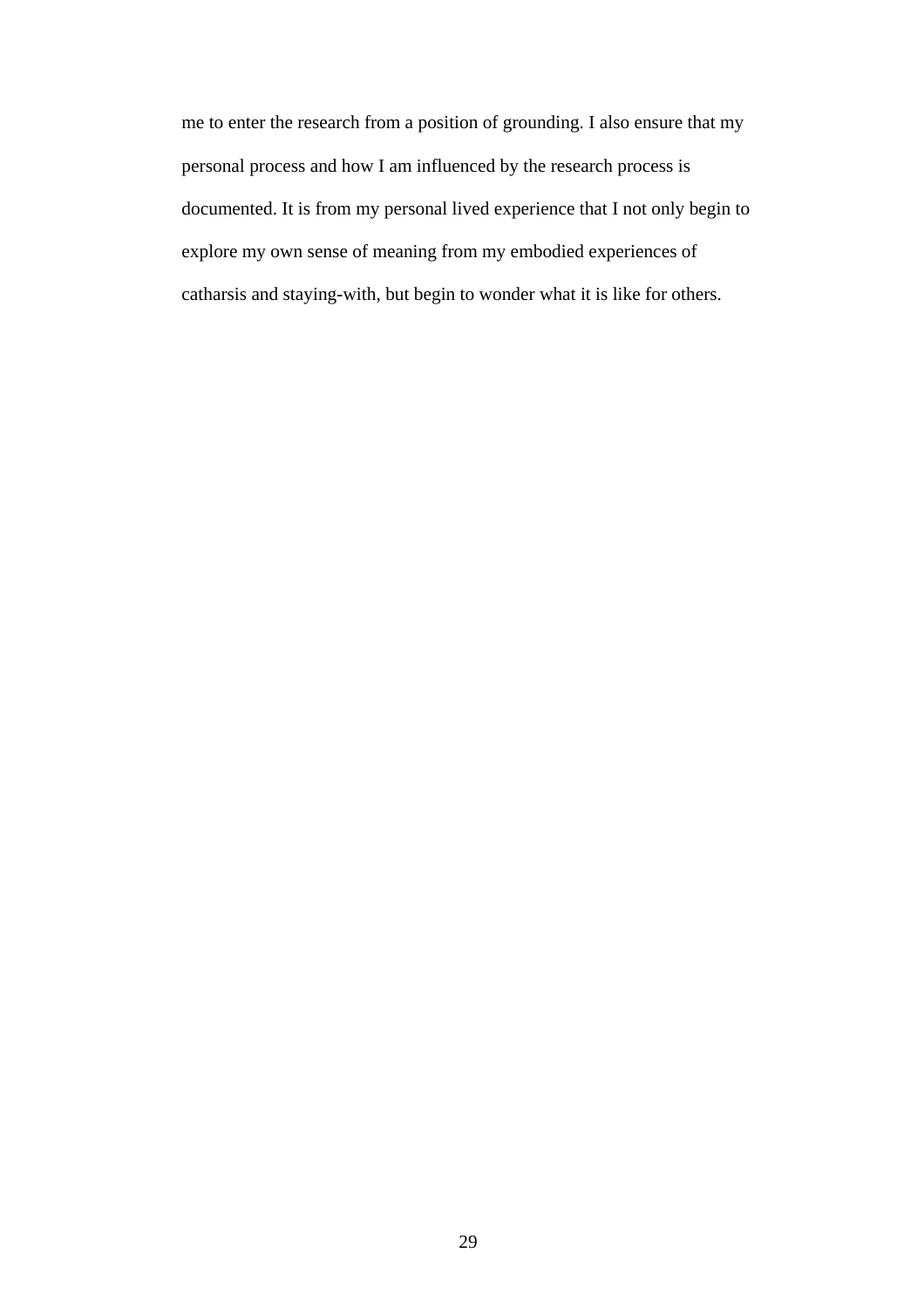me to enter the research from a position of grounding. I also ensure that my personal process and how I am influenced by the research process is documented. It is from my personal lived experience that I not only begin to explore my own sense of meaning from my embodied experiences of catharsis and staying-with, but begin to wonder what it is like for others.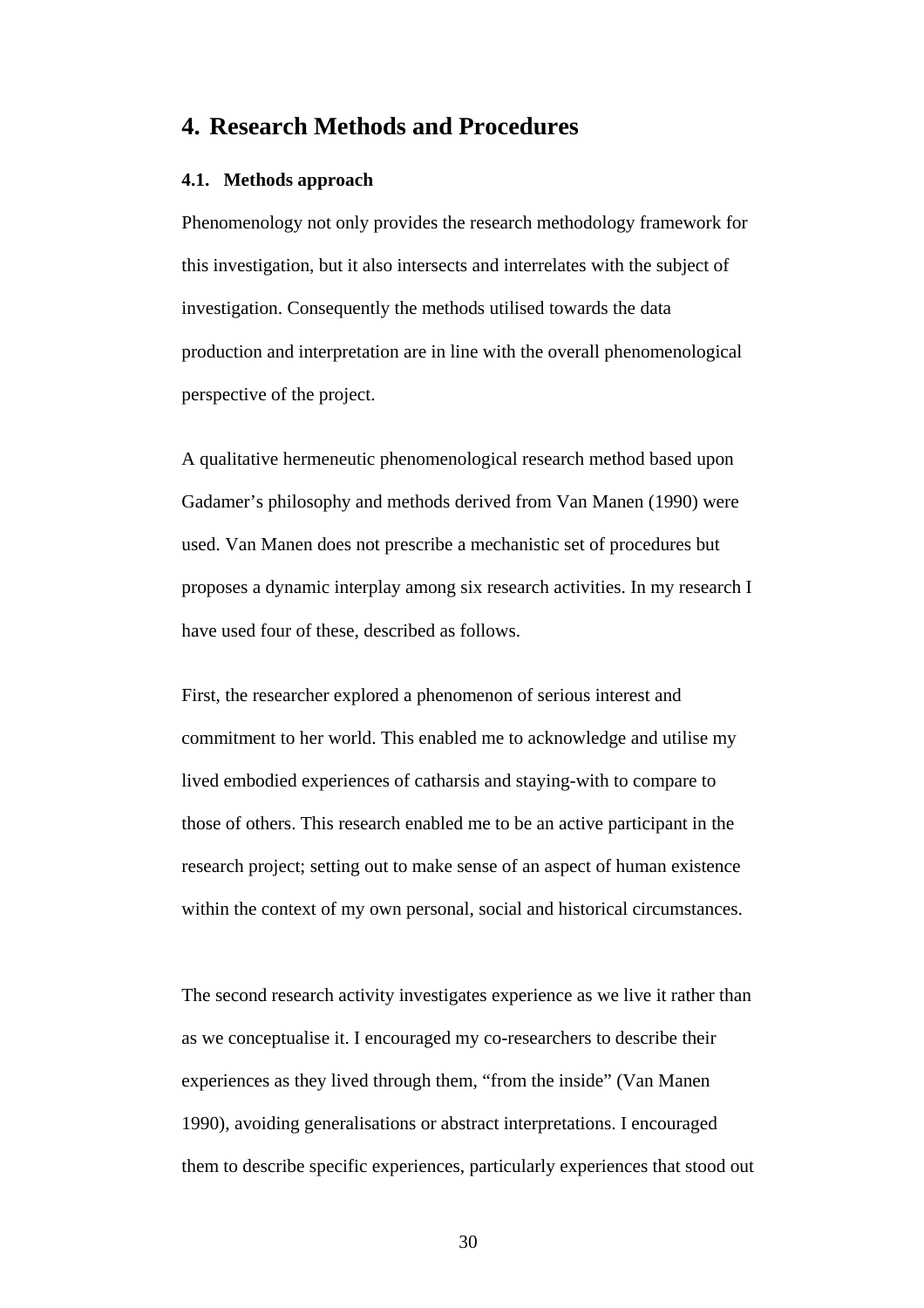# 4. Research Methods and Procedures

## 4.1. Methods approach

Phenomenology not only provides the research methodology framework for this investigation, but it also intersects and interrelates with the subject of investigation. Consequently the methods utilised towards the data production and interpretation are in line with the overall phenomenological perspective of the project.

A qualitative hermeneutic phenomenological research method based upon Gadamer's philosophy and methods derived from Van Manen (1990) were used. Van Manen does not prescribe a mechanistic set of procedures but proposes a dynamic interplay among six research activities. In my research I have used four of these, described as follows.

First, the researcher explored a phenomenon of serious interest and commitment to her world. This enabled me to acknowledge and utilise my lived embodied experiences of catharsis and staying-with to compare to those of others. This research enabled me to be an active participant in the research project; setting out to make sense of an aspect of human existence within the context of my own personal, social and historical circumstances.

The second research activity investigates experience as we live it rather than as we conceptualise it. I encouraged my co-researchers to describe their experiences as they lived through them, "from the inside" (Van Manen 1990), avoiding generalisations or abstract interpretations. I encouraged them to describe specific experiences, particularly experiences that stood out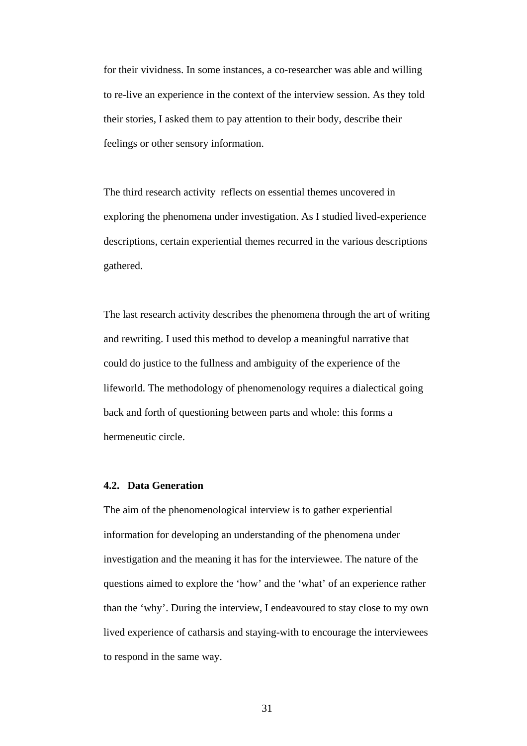for their vividness. In some instances, a co-researcher was able and willing to re-live an experience in the context of the interview session. As they told their stories, I asked them to pay attention to their body, describe their feelings or other sensory information.

The third research activity reflects on essential themes uncovered in exploring the phenomena under investigation. As I studied lived-experience descriptions, certain experiential themes recurred in the various descriptions gathered.

The last research activity describes the phenomena through the art of writing and rewriting. I used this method to develop a meaningful narrative that could do justice to the fullness and ambiguity of the experience of the lifeworld. The methodology of phenomenology requires a dialectical going back and forth of questioning between parts and whole: this forms a hermeneutic circle.

### 4.2. Data Generation

The aim of the phenomenological interview is to gather experiential information for developing an understanding of the phenomena under investigation and the meaning it has for the interviewee. The nature of the questions aimed to explore the 'how' and the 'what' of an experience rather than the 'why'. During the interview, I endeavoured to stay close to my own lived experience of catharsis and staying-with to encourage the interviewees to respond in the same way.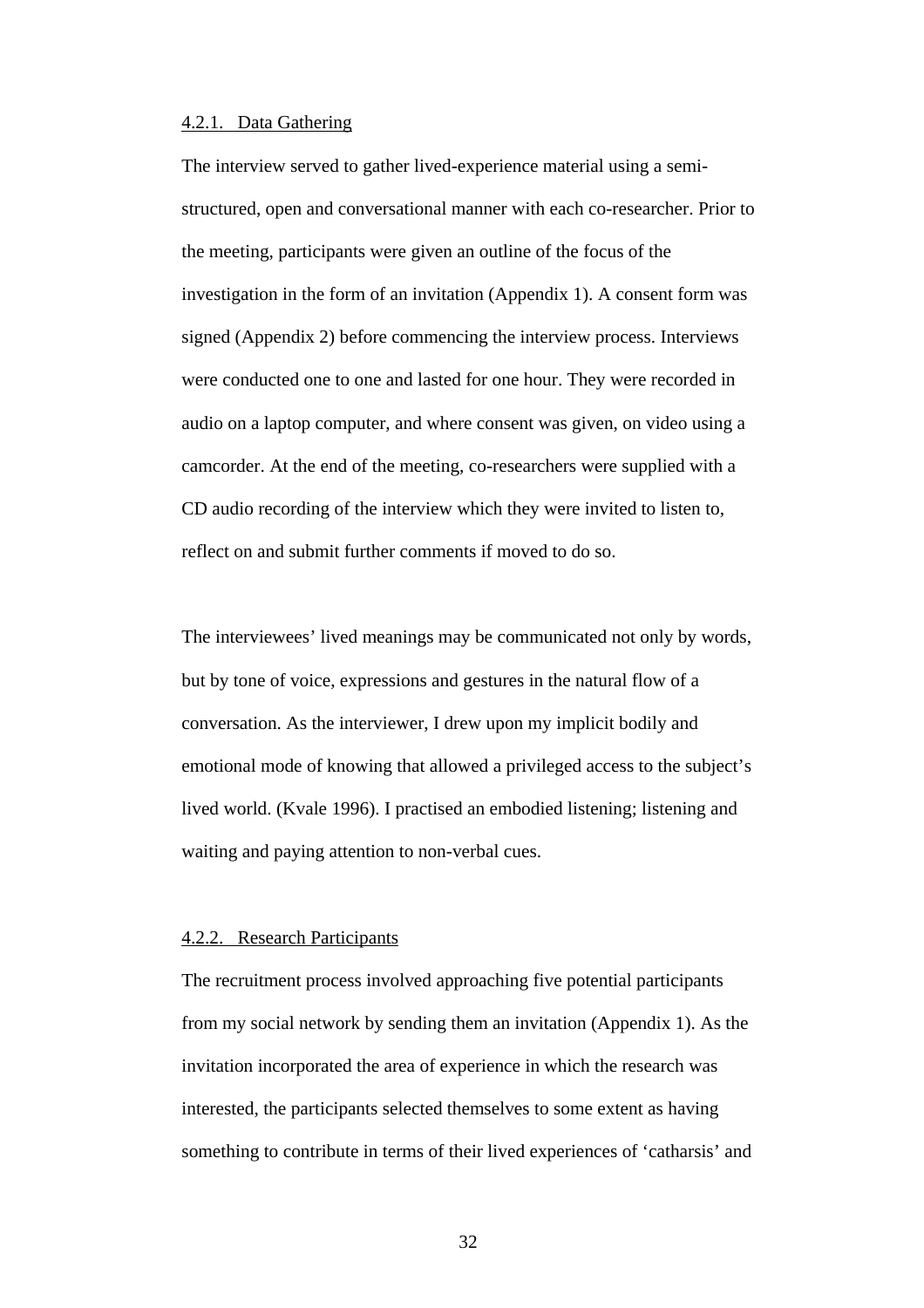#### 4.2.1. Data Gathering

The interview served to gather lived-experience material using a semi-structured, open and conversational manner with each co-researcher. Prior to the meeting, participants were given an outline of the focus of the investigation in the form of an invitation (Appendix 1). A consent form was signed (Appendix 2) before commencing the interview process. Interviews were conducted one to one and lasted for one hour. They were recorded in audio on a laptop computer, and where consent was given, on video using a camcorder. At the end of the meeting, co-researchers were supplied with a CD audio recording of the interview which they were invited to listen to, reflect on and submit further comments if moved to do so.

The interviewees' lived meanings may be communicated not only by words, but by tone of voice, expressions and gestures in the natural flow of a conversation. As the interviewer, I drew upon my implicit bodily and emotional mode of knowing that allowed a privileged access to the subject's lived world. (Kvale 1996). I practised an embodied listening; listening and waiting and paying attention to non-verbal cues.

#### 4.2.2. Research Participants

The recruitment process involved approaching five potential participants from my social network by sending them an invitation (Appendix 1). As the invitation incorporated the area of experience in which the research was interested, the participants selected themselves to some extent as having something to contribute in terms of their lived experiences of 'catharsis' and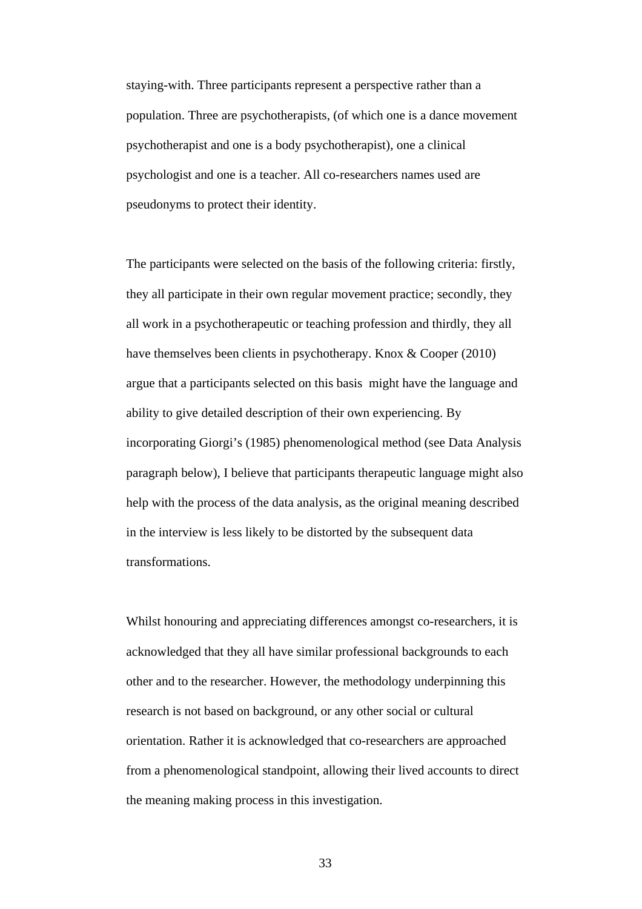staying-with. Three participants represent a perspective rather than a population. Three are psychotherapists, (of which one is a dance movement psychotherapist and one is a body psychotherapist), one a clinical psychologist and one is a teacher. All co-researchers names used are pseudonyms to protect their identity.

The participants were selected on the basis of the following criteria: firstly, they all participate in their own regular movement practice; secondly, they all work in a psychotherapeutic or teaching profession and thirdly, they all have themselves been clients in psychotherapy. Knox & Cooper (2010) argue that a participants selected on this basis might have the language and ability to give detailed description of their own experiencing. By incorporating Giorgi's (1985) phenomenological method (see Data Analysis paragraph below), I believe that participants therapeutic language might also help with the process of the data analysis, as the original meaning described in the interview is less likely to be distorted by the subsequent data transformations.

Whilst honouring and appreciating differences amongst co-researchers, it is acknowledged that they all have similar professional backgrounds to each other and to the researcher. However, the methodology underpinning this research is not based on background, or any other social or cultural orientation. Rather it is acknowledged that co-researchers are approached from a phenomenological standpoint, allowing their lived accounts to direct the meaning making process in this investigation.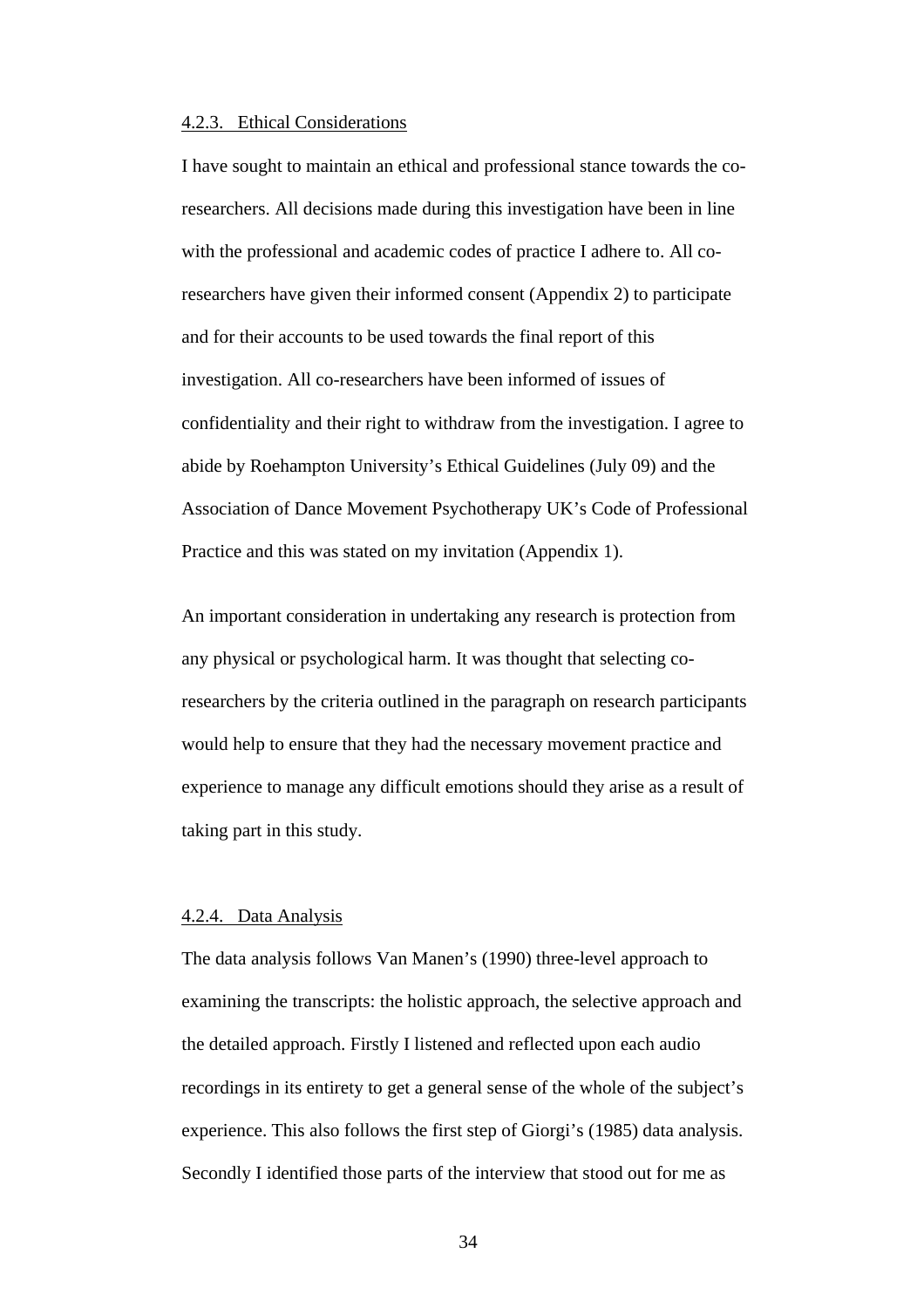### 4.2.3. Ethical Considerations

I have sought to maintain an ethical and professional stance towards the co-researchers. All decisions made during this investigation have been in line with the professional and academic codes of practice I adhere to. All co-researchers have given their informed consent (Appendix 2) to participate and for their accounts to be used towards the final report of this investigation. All co-researchers have been informed of issues of confidentiality and their right to withdraw from the investigation. I agree to abide by Roehampton University's Ethical Guidelines (July 09) and the Association of Dance Movement Psychotherapy UK's Code of Professional Practice and this was stated on my invitation (Appendix 1).

An important consideration in undertaking any research is protection from any physical or psychological harm. It was thought that selecting co-researchers by the criteria outlined in the paragraph on research participants would help to ensure that they had the necessary movement practice and experience to manage any difficult emotions should they arise as a result of taking part in this study.

### 4.2.4. Data Analysis

The data analysis follows Van Manen's (1990) three-level approach to examining the transcripts: the holistic approach, the selective approach and the detailed approach. Firstly I listened and reflected upon each audio recordings in its entirety to get a general sense of the whole of the subject's experience. This also follows the first step of Giorgi's (1985) data analysis. Secondly I identified those parts of the interview that stood out for me as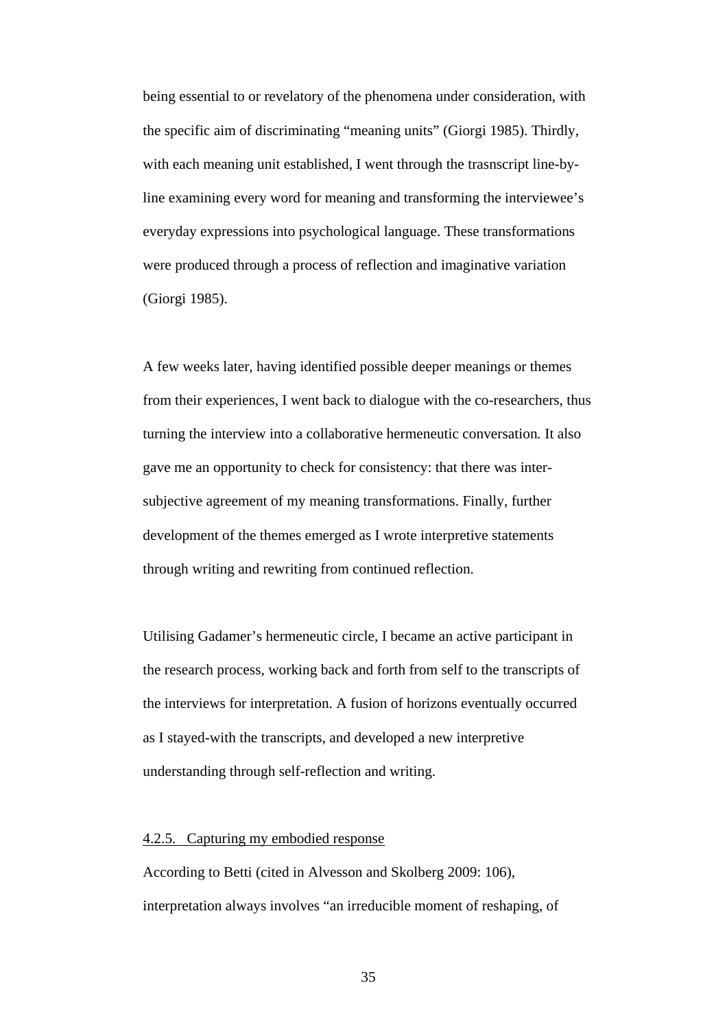being essential to or revelatory of the phenomena under consideration, with the specific aim of discriminating “meaning units” (Giorgi 1985). Thirdly, with each meaning unit established, I went through the trasnscript line-by-line examining every word for meaning and transforming the interviewee’s everyday expressions into psychological language. These transformations were produced through a process of reflection and imaginative variation (Giorgi 1985).

A few weeks later, having identified possible deeper meanings or themes from their experiences, I went back to dialogue with the co-researchers, thus turning the interview into a collaborative hermeneutic conversation. It also gave me an opportunity to check for consistency: that there was inter-subjective agreement of my meaning transformations. Finally, further development of the themes emerged as I wrote interpretive statements through writing and rewriting from continued reflection.

Utilising Gadamer’s hermeneutic circle, I became an active participant in the research process, working back and forth from self to the transcripts of the interviews for interpretation. A fusion of horizons eventually occurred as I stayed-with the transcripts, and developed a new interpretive understanding through self-reflection and writing.

#### 4.2.5. Capturing my embodied response

According to Betti (cited in Alvesson and Skolberg 2009: 106), interpretation always involves “an irreducible moment of reshaping, of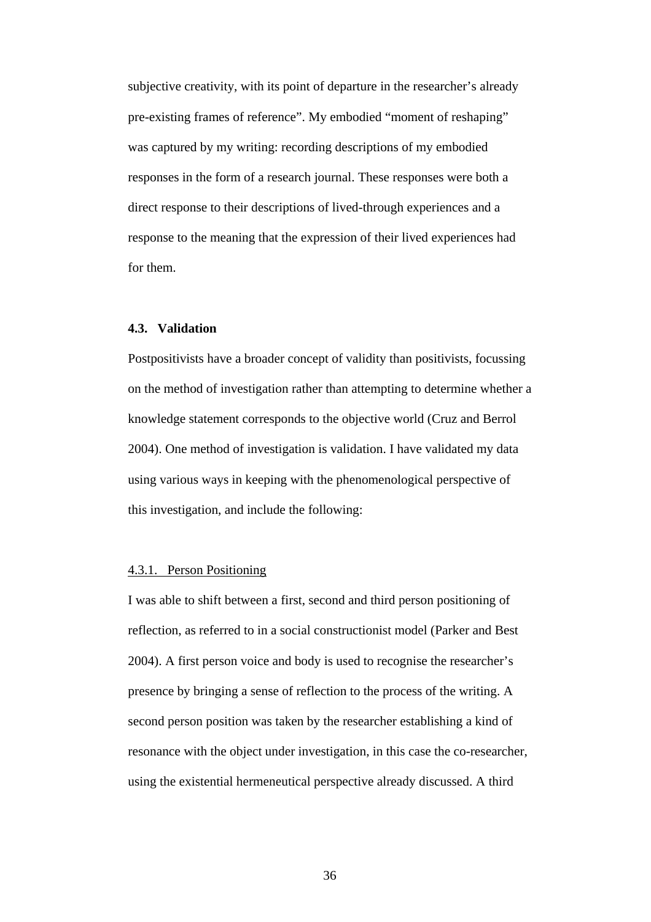subjective creativity, with its point of departure in the researcher's already pre-existing frames of reference". My embodied "moment of reshaping" was captured by my writing: recording descriptions of my embodied responses in the form of a research journal. These responses were both a direct response to their descriptions of lived-through experiences and a response to the meaning that the expression of their lived experiences had for them.

### 4.3. Validation

Postpositivists have a broader concept of validity than positivists, focussing on the method of investigation rather than attempting to determine whether a knowledge statement corresponds to the objective world (Cruz and Berrol 2004). One method of investigation is validation. I have validated my data using various ways in keeping with the phenomenological perspective of this investigation, and include the following:

#### 4.3.1. Person Positioning

I was able to shift between a first, second and third person positioning of reflection, as referred to in a social constructionist model (Parker and Best 2004). A first person voice and body is used to recognise the researcher's presence by bringing a sense of reflection to the process of the writing. A second person position was taken by the researcher establishing a kind of resonance with the object under investigation, in this case the co-researcher, using the existential hermeneutical perspective already discussed. A third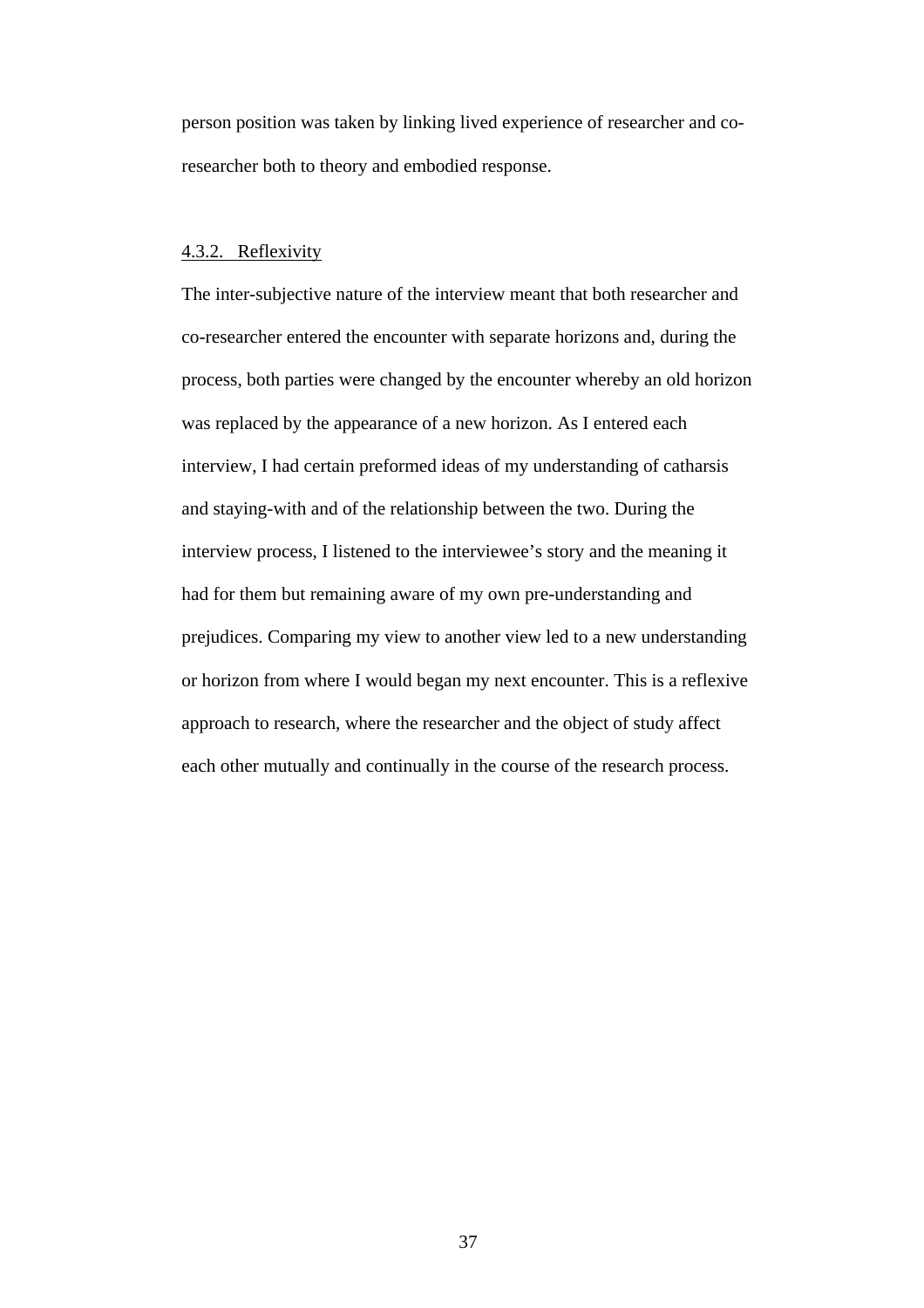person position was taken by linking lived experience of researcher and co-researcher both to theory and embodied response.

#### 4.3.2. Reflexivity

The inter-subjective nature of the interview meant that both researcher and co-researcher entered the encounter with separate horizons and, during the process, both parties were changed by the encounter whereby an old horizon was replaced by the appearance of a new horizon. As I entered each interview, I had certain preformed ideas of my understanding of catharsis and staying-with and of the relationship between the two. During the interview process, I listened to the interviewee's story and the meaning it had for them but remaining aware of my own pre-understanding and prejudices. Comparing my view to another view led to a new understanding or horizon from where I would began my next encounter. This is a reflexive approach to research, where the researcher and the object of study affect each other mutually and continually in the course of the research process.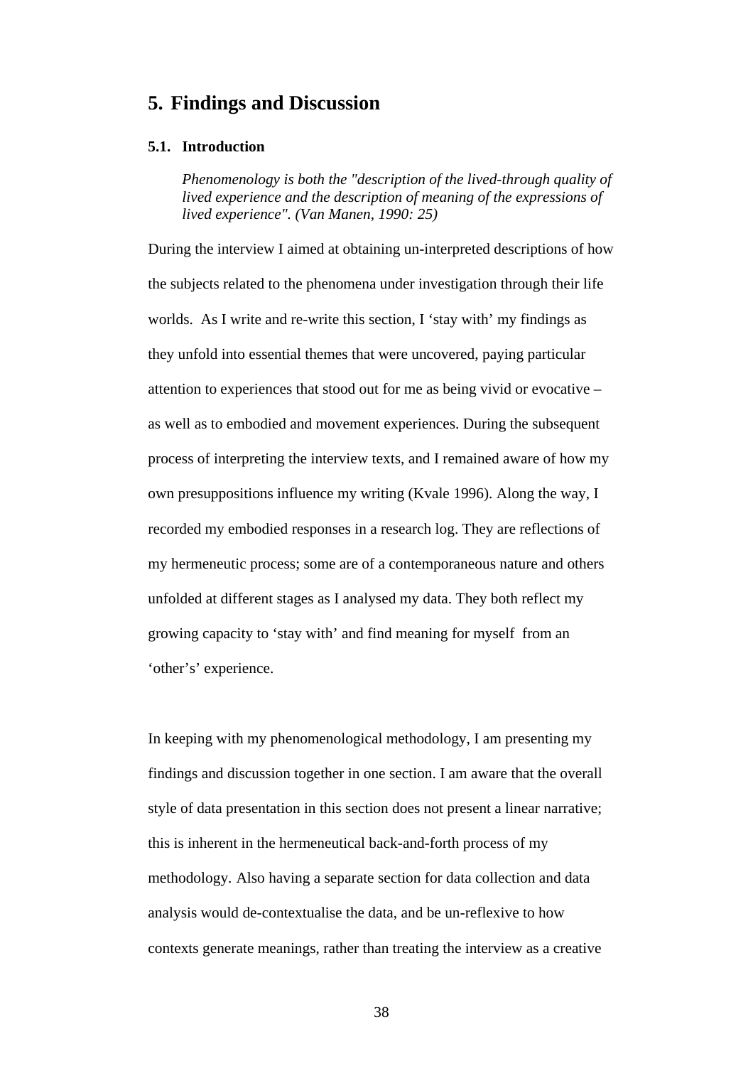# 5. Findings and Discussion

## 5.1. Introduction

> *Phenomenology is both the "description of the lived-through quality of lived experience and the description of meaning of the expressions of lived experience". (Van Manen, 1990: 25)*

During the interview I aimed at obtaining un-interpreted descriptions of how the subjects related to the phenomena under investigation through their life worlds. As I write and re-write this section, I 'stay with' my findings as they unfold into essential themes that were uncovered, paying particular attention to experiences that stood out for me as being vivid or evocative – as well as to embodied and movement experiences. During the subsequent process of interpreting the interview texts, and I remained aware of how my own presuppositions influence my writing (Kvale 1996). Along the way, I recorded my embodied responses in a research log. They are reflections of my hermeneutic process; some are of a contemporaneous nature and others unfolded at different stages as I analysed my data. They both reflect my growing capacity to 'stay with' and find meaning for myself from an 'other's' experience.

In keeping with my phenomenological methodology, I am presenting my findings and discussion together in one section. I am aware that the overall style of data presentation in this section does not present a linear narrative; this is inherent in the hermeneutical back-and-forth process of my methodology. Also having a separate section for data collection and data analysis would de-contextualise the data, and be un-reflexive to how contexts generate meanings, rather than treating the interview as a creative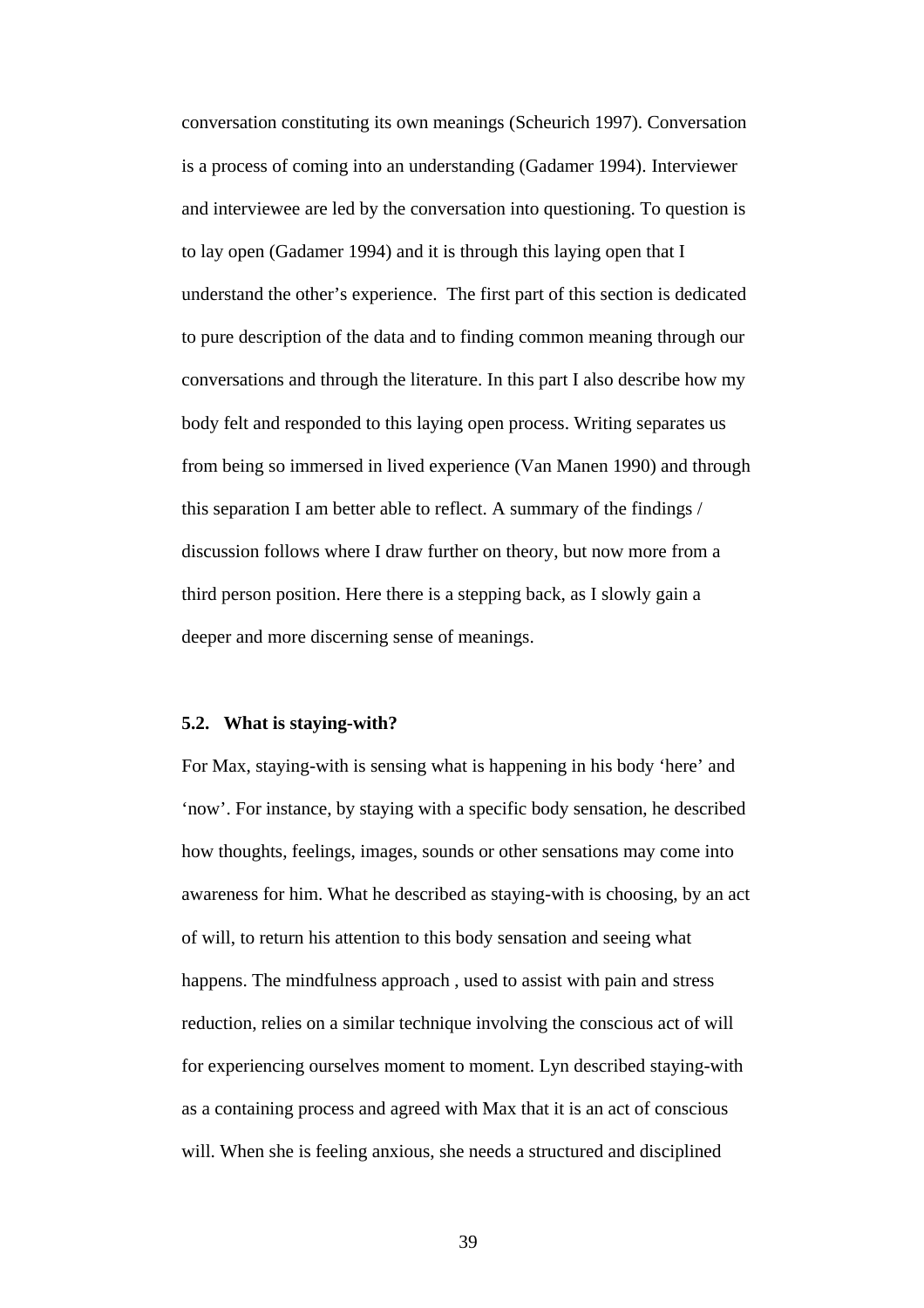conversation constituting its own meanings (Scheurich 1997). Conversation is a process of coming into an understanding (Gadamer 1994). Interviewer and interviewee are led by the conversation into questioning. To question is to lay open (Gadamer 1994) and it is through this laying open that I understand the other's experience. The first part of this section is dedicated to pure description of the data and to finding common meaning through our conversations and through the literature. In this part I also describe how my body felt and responded to this laying open process. Writing separates us from being so immersed in lived experience (Van Manen 1990) and through this separation I am better able to reflect. A summary of the findings / discussion follows where I draw further on theory, but now more from a third person position. Here there is a stepping back, as I slowly gain a deeper and more discerning sense of meanings.

### 5.2. What is staying-with?

For Max, staying-with is sensing what is happening in his body 'here' and 'now'. For instance, by staying with a specific body sensation, he described how thoughts, feelings, images, sounds or other sensations may come into awareness for him. What he described as staying-with is choosing, by an act of will, to return his attention to this body sensation and seeing what happens. The mindfulness approach , used to assist with pain and stress reduction, relies on a similar technique involving the conscious act of will for experiencing ourselves moment to moment. Lyn described staying-with as a containing process and agreed with Max that it is an act of conscious will. When she is feeling anxious, she needs a structured and disciplined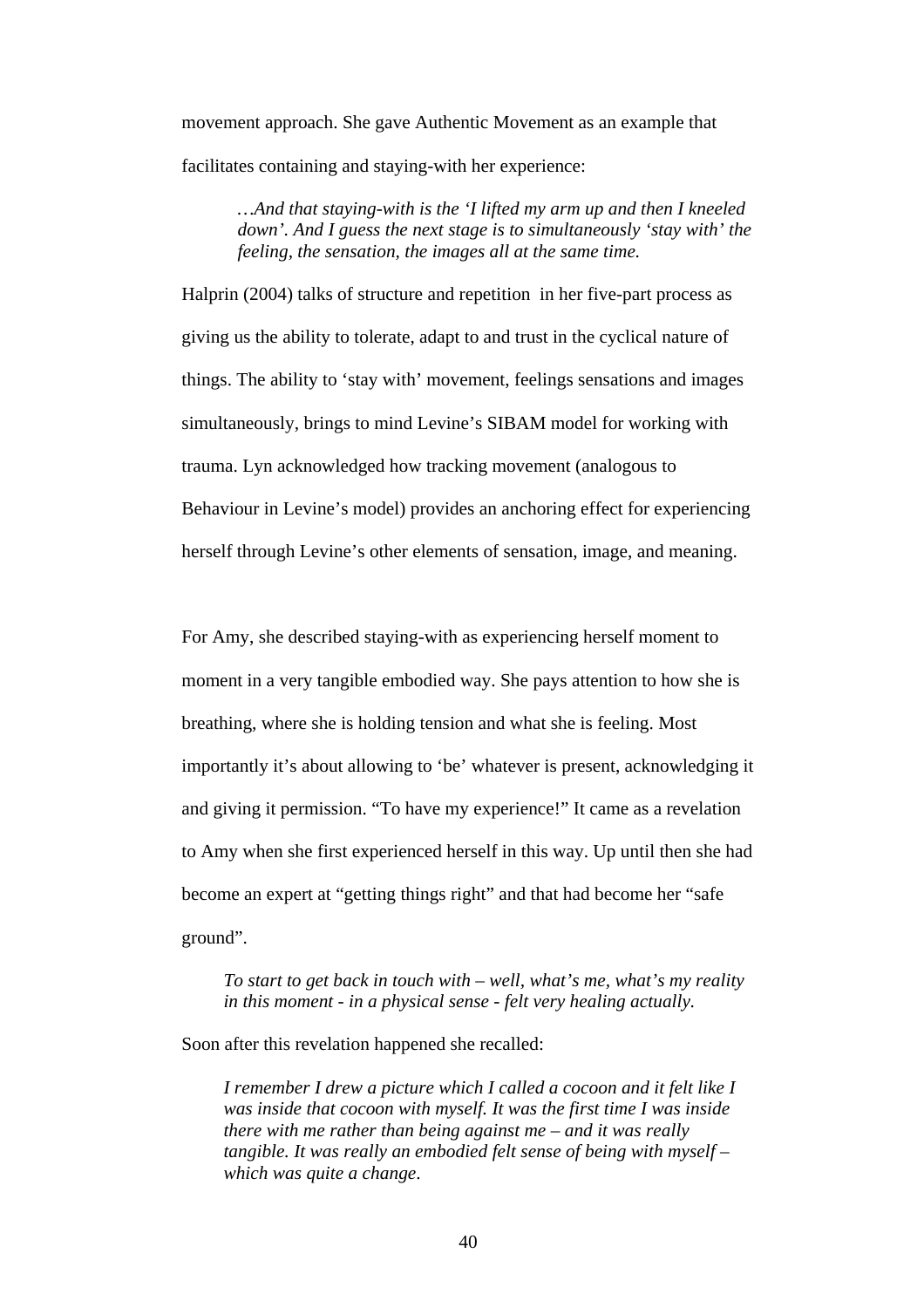movement approach. She gave Authentic Movement as an example that facilitates containing and staying-with her experience:

> *…And that staying-with is the 'I lifted my arm up and then I kneeled down'. And I guess the next stage is to simultaneously 'stay with' the feeling, the sensation, the images all at the same time.*

Halprin (2004) talks of structure and repetition in her five-part process as giving us the ability to tolerate, adapt to and trust in the cyclical nature of things. The ability to 'stay with' movement, feelings sensations and images simultaneously, brings to mind Levine's SIBAM model for working with trauma. Lyn acknowledged how tracking movement (analogous to Behaviour in Levine's model) provides an anchoring effect for experiencing herself through Levine's other elements of sensation, image, and meaning.

For Amy, she described staying-with as experiencing herself moment to moment in a very tangible embodied way. She pays attention to how she is breathing, where she is holding tension and what she is feeling. Most importantly it's about allowing to 'be' whatever is present, acknowledging it and giving it permission. "To have my experience!" It came as a revelation to Amy when she first experienced herself in this way. Up until then she had become an expert at "getting things right" and that had become her "safe ground".

> *To start to get back in touch with – well, what's me, what's my reality in this moment - in a physical sense - felt very healing actually.*

Soon after this revelation happened she recalled:

> *I remember I drew a picture which I called a cocoon and it felt like I was inside that cocoon with myself. It was the first time I was inside there with me rather than being against me – and it was really tangible. It was really an embodied felt sense of being with myself – which was quite a change.*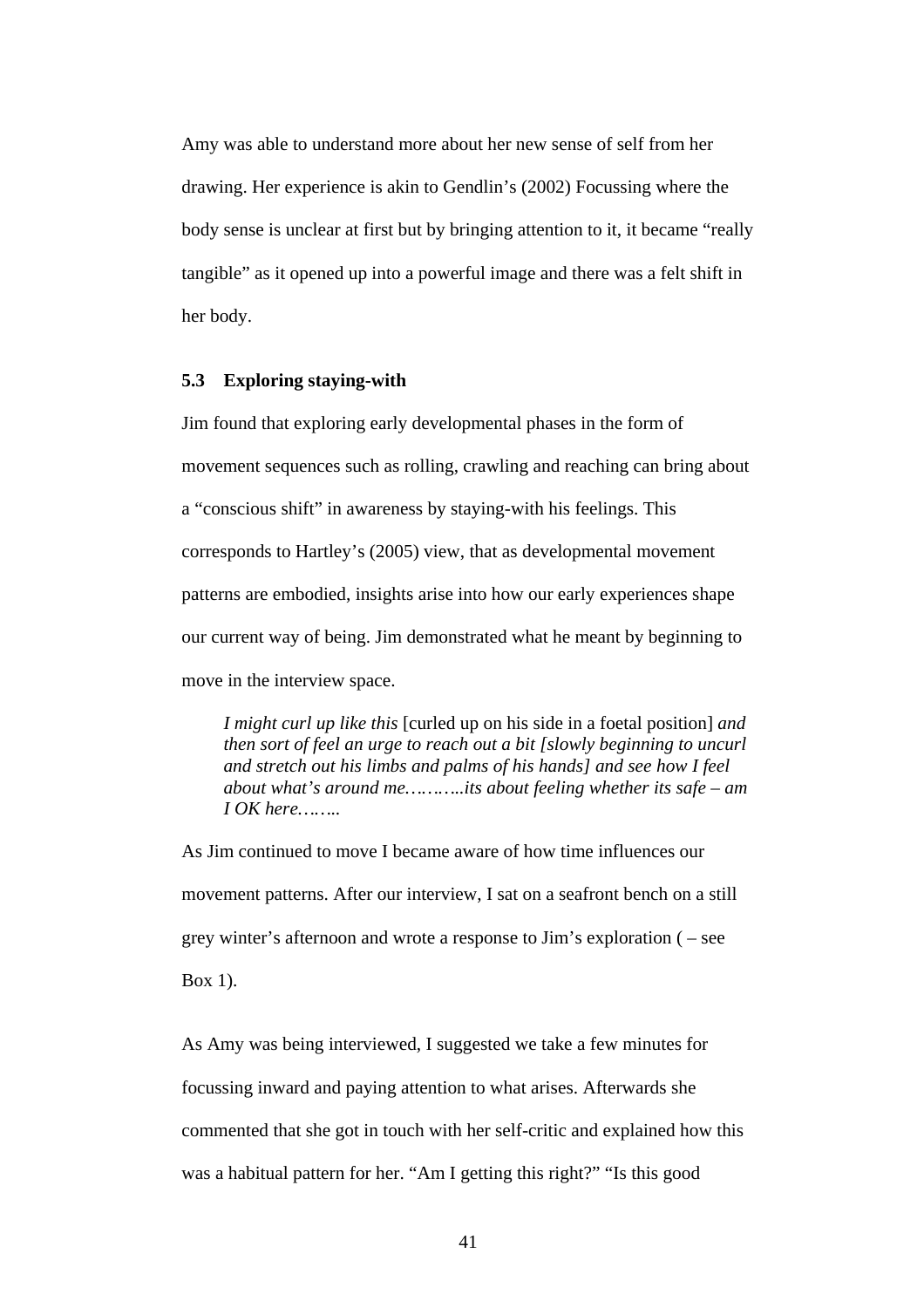Amy was able to understand more about her new sense of self from her drawing. Her experience is akin to Gendlin's (2002) Focussing where the body sense is unclear at first but by bringing attention to it, it became "really tangible" as it opened up into a powerful image and there was a felt shift in her body.

### 5.3 Exploring staying-with

Jim found that exploring early developmental phases in the form of movement sequences such as rolling, crawling and reaching can bring about a "conscious shift" in awareness by staying-with his feelings. This corresponds to Hartley's (2005) view, that as developmental movement patterns are embodied, insights arise into how our early experiences shape our current way of being. Jim demonstrated what he meant by beginning to move in the interview space.

> *I might curl up like this* [curled up on his side in a foetal position] *and then sort of feel an urge to reach out a bit [slowly beginning to uncurl and stretch out his limbs and palms of his hands] and see how I feel about what's around me………..its about feeling whether its safe – am I OK here……..*

As Jim continued to move I became aware of how time influences our movement patterns. After our interview, I sat on a seafront bench on a still grey winter's afternoon and wrote a response to Jim's exploration ( – see Box 1).

As Amy was being interviewed, I suggested we take a few minutes for focussing inward and paying attention to what arises. Afterwards she commented that she got in touch with her self-critic and explained how this was a habitual pattern for her. "Am I getting this right?" "Is this good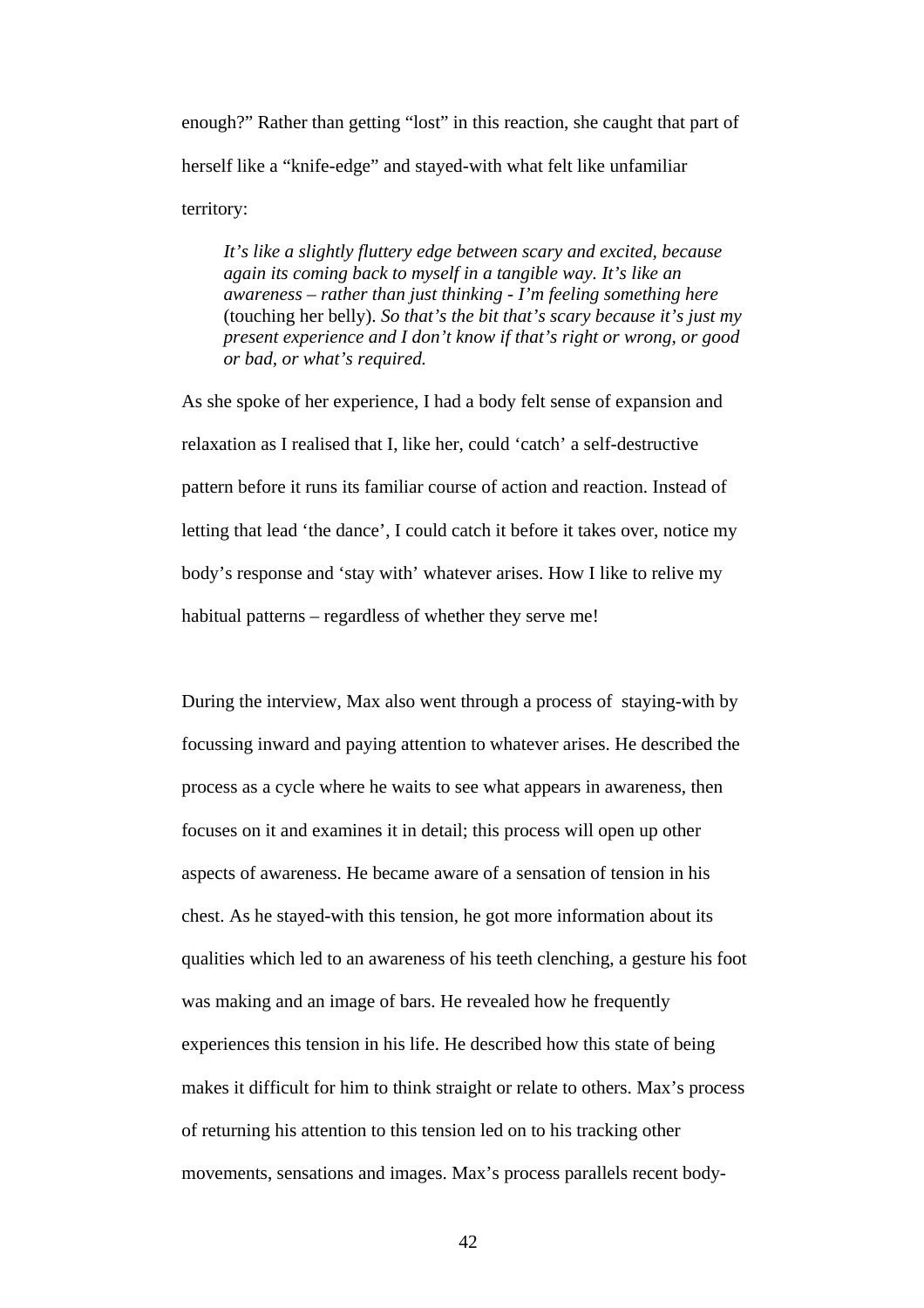enough?" Rather than getting "lost" in this reaction, she caught that part of herself like a "knife-edge" and stayed-with what felt like unfamiliar territory:

> *It's like a slightly fluttery edge between scary and excited, because again its coming back to myself in a tangible way. It's like an awareness – rather than just thinking - I'm feeling something here* (touching her belly). *So that's the bit that's scary because it's just my present experience and I don't know if that's right or wrong, or good or bad, or what's required.*

As she spoke of her experience, I had a body felt sense of expansion and relaxation as I realised that I, like her, could 'catch' a self-destructive pattern before it runs its familiar course of action and reaction. Instead of letting that lead 'the dance', I could catch it before it takes over, notice my body's response and 'stay with' whatever arises. How I like to relive my habitual patterns – regardless of whether they serve me!

During the interview, Max also went through a process of staying-with by focussing inward and paying attention to whatever arises. He described the process as a cycle where he waits to see what appears in awareness, then focuses on it and examines it in detail; this process will open up other aspects of awareness. He became aware of a sensation of tension in his chest. As he stayed-with this tension, he got more information about its qualities which led to an awareness of his teeth clenching, a gesture his foot was making and an image of bars. He revealed how he frequently experiences this tension in his life. He described how this state of being makes it difficult for him to think straight or relate to others. Max's process of returning his attention to this tension led on to his tracking other movements, sensations and images. Max's process parallels recent body-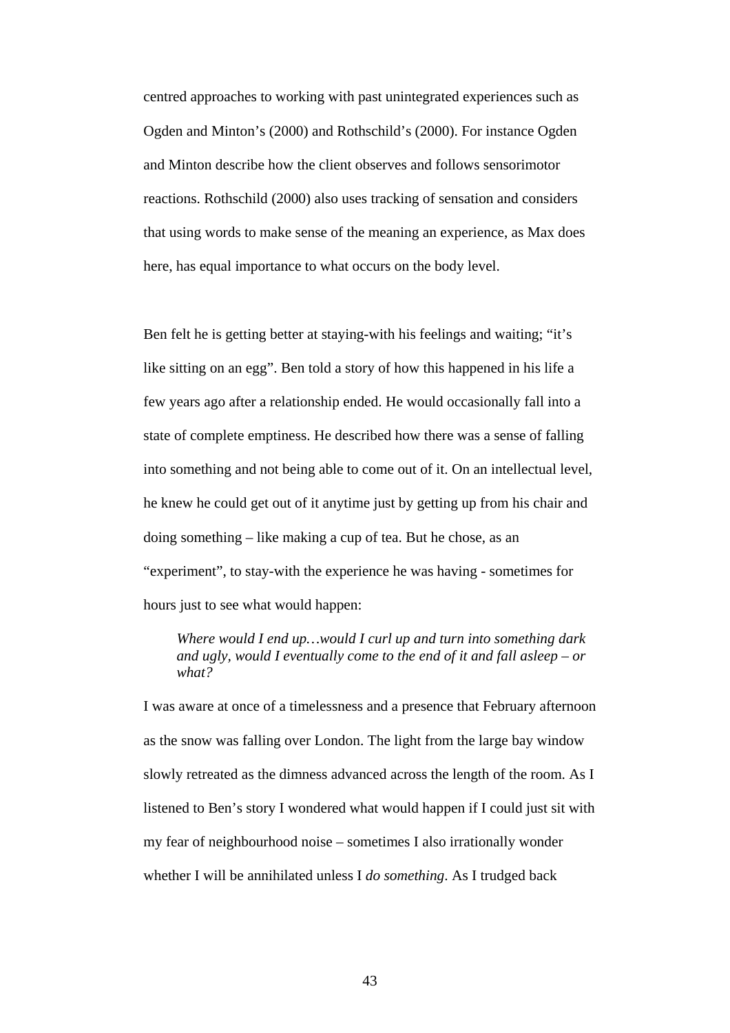centred approaches to working with past unintegrated experiences such as Ogden and Minton's (2000) and Rothschild's (2000). For instance Ogden and Minton describe how the client observes and follows sensorimotor reactions. Rothschild (2000) also uses tracking of sensation and considers that using words to make sense of the meaning an experience, as Max does here, has equal importance to what occurs on the body level.

Ben felt he is getting better at staying-with his feelings and waiting; "it's like sitting on an egg". Ben told a story of how this happened in his life a few years ago after a relationship ended. He would occasionally fall into a state of complete emptiness. He described how there was a sense of falling into something and not being able to come out of it. On an intellectual level, he knew he could get out of it anytime just by getting up from his chair and doing something – like making a cup of tea. But he chose, as an "experiment", to stay-with the experience he was having - sometimes for hours just to see what would happen:

> *Where would I end up…would I curl up and turn into something dark and ugly, would I eventually come to the end of it and fall asleep – or what?*

I was aware at once of a timelessness and a presence that February afternoon as the snow was falling over London. The light from the large bay window slowly retreated as the dimness advanced across the length of the room. As I listened to Ben's story I wondered what would happen if I could just sit with my fear of neighbourhood noise – sometimes I also irrationally wonder whether I will be annihilated unless I *do something*. As I trudged back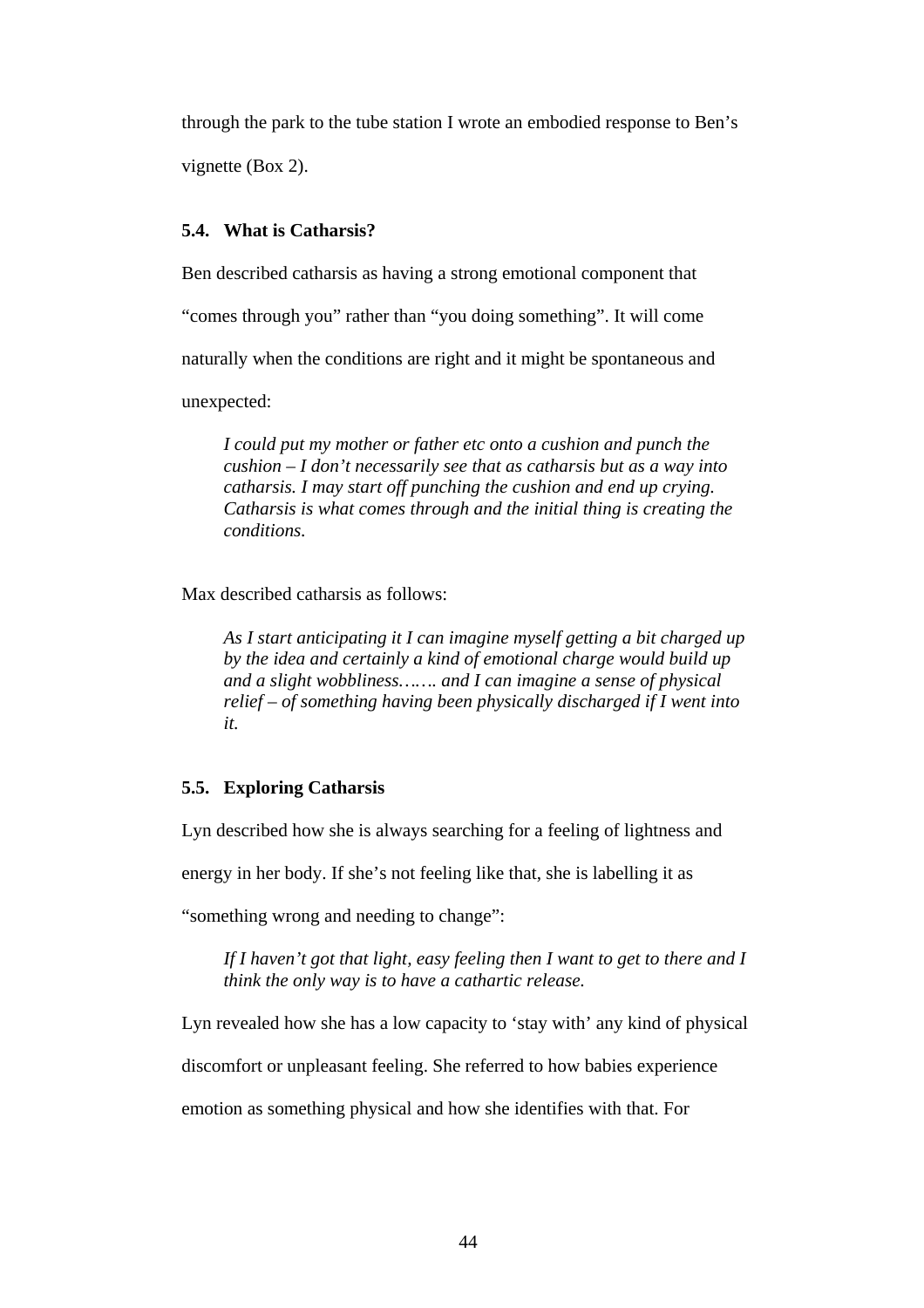through the park to the tube station I wrote an embodied response to Ben's vignette (Box 2).

### 5.4. What is Catharsis?

Ben described catharsis as having a strong emotional component that "comes through you" rather than "you doing something". It will come naturally when the conditions are right and it might be spontaneous and unexpected:

> *I could put my mother or father etc onto a cushion and punch the cushion – I don't necessarily see that as catharsis but as a way into catharsis. I may start off punching the cushion and end up crying. Catharsis is what comes through and the initial thing is creating the conditions.*

Max described catharsis as follows:

> *As I start anticipating it I can imagine myself getting a bit charged up by the idea and certainly a kind of emotional charge would build up and a slight wobbliness……. and I can imagine a sense of physical relief – of something having been physically discharged if I went into it.*

### 5.5. Exploring Catharsis

Lyn described how she is always searching for a feeling of lightness and energy in her body. If she's not feeling like that, she is labelling it as "something wrong and needing to change":

> *If I haven't got that light, easy feeling then I want to get to there and I think the only way is to have a cathartic release.*

Lyn revealed how she has a low capacity to 'stay with' any kind of physical discomfort or unpleasant feeling. She referred to how babies experience emotion as something physical and how she identifies with that. For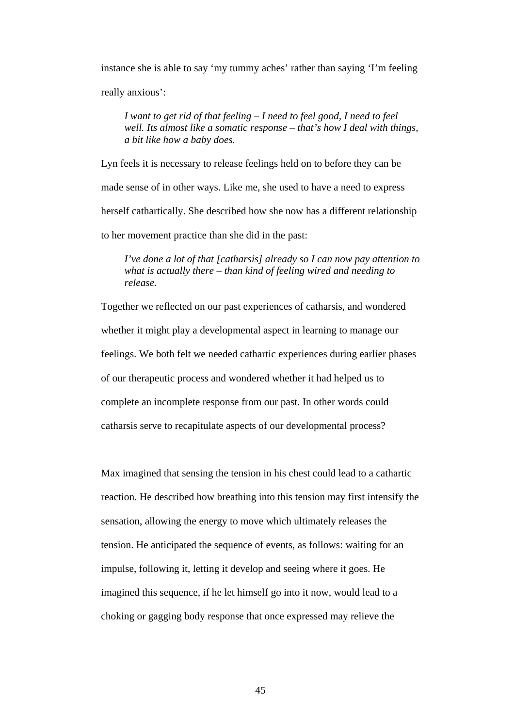instance she is able to say 'my tummy aches' rather than saying 'I'm feeling really anxious':

> *I want to get rid of that feeling – I need to feel good, I need to feel well. Its almost like a somatic response – that's how I deal with things, a bit like how a baby does.*

Lyn feels it is necessary to release feelings held on to before they can be made sense of in other ways. Like me, she used to have a need to express herself cathartically. She described how she now has a different relationship to her movement practice than she did in the past:

> *I've done a lot of that [catharsis] already so I can now pay attention to what is actually there – than kind of feeling wired and needing to release.*

Together we reflected on our past experiences of catharsis, and wondered whether it might play a developmental aspect in learning to manage our feelings. We both felt we needed cathartic experiences during earlier phases of our therapeutic process and wondered whether it had helped us to complete an incomplete response from our past. In other words could catharsis serve to recapitulate aspects of our developmental process?

Max imagined that sensing the tension in his chest could lead to a cathartic reaction. He described how breathing into this tension may first intensify the sensation, allowing the energy to move which ultimately releases the tension. He anticipated the sequence of events, as follows: waiting for an impulse, following it, letting it develop and seeing where it goes. He imagined this sequence, if he let himself go into it now, would lead to a choking or gagging body response that once expressed may relieve the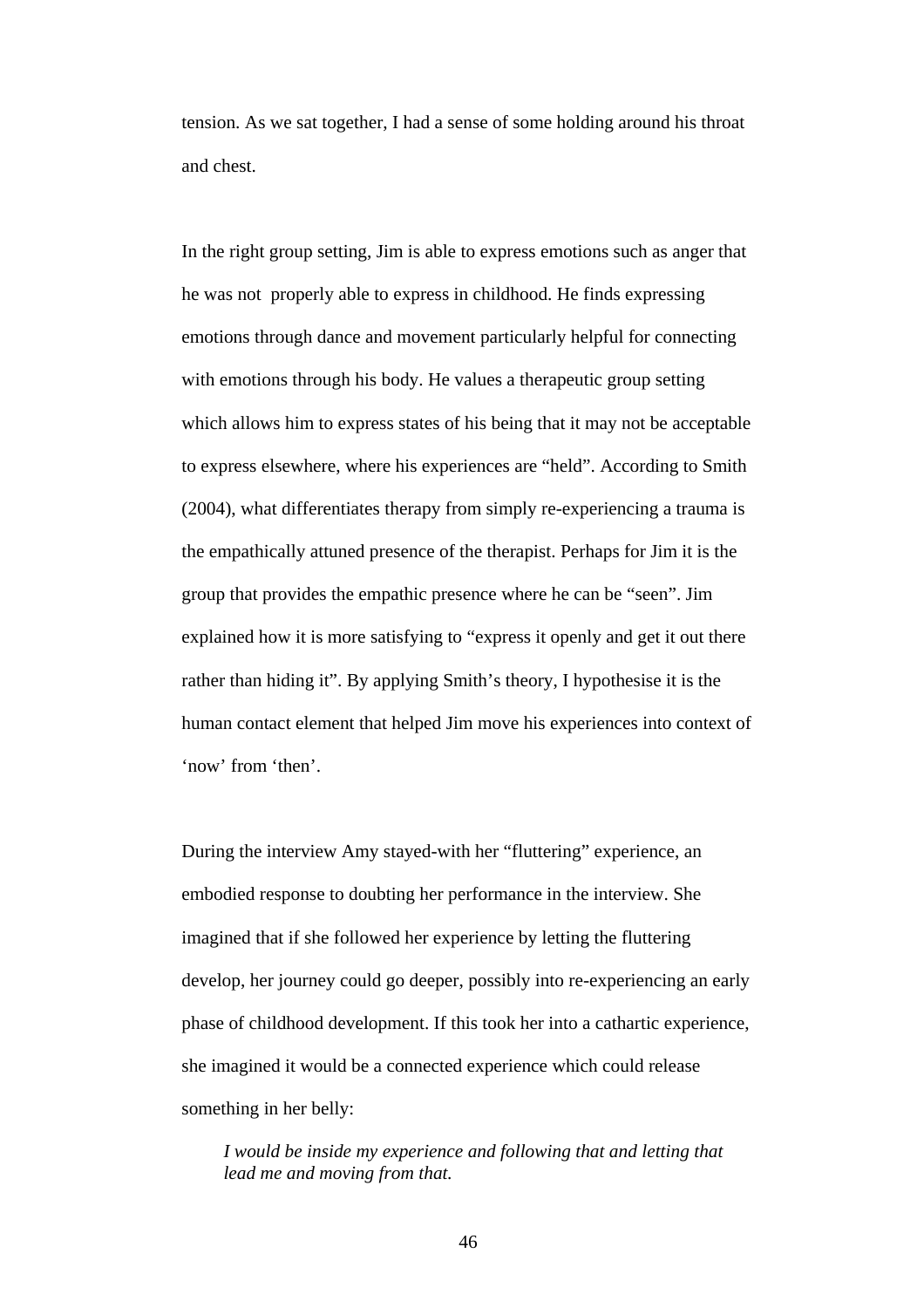tension. As we sat together, I had a sense of some holding around his throat and chest.

In the right group setting, Jim is able to express emotions such as anger that he was not properly able to express in childhood. He finds expressing emotions through dance and movement particularly helpful for connecting with emotions through his body. He values a therapeutic group setting which allows him to express states of his being that it may not be acceptable to express elsewhere, where his experiences are "held". According to Smith (2004), what differentiates therapy from simply re-experiencing a trauma is the empathically attuned presence of the therapist. Perhaps for Jim it is the group that provides the empathic presence where he can be "seen". Jim explained how it is more satisfying to "express it openly and get it out there rather than hiding it". By applying Smith's theory, I hypothesise it is the human contact element that helped Jim move his experiences into context of 'now' from 'then'.

During the interview Amy stayed-with her "fluttering" experience, an embodied response to doubting her performance in the interview. She imagined that if she followed her experience by letting the fluttering develop, her journey could go deeper, possibly into re-experiencing an early phase of childhood development. If this took her into a cathartic experience, she imagined it would be a connected experience which could release something in her belly:

> *I would be inside my experience and following that and letting that lead me and moving from that.*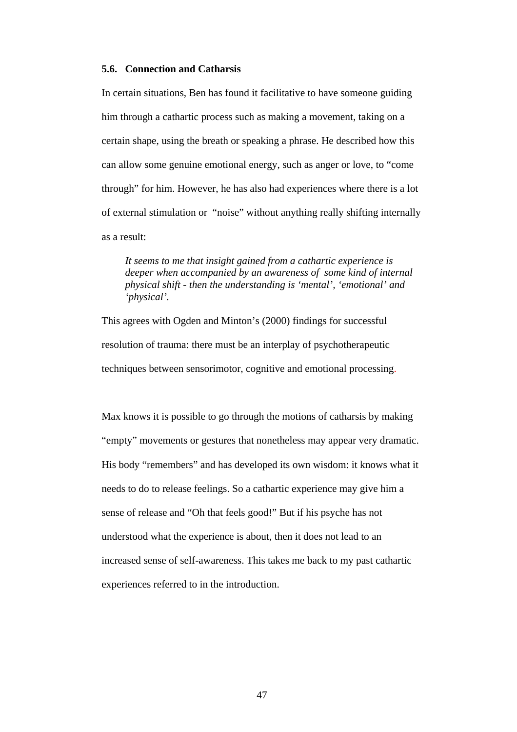### 5.6. Connection and Catharsis

In certain situations, Ben has found it facilitative to have someone guiding him through a cathartic process such as making a movement, taking on a certain shape, using the breath or speaking a phrase. He described how this can allow some genuine emotional energy, such as anger or love, to "come through" for him. However, he has also had experiences where there is a lot of external stimulation or "noise" without anything really shifting internally as a result:

> *It seems to me that insight gained from a cathartic experience is deeper when accompanied by an awareness of some kind of internal physical shift - then the understanding is 'mental', 'emotional' and 'physical'.*

This agrees with Ogden and Minton's (2000) findings for successful resolution of trauma: there must be an interplay of psychotherapeutic techniques between sensorimotor, cognitive and emotional processing.

Max knows it is possible to go through the motions of catharsis by making "empty" movements or gestures that nonetheless may appear very dramatic. His body "remembers" and has developed its own wisdom: it knows what it needs to do to release feelings. So a cathartic experience may give him a sense of release and "Oh that feels good!" But if his psyche has not understood what the experience is about, then it does not lead to an increased sense of self-awareness. This takes me back to my past cathartic experiences referred to in the introduction.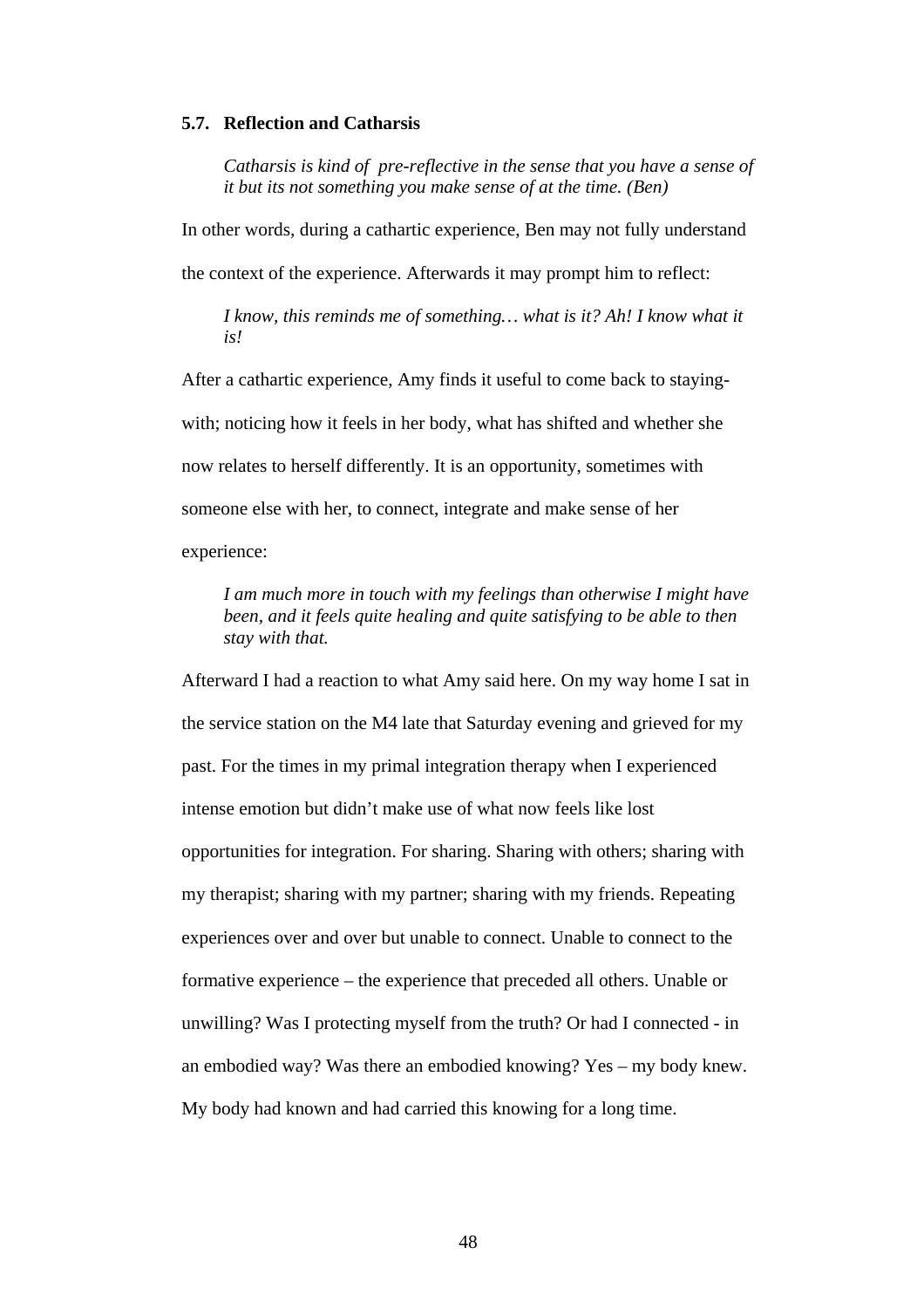## 5.7. Reflection and Catharsis

> *Catharsis is kind of  pre-reflective in the sense that you have a sense of it but its not something you make sense of at the time. (Ben)*

In other words, during a cathartic experience, Ben may not fully understand the context of the experience. Afterwards it may prompt him to reflect:

> *I know, this reminds me of something… what is it? Ah! I know what it is!*

After a cathartic experience, Amy finds it useful to come back to staying-with; noticing how it feels in her body, what has shifted and whether she now relates to herself differently. It is an opportunity, sometimes with someone else with her, to connect, integrate and make sense of her experience:

> *I am much more in touch with my feelings than otherwise I might have been, and it feels quite healing and quite satisfying to be able to then stay with that.*

Afterward I had a reaction to what Amy said here. On my way home I sat in the service station on the M4 late that Saturday evening and grieved for my past. For the times in my primal integration therapy when I experienced intense emotion but didn't make use of what now feels like lost opportunities for integration. For sharing. Sharing with others; sharing with my therapist; sharing with my partner; sharing with my friends. Repeating experiences over and over but unable to connect. Unable to connect to the formative experience – the experience that preceded all others. Unable or unwilling? Was I protecting myself from the truth? Or had I connected - in an embodied way? Was there an embodied knowing? Yes – my body knew. My body had known and had carried this knowing for a long time.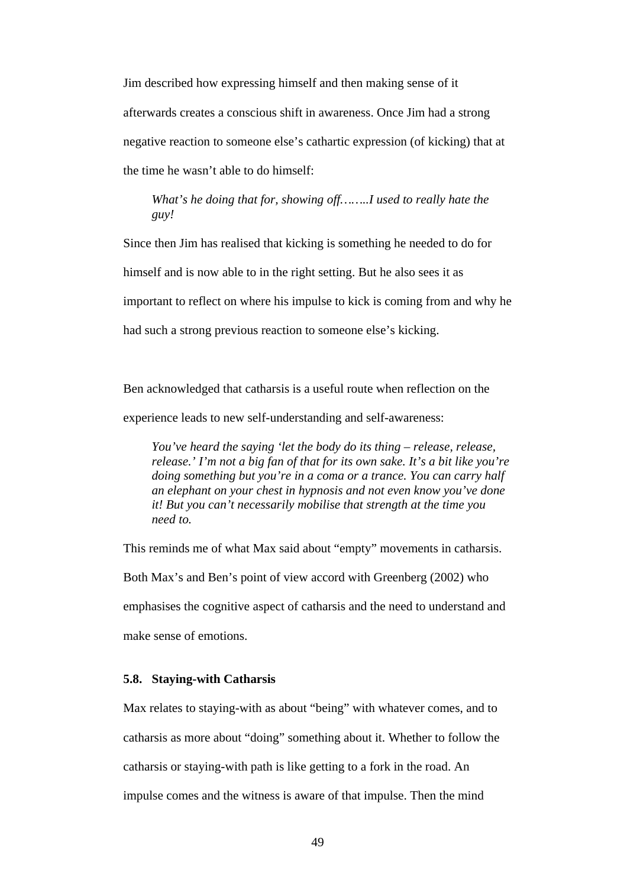Jim described how expressing himself and then making sense of it afterwards creates a conscious shift in awareness. Once Jim had a strong negative reaction to someone else's cathartic expression (of kicking) that at the time he wasn't able to do himself:

> *What's he doing that for, showing off……..I used to really hate the guy!*

Since then Jim has realised that kicking is something he needed to do for himself and is now able to in the right setting. But he also sees it as important to reflect on where his impulse to kick is coming from and why he had such a strong previous reaction to someone else's kicking.

Ben acknowledged that catharsis is a useful route when reflection on the experience leads to new self-understanding and self-awareness:

> *You've heard the saying 'let the body do its thing – release, release, release.' I'm not a big fan of that for its own sake. It's a bit like you're doing something but you're in a coma or a trance. You can carry half an elephant on your chest in hypnosis and not even know you've done it! But you can't necessarily mobilise that strength at the time you need to.*

This reminds me of what Max said about "empty" movements in catharsis. Both Max's and Ben's point of view accord with Greenberg (2002) who emphasises the cognitive aspect of catharsis and the need to understand and make sense of emotions.

### 5.8. Staying-with Catharsis

Max relates to staying-with as about "being" with whatever comes, and to catharsis as more about "doing" something about it. Whether to follow the catharsis or staying-with path is like getting to a fork in the road. An impulse comes and the witness is aware of that impulse. Then the mind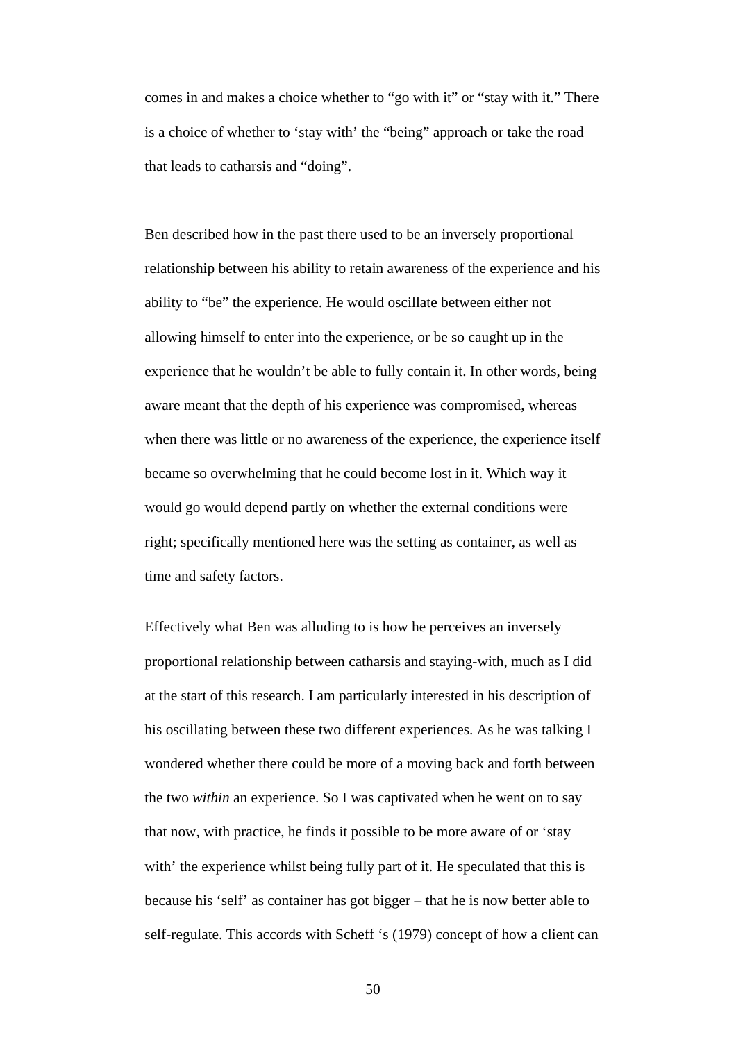comes in and makes a choice whether to "go with it" or "stay with it." There is a choice of whether to 'stay with' the "being" approach or take the road that leads to catharsis and "doing".

Ben described how in the past there used to be an inversely proportional relationship between his ability to retain awareness of the experience and his ability to "be" the experience. He would oscillate between either not allowing himself to enter into the experience, or be so caught up in the experience that he wouldn't be able to fully contain it. In other words, being aware meant that the depth of his experience was compromised, whereas when there was little or no awareness of the experience, the experience itself became so overwhelming that he could become lost in it. Which way it would go would depend partly on whether the external conditions were right; specifically mentioned here was the setting as container, as well as time and safety factors.

Effectively what Ben was alluding to is how he perceives an inversely proportional relationship between catharsis and staying-with, much as I did at the start of this research. I am particularly interested in his description of his oscillating between these two different experiences. As he was talking I wondered whether there could be more of a moving back and forth between the two *within* an experience. So I was captivated when he went on to say that now, with practice, he finds it possible to be more aware of or 'stay with' the experience whilst being fully part of it. He speculated that this is because his 'self' as container has got bigger – that he is now better able to self-regulate. This accords with Scheff 's (1979) concept of how a client can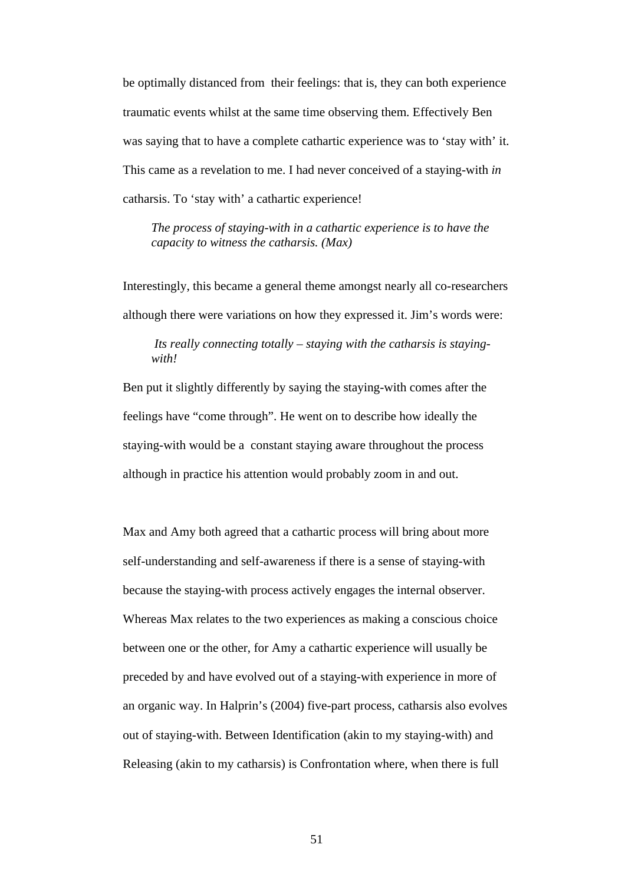be optimally distanced from their feelings: that is, they can both experience traumatic events whilst at the same time observing them. Effectively Ben was saying that to have a complete cathartic experience was to 'stay with' it. This came as a revelation to me. I had never conceived of a staying-with *in* catharsis. To 'stay with' a cathartic experience!

> *The process of staying-with in a cathartic experience is to have the capacity to witness the catharsis. (Max)*

Interestingly, this became a general theme amongst nearly all co-researchers although there were variations on how they expressed it. Jim's words were:

> *Its really connecting totally – staying with the catharsis is staying-with!*

Ben put it slightly differently by saying the staying-with comes after the feelings have "come through". He went on to describe how ideally the staying-with would be a constant staying aware throughout the process although in practice his attention would probably zoom in and out.

Max and Amy both agreed that a cathartic process will bring about more self-understanding and self-awareness if there is a sense of staying-with because the staying-with process actively engages the internal observer. Whereas Max relates to the two experiences as making a conscious choice between one or the other, for Amy a cathartic experience will usually be preceded by and have evolved out of a staying-with experience in more of an organic way. In Halprin's (2004) five-part process, catharsis also evolves out of staying-with. Between Identification (akin to my staying-with) and Releasing (akin to my catharsis) is Confrontation where, when there is full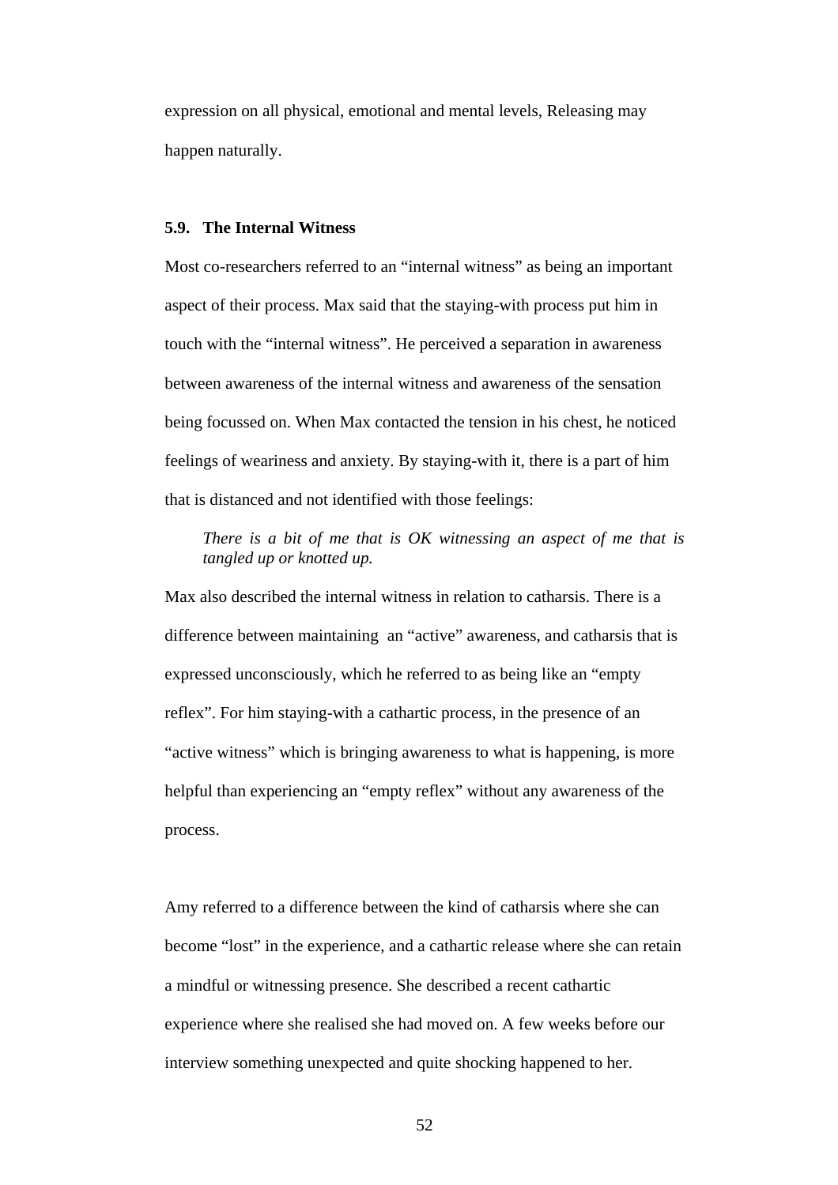expression on all physical, emotional and mental levels, Releasing may happen naturally.

### 5.9. The Internal Witness

Most co-researchers referred to an "internal witness" as being an important aspect of their process. Max said that the staying-with process put him in touch with the "internal witness". He perceived a separation in awareness between awareness of the internal witness and awareness of the sensation being focussed on. When Max contacted the tension in his chest, he noticed feelings of weariness and anxiety. By staying-with it, there is a part of him that is distanced and not identified with those feelings:

> *There is a bit of me that is OK witnessing an aspect of me that is tangled up or knotted up.*

Max also described the internal witness in relation to catharsis. There is a difference between maintaining an "active" awareness, and catharsis that is expressed unconsciously, which he referred to as being like an "empty reflex". For him staying-with a cathartic process, in the presence of an "active witness" which is bringing awareness to what is happening, is more helpful than experiencing an "empty reflex" without any awareness of the process.

Amy referred to a difference between the kind of catharsis where she can become "lost" in the experience, and a cathartic release where she can retain a mindful or witnessing presence. She described a recent cathartic experience where she realised she had moved on. A few weeks before our interview something unexpected and quite shocking happened to her.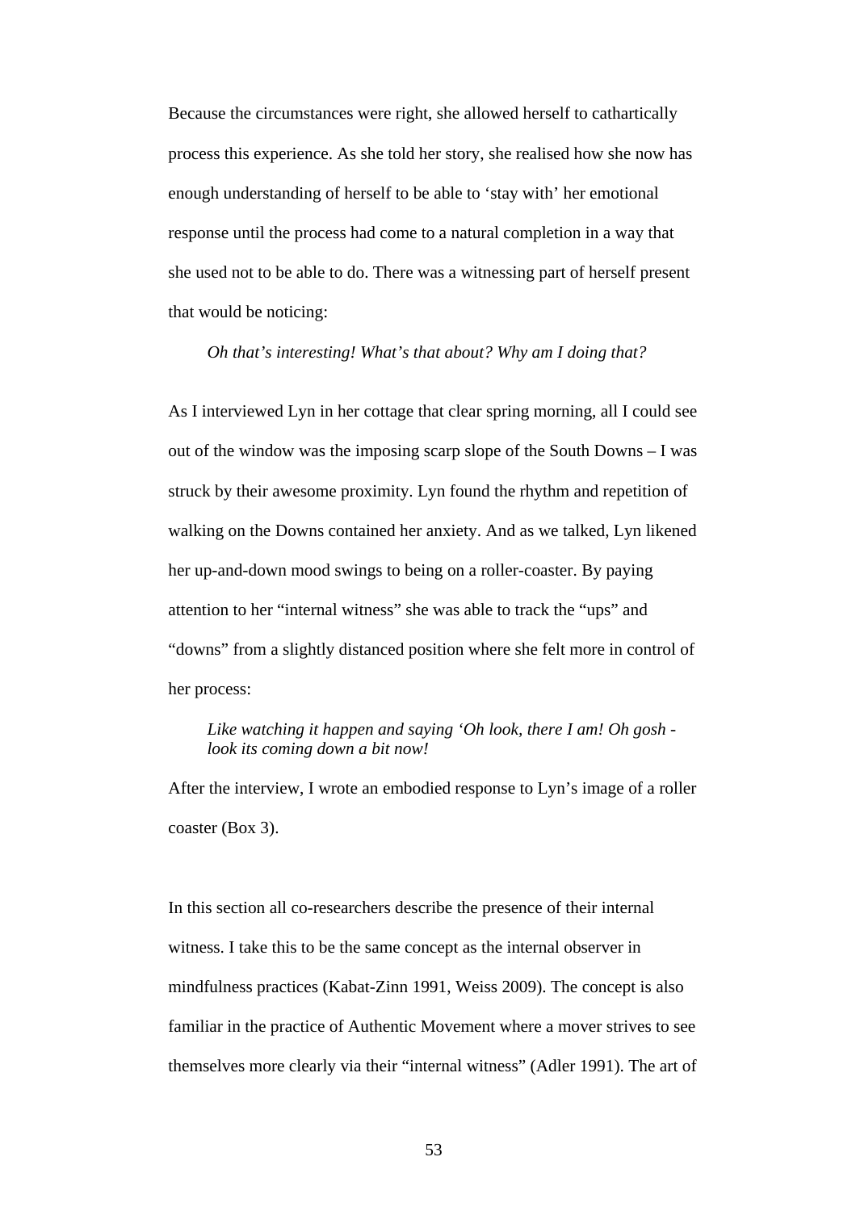Because the circumstances were right, she allowed herself to cathartically process this experience. As she told her story, she realised how she now has enough understanding of herself to be able to 'stay with' her emotional response until the process had come to a natural completion in a way that she used not to be able to do. There was a witnessing part of herself present that would be noticing:

> *Oh that's interesting! What's that about? Why am I doing that?*

As I interviewed Lyn in her cottage that clear spring morning, all I could see out of the window was the imposing scarp slope of the South Downs – I was struck by their awesome proximity. Lyn found the rhythm and repetition of walking on the Downs contained her anxiety. And as we talked, Lyn likened her up-and-down mood swings to being on a roller-coaster. By paying attention to her "internal witness" she was able to track the "ups" and "downs" from a slightly distanced position where she felt more in control of her process:

> *Like watching it happen and saying 'Oh look, there I am! Oh gosh - look its coming down a bit now!*

After the interview, I wrote an embodied response to Lyn's image of a roller coaster (Box 3).

In this section all co-researchers describe the presence of their internal witness. I take this to be the same concept as the internal observer in mindfulness practices (Kabat-Zinn 1991, Weiss 2009). The concept is also familiar in the practice of Authentic Movement where a mover strives to see themselves more clearly via their "internal witness" (Adler 1991). The art of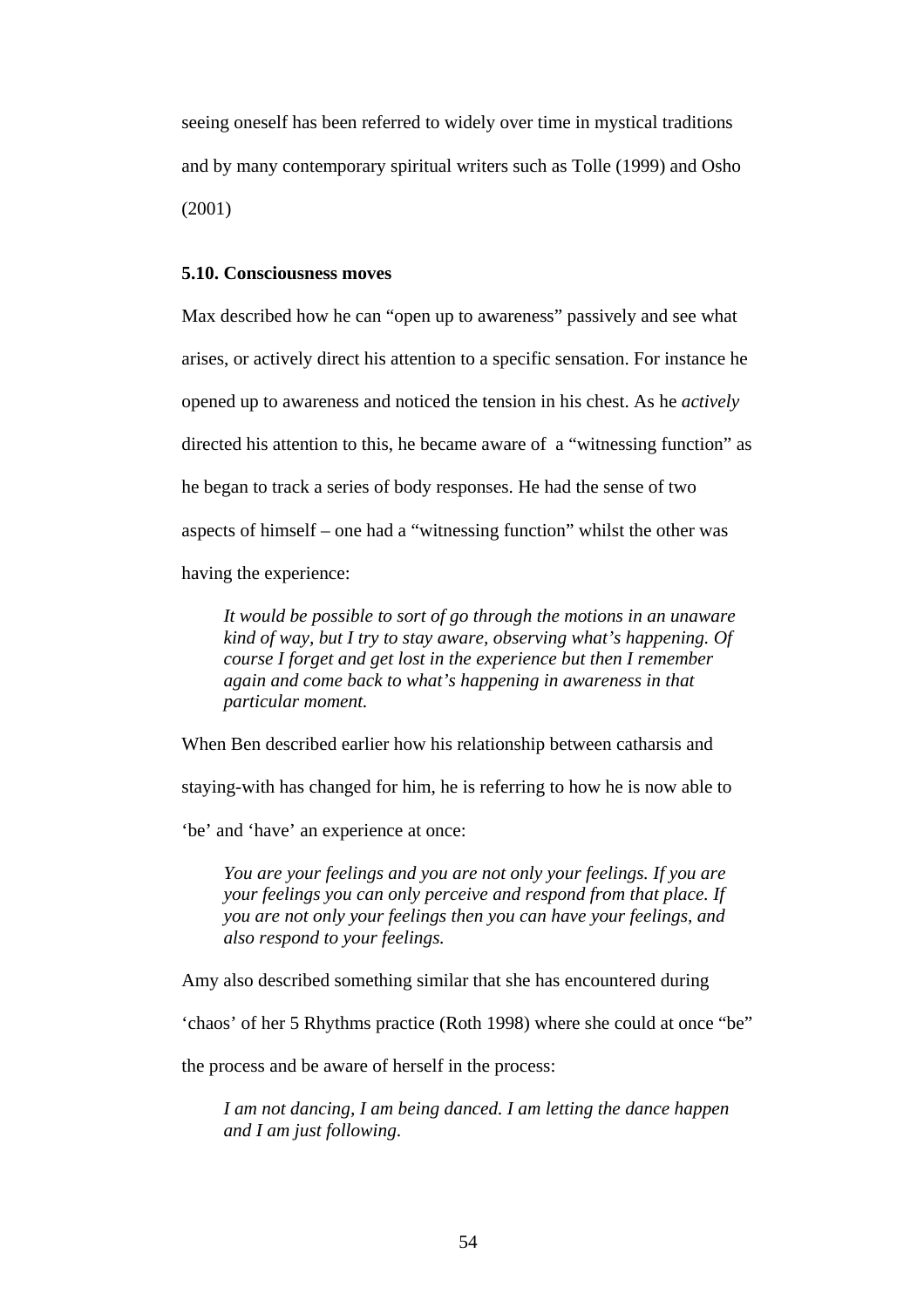seeing oneself has been referred to widely over time in mystical traditions and by many contemporary spiritual writers such as Tolle (1999) and Osho (2001)

### 5.10. Consciousness moves

Max described how he can "open up to awareness" passively and see what arises, or actively direct his attention to a specific sensation. For instance he opened up to awareness and noticed the tension in his chest. As he *actively* directed his attention to this, he became aware of a "witnessing function" as he began to track a series of body responses. He had the sense of two aspects of himself – one had a "witnessing function" whilst the other was having the experience:

> *It would be possible to sort of go through the motions in an unaware kind of way, but I try to stay aware, observing what's happening. Of course I forget and get lost in the experience but then I remember again and come back to what's happening in awareness in that particular moment.*

When Ben described earlier how his relationship between catharsis and staying-with has changed for him, he is referring to how he is now able to 'be' and 'have' an experience at once:

> *You are your feelings and you are not only your feelings. If you are your feelings you can only perceive and respond from that place. If you are not only your feelings then you can have your feelings, and also respond to your feelings.*

Amy also described something similar that she has encountered during 'chaos' of her 5 Rhythms practice (Roth 1998) where she could at once "be" the process and be aware of herself in the process:

> *I am not dancing, I am being danced. I am letting the dance happen and I am just following.*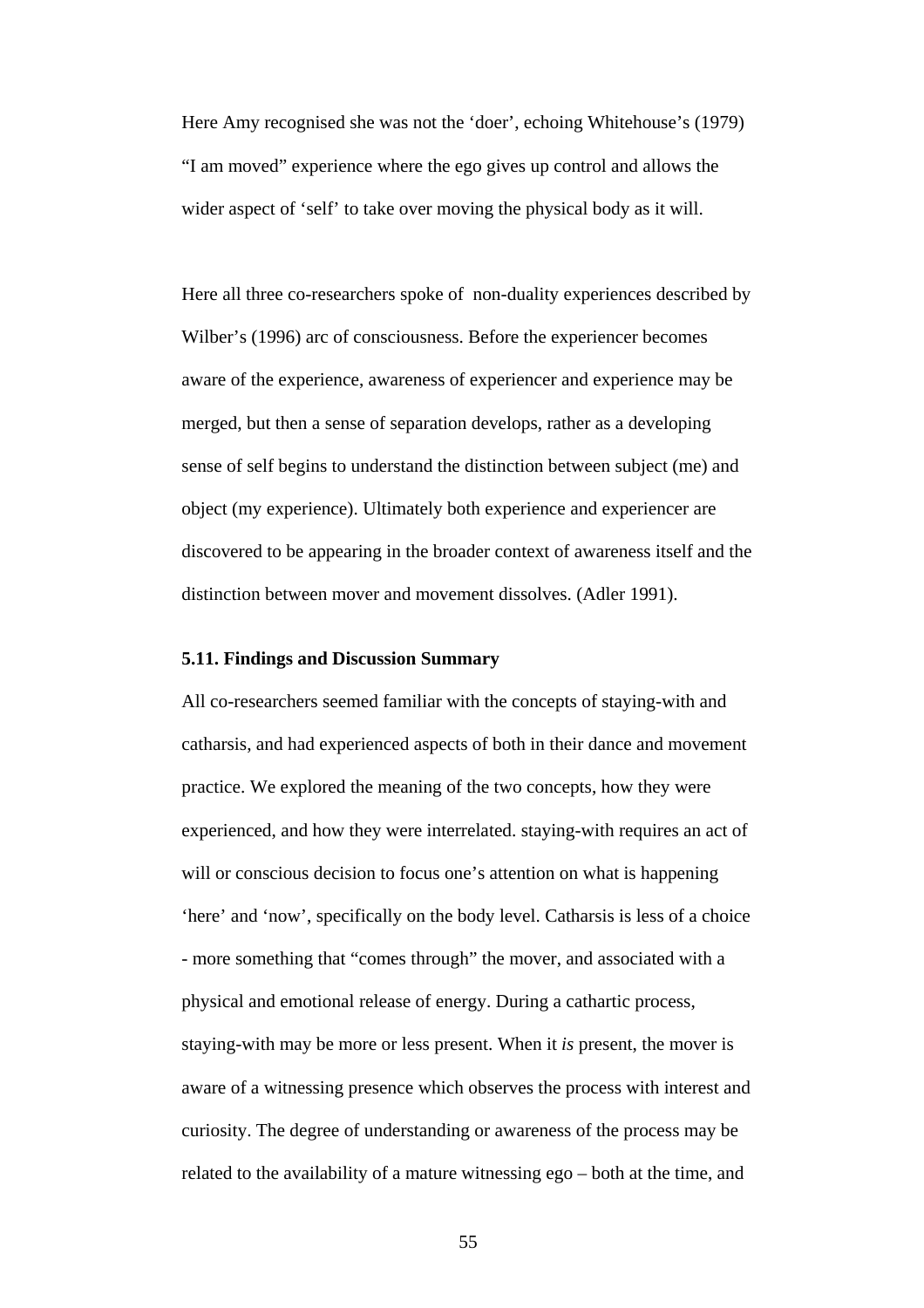Here Amy recognised she was not the 'doer', echoing Whitehouse's (1979) "I am moved" experience where the ego gives up control and allows the wider aspect of 'self' to take over moving the physical body as it will.

Here all three co-researchers spoke of non-duality experiences described by Wilber's (1996) arc of consciousness. Before the experiencer becomes aware of the experience, awareness of experiencer and experience may be merged, but then a sense of separation develops, rather as a developing sense of self begins to understand the distinction between subject (me) and object (my experience). Ultimately both experience and experiencer are discovered to be appearing in the broader context of awareness itself and the distinction between mover and movement dissolves. (Adler 1991).

### 5.11. Findings and Discussion Summary

All co-researchers seemed familiar with the concepts of staying-with and catharsis, and had experienced aspects of both in their dance and movement practice. We explored the meaning of the two concepts, how they were experienced, and how they were interrelated. staying-with requires an act of will or conscious decision to focus one's attention on what is happening 'here' and 'now', specifically on the body level. Catharsis is less of a choice - more something that "comes through" the mover, and associated with a physical and emotional release of energy. During a cathartic process, staying-with may be more or less present. When it *is* present, the mover is aware of a witnessing presence which observes the process with interest and curiosity. The degree of understanding or awareness of the process may be related to the availability of a mature witnessing ego – both at the time, and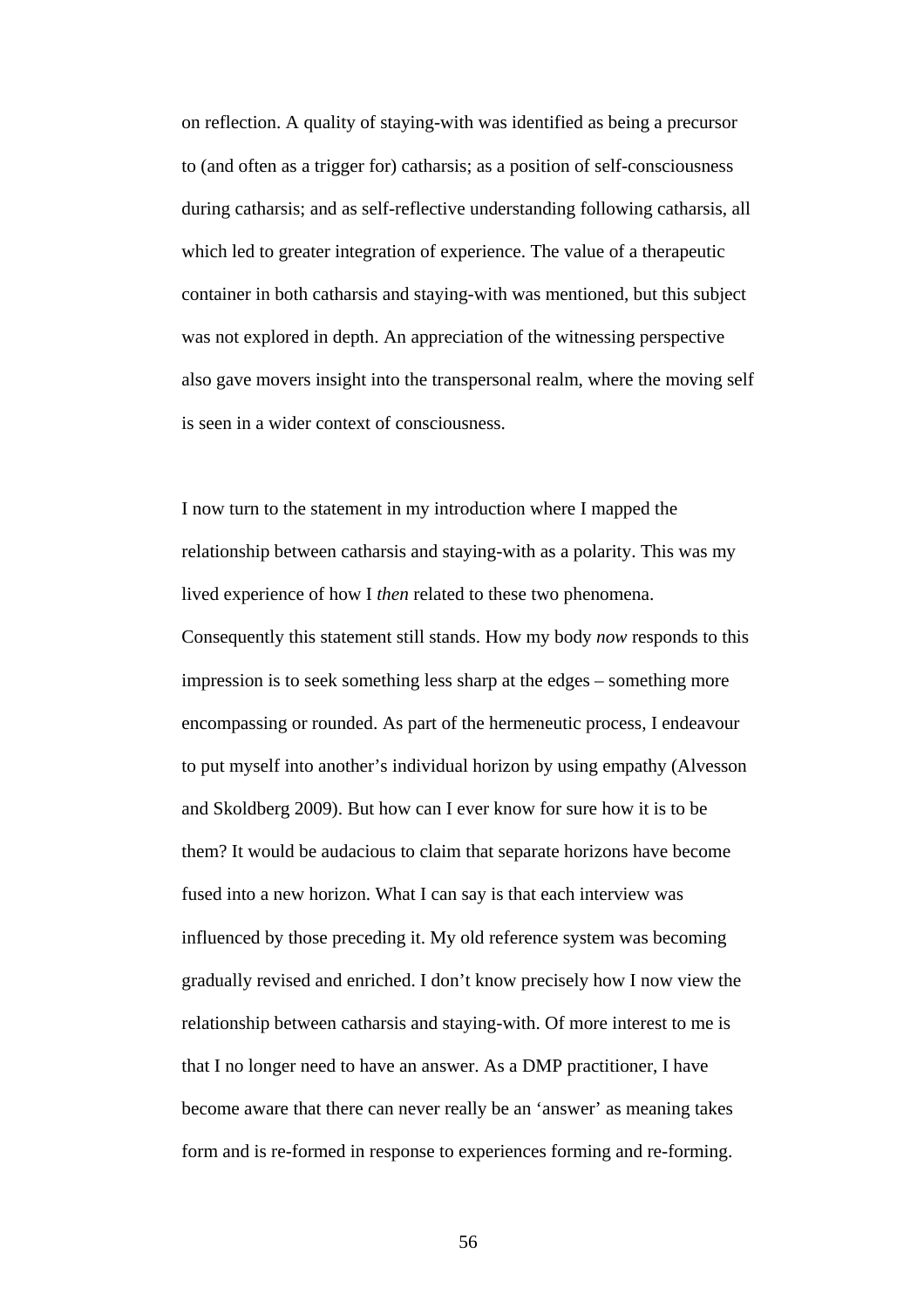on reflection. A quality of staying-with was identified as being a precursor to (and often as a trigger for) catharsis; as a position of self-consciousness during catharsis; and as self-reflective understanding following catharsis, all which led to greater integration of experience. The value of a therapeutic container in both catharsis and staying-with was mentioned, but this subject was not explored in depth. An appreciation of the witnessing perspective also gave movers insight into the transpersonal realm, where the moving self is seen in a wider context of consciousness.

I now turn to the statement in my introduction where I mapped the relationship between catharsis and staying-with as a polarity. This was my lived experience of how I *then* related to these two phenomena. Consequently this statement still stands. How my body *now* responds to this impression is to seek something less sharp at the edges – something more encompassing or rounded. As part of the hermeneutic process, I endeavour to put myself into another's individual horizon by using empathy (Alvesson and Skoldberg 2009). But how can I ever know for sure how it is to be them? It would be audacious to claim that separate horizons have become fused into a new horizon. What I can say is that each interview was influenced by those preceding it. My old reference system was becoming gradually revised and enriched. I don't know precisely how I now view the relationship between catharsis and staying-with. Of more interest to me is that I no longer need to have an answer. As a DMP practitioner, I have become aware that there can never really be an 'answer' as meaning takes form and is re-formed in response to experiences forming and re-forming.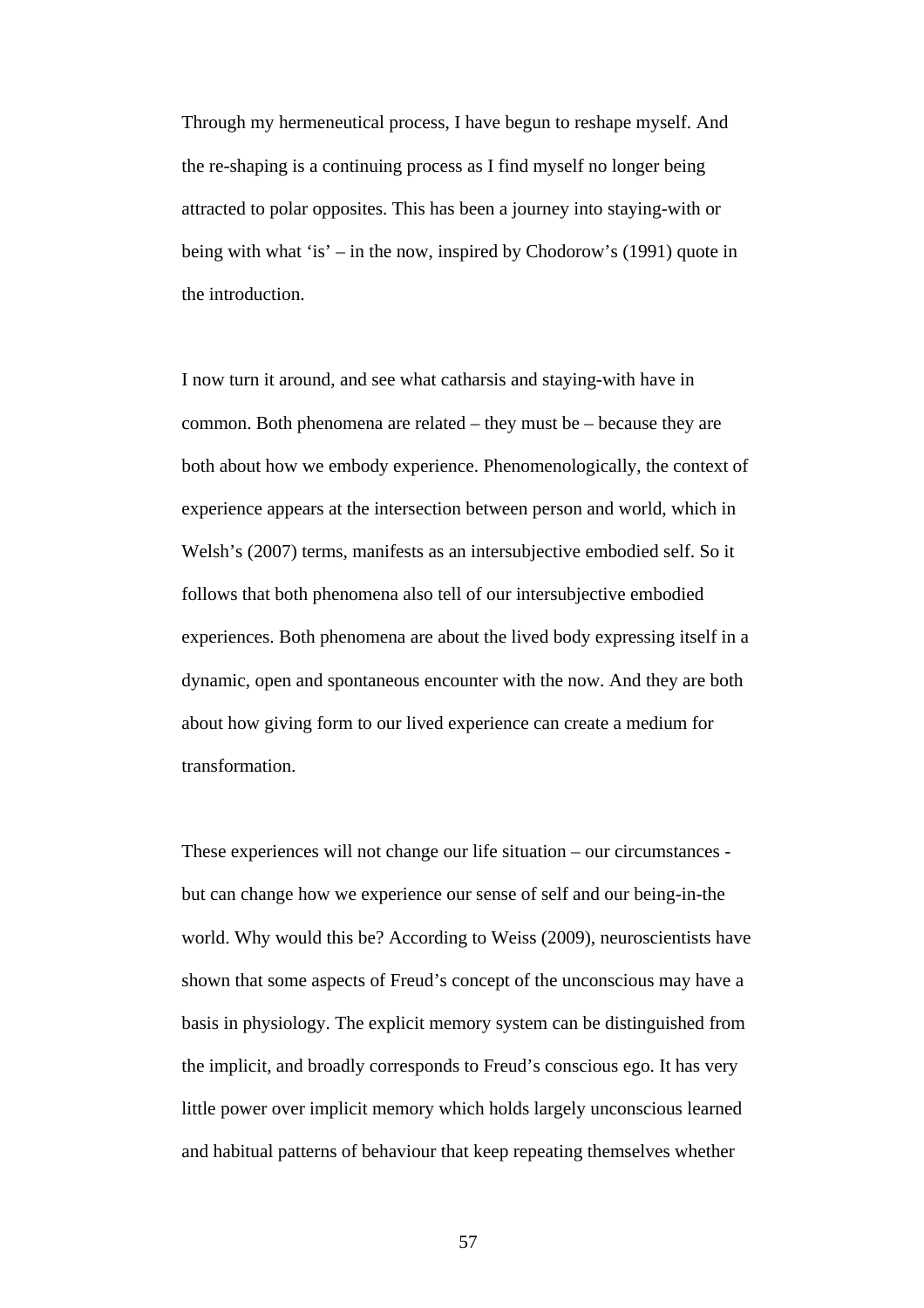Through my hermeneutical process, I have begun to reshape myself. And the re-shaping is a continuing process as I find myself no longer being attracted to polar opposites. This has been a journey into staying-with or being with what 'is' – in the now, inspired by Chodorow's (1991) quote in the introduction.

I now turn it around, and see what catharsis and staying-with have in common. Both phenomena are related – they must be – because they are both about how we embody experience. Phenomenologically, the context of experience appears at the intersection between person and world, which in Welsh's (2007) terms, manifests as an intersubjective embodied self. So it follows that both phenomena also tell of our intersubjective embodied experiences. Both phenomena are about the lived body expressing itself in a dynamic, open and spontaneous encounter with the now. And they are both about how giving form to our lived experience can create a medium for transformation.

These experiences will not change our life situation – our circumstances - but can change how we experience our sense of self and our being-in-the world. Why would this be? According to Weiss (2009), neuroscientists have shown that some aspects of Freud's concept of the unconscious may have a basis in physiology. The explicit memory system can be distinguished from the implicit, and broadly corresponds to Freud's conscious ego. It has very little power over implicit memory which holds largely unconscious learned and habitual patterns of behaviour that keep repeating themselves whether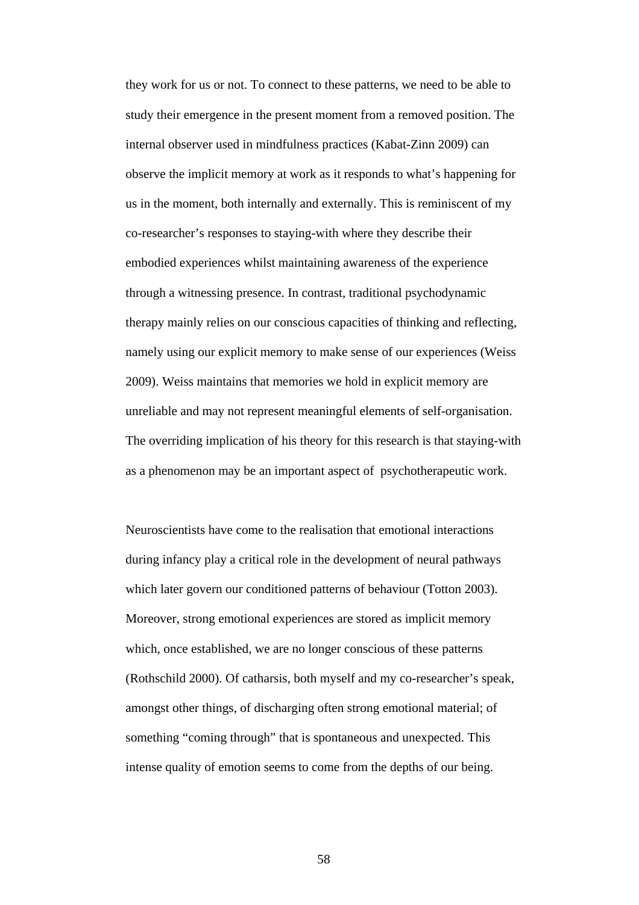they work for us or not. To connect to these patterns, we need to be able to study their emergence in the present moment from a removed position. The internal observer used in mindfulness practices (Kabat-Zinn 2009) can observe the implicit memory at work as it responds to what's happening for us in the moment, both internally and externally. This is reminiscent of my co-researcher's responses to staying-with where they describe their embodied experiences whilst maintaining awareness of the experience through a witnessing presence. In contrast, traditional psychodynamic therapy mainly relies on our conscious capacities of thinking and reflecting, namely using our explicit memory to make sense of our experiences (Weiss 2009). Weiss maintains that memories we hold in explicit memory are unreliable and may not represent meaningful elements of self-organisation. The overriding implication of his theory for this research is that staying-with as a phenomenon may be an important aspect of psychotherapeutic work.

Neuroscientists have come to the realisation that emotional interactions during infancy play a critical role in the development of neural pathways which later govern our conditioned patterns of behaviour (Totton 2003). Moreover, strong emotional experiences are stored as implicit memory which, once established, we are no longer conscious of these patterns (Rothschild 2000). Of catharsis, both myself and my co-researcher's speak, amongst other things, of discharging often strong emotional material; of something "coming through" that is spontaneous and unexpected. This intense quality of emotion seems to come from the depths of our being.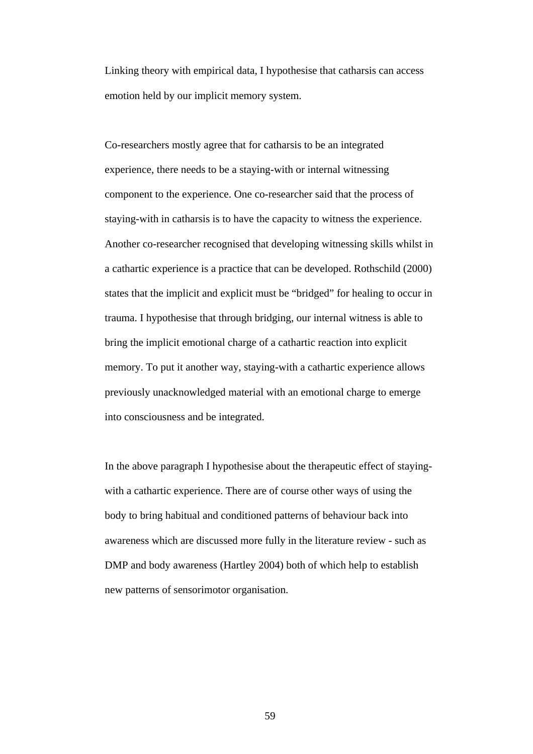Linking theory with empirical data, I hypothesise that catharsis can access emotion held by our implicit memory system.

Co-researchers mostly agree that for catharsis to be an integrated experience, there needs to be a staying-with or internal witnessing component to the experience. One co-researcher said that the process of staying-with in catharsis is to have the capacity to witness the experience. Another co-researcher recognised that developing witnessing skills whilst in a cathartic experience is a practice that can be developed. Rothschild (2000) states that the implicit and explicit must be "bridged" for healing to occur in trauma. I hypothesise that through bridging, our internal witness is able to bring the implicit emotional charge of a cathartic reaction into explicit memory. To put it another way, staying-with a cathartic experience allows previously unacknowledged material with an emotional charge to emerge into consciousness and be integrated.

In the above paragraph I hypothesise about the therapeutic effect of staying-with a cathartic experience. There are of course other ways of using the body to bring habitual and conditioned patterns of behaviour back into awareness which are discussed more fully in the literature review - such as DMP and body awareness (Hartley 2004) both of which help to establish new patterns of sensorimotor organisation.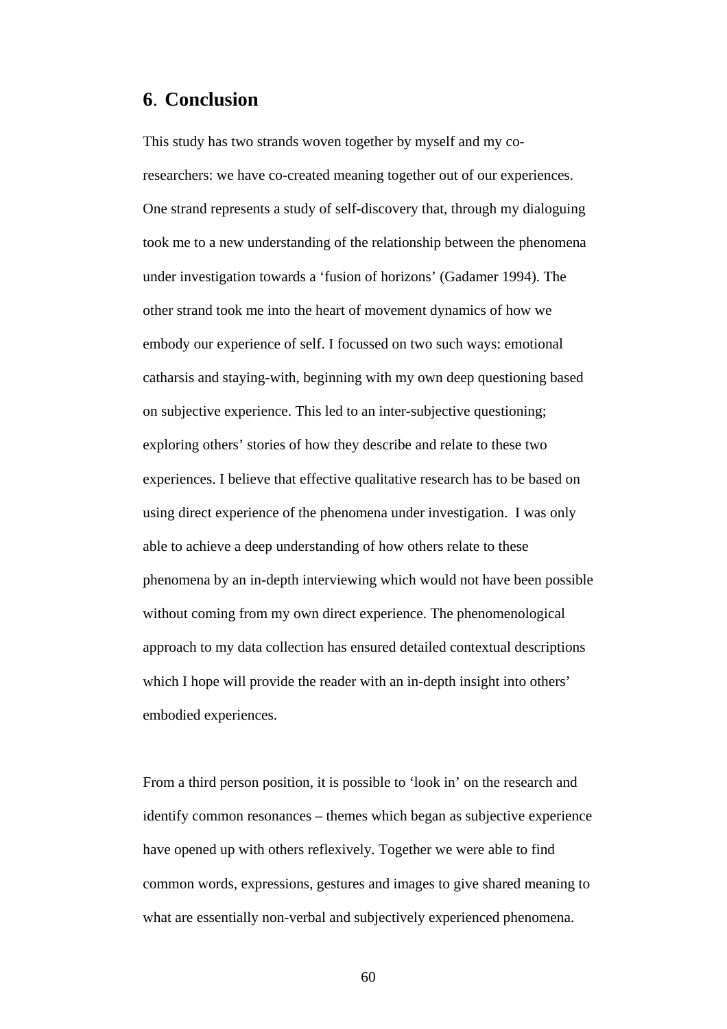## 6. Conclusion

This study has two strands woven together by myself and my co-researchers: we have co-created meaning together out of our experiences. One strand represents a study of self-discovery that, through my dialoguing took me to a new understanding of the relationship between the phenomena under investigation towards a 'fusion of horizons' (Gadamer 1994). The other strand took me into the heart of movement dynamics of how we embody our experience of self. I focussed on two such ways: emotional catharsis and staying-with, beginning with my own deep questioning based on subjective experience. This led to an inter-subjective questioning; exploring others' stories of how they describe and relate to these two experiences. I believe that effective qualitative research has to be based on using direct experience of the phenomena under investigation. I was only able to achieve a deep understanding of how others relate to these phenomena by an in-depth interviewing which would not have been possible without coming from my own direct experience. The phenomenological approach to my data collection has ensured detailed contextual descriptions which I hope will provide the reader with an in-depth insight into others' embodied experiences.

From a third person position, it is possible to 'look in' on the research and identify common resonances – themes which began as subjective experience have opened up with others reflexively. Together we were able to find common words, expressions, gestures and images to give shared meaning to what are essentially non-verbal and subjectively experienced phenomena.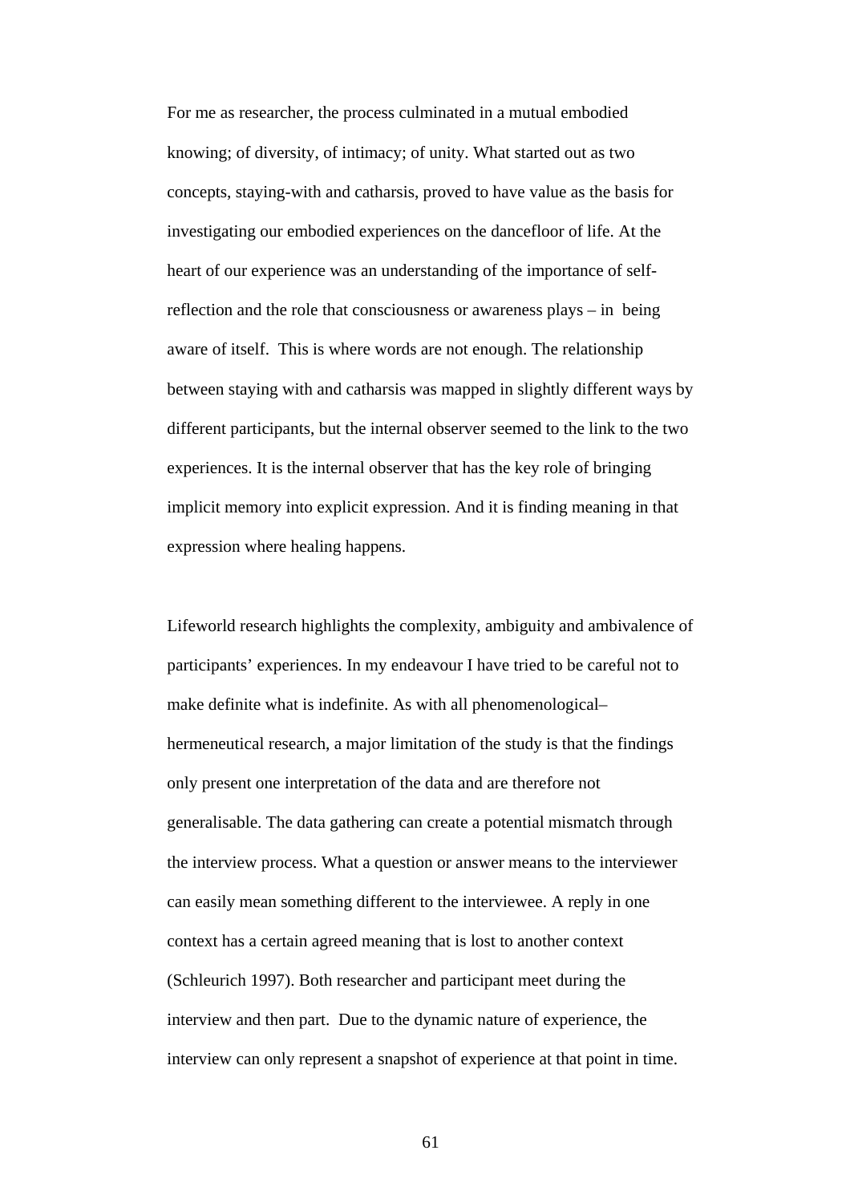For me as researcher, the process culminated in a mutual embodied knowing; of diversity, of intimacy; of unity. What started out as two concepts, staying-with and catharsis, proved to have value as the basis for investigating our embodied experiences on the dancefloor of life. At the heart of our experience was an understanding of the importance of self-reflection and the role that consciousness or awareness plays – in being aware of itself. This is where words are not enough. The relationship between staying with and catharsis was mapped in slightly different ways by different participants, but the internal observer seemed to the link to the two experiences. It is the internal observer that has the key role of bringing implicit memory into explicit expression. And it is finding meaning in that expression where healing happens.

Lifeworld research highlights the complexity, ambiguity and ambivalence of participants' experiences. In my endeavour I have tried to be careful not to make definite what is indefinite. As with all phenomenological–hermeneutical research, a major limitation of the study is that the findings only present one interpretation of the data and are therefore not generalisable. The data gathering can create a potential mismatch through the interview process. What a question or answer means to the interviewer can easily mean something different to the interviewee. A reply in one context has a certain agreed meaning that is lost to another context (Schleurich 1997). Both researcher and participant meet during the interview and then part. Due to the dynamic nature of experience, the interview can only represent a snapshot of experience at that point in time.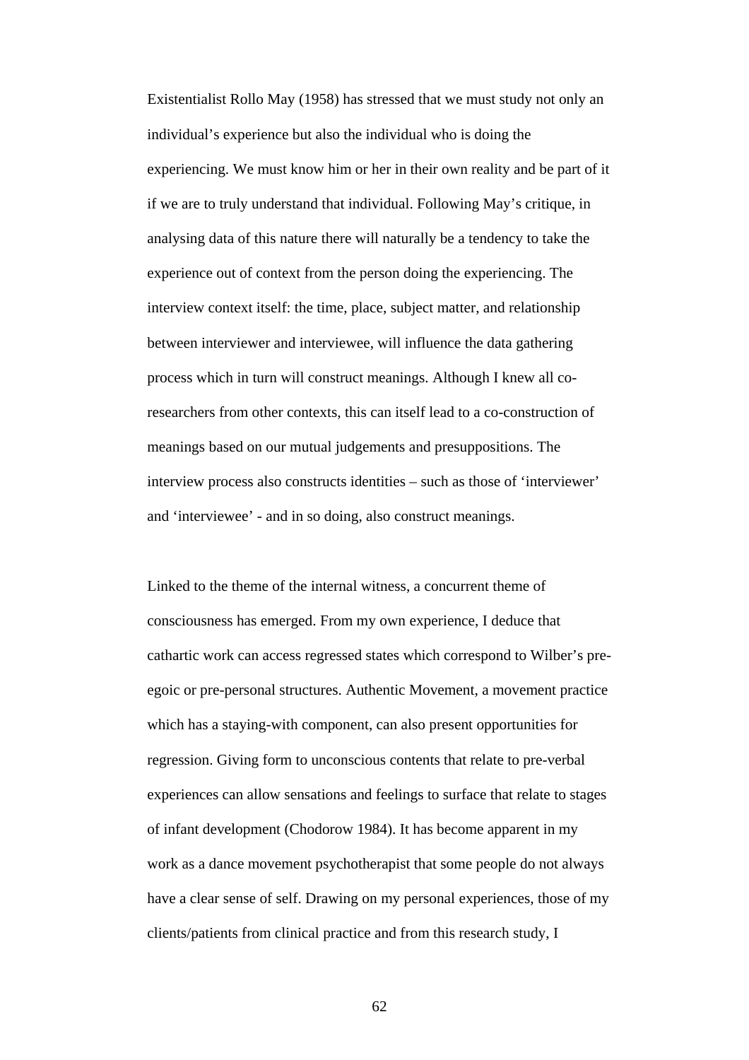Existentialist Rollo May (1958) has stressed that we must study not only an individual's experience but also the individual who is doing the experiencing. We must know him or her in their own reality and be part of it if we are to truly understand that individual. Following May's critique, in analysing data of this nature there will naturally be a tendency to take the experience out of context from the person doing the experiencing. The interview context itself: the time, place, subject matter, and relationship between interviewer and interviewee, will influence the data gathering process which in turn will construct meanings. Although I knew all co-researchers from other contexts, this can itself lead to a co-construction of meanings based on our mutual judgements and presuppositions. The interview process also constructs identities – such as those of 'interviewer' and 'interviewee' - and in so doing, also construct meanings.

Linked to the theme of the internal witness, a concurrent theme of consciousness has emerged. From my own experience, I deduce that cathartic work can access regressed states which correspond to Wilber's pre-egoic or pre-personal structures. Authentic Movement, a movement practice which has a staying-with component, can also present opportunities for regression. Giving form to unconscious contents that relate to pre-verbal experiences can allow sensations and feelings to surface that relate to stages of infant development (Chodorow 1984). It has become apparent in my work as a dance movement psychotherapist that some people do not always have a clear sense of self. Drawing on my personal experiences, those of my clients/patients from clinical practice and from this research study, I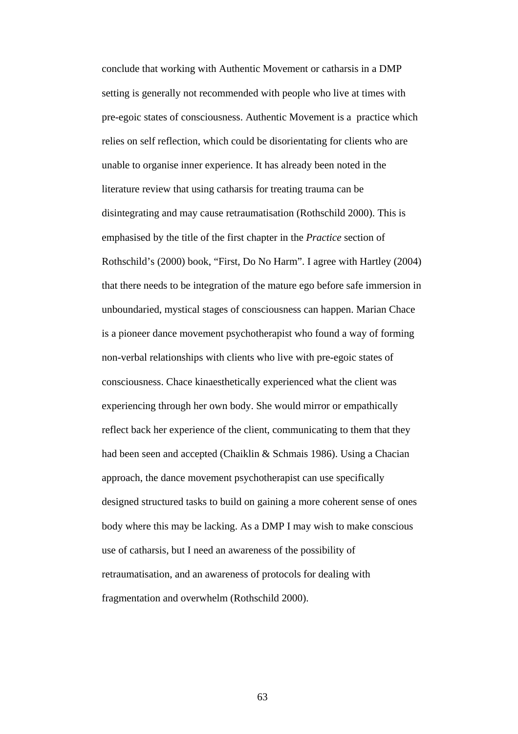conclude that working with Authentic Movement or catharsis in a DMP setting is generally not recommended with people who live at times with pre-egoic states of consciousness. Authentic Movement is a practice which relies on self reflection, which could be disorientating for clients who are unable to organise inner experience. It has already been noted in the literature review that using catharsis for treating trauma can be disintegrating and may cause retraumatisation (Rothschild 2000). This is emphasised by the title of the first chapter in the *Practice* section of Rothschild's (2000) book, "First, Do No Harm". I agree with Hartley (2004) that there needs to be integration of the mature ego before safe immersion in unboundaried, mystical stages of consciousness can happen. Marian Chace is a pioneer dance movement psychotherapist who found a way of forming non-verbal relationships with clients who live with pre-egoic states of consciousness. Chace kinaesthetically experienced what the client was experiencing through her own body. She would mirror or empathically reflect back her experience of the client, communicating to them that they had been seen and accepted (Chaiklin & Schmais 1986). Using a Chacian approach, the dance movement psychotherapist can use specifically designed structured tasks to build on gaining a more coherent sense of ones body where this may be lacking. As a DMP I may wish to make conscious use of catharsis, but I need an awareness of the possibility of retraumatisation, and an awareness of protocols for dealing with fragmentation and overwhelm (Rothschild 2000).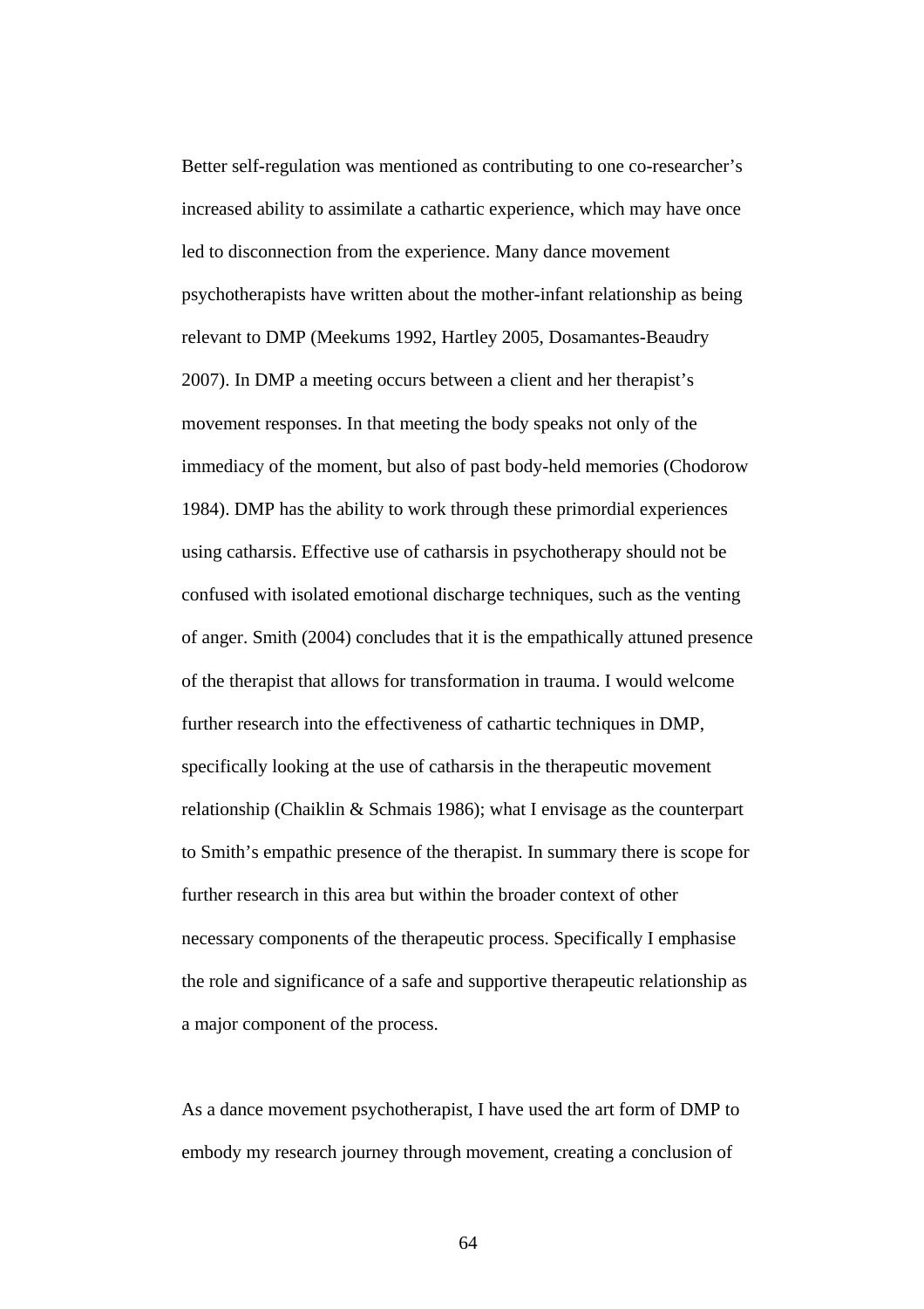Better self-regulation was mentioned as contributing to one co-researcher's increased ability to assimilate a cathartic experience, which may have once led to disconnection from the experience. Many dance movement psychotherapists have written about the mother-infant relationship as being relevant to DMP (Meekums 1992, Hartley 2005, Dosamantes-Beaudry 2007). In DMP a meeting occurs between a client and her therapist's movement responses. In that meeting the body speaks not only of the immediacy of the moment, but also of past body-held memories (Chodorow 1984). DMP has the ability to work through these primordial experiences using catharsis. Effective use of catharsis in psychotherapy should not be confused with isolated emotional discharge techniques, such as the venting of anger. Smith (2004) concludes that it is the empathically attuned presence of the therapist that allows for transformation in trauma. I would welcome further research into the effectiveness of cathartic techniques in DMP, specifically looking at the use of catharsis in the therapeutic movement relationship (Chaiklin & Schmais 1986); what I envisage as the counterpart to Smith's empathic presence of the therapist. In summary there is scope for further research in this area but within the broader context of other necessary components of the therapeutic process. Specifically I emphasise the role and significance of a safe and supportive therapeutic relationship as a major component of the process.

As a dance movement psychotherapist, I have used the art form of DMP to embody my research journey through movement, creating a conclusion of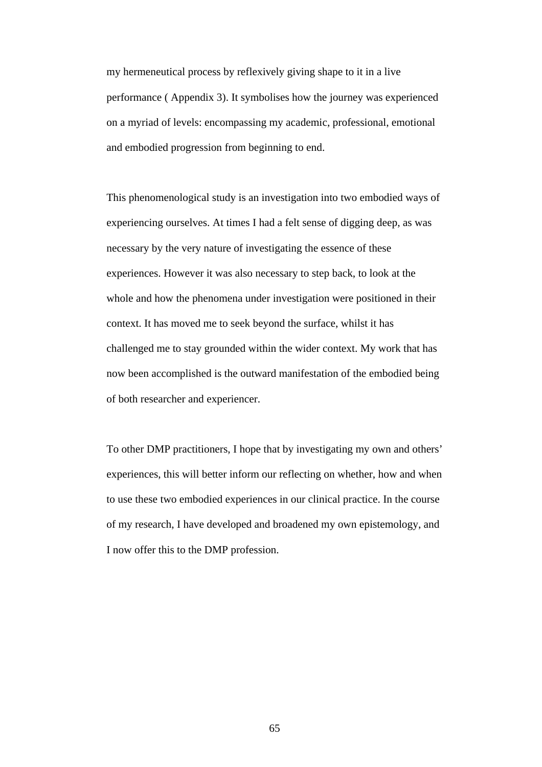my hermeneutical process by reflexively giving shape to it in a live performance ( Appendix 3). It symbolises how the journey was experienced on a myriad of levels: encompassing my academic, professional, emotional and embodied progression from beginning to end.

This phenomenological study is an investigation into two embodied ways of experiencing ourselves. At times I had a felt sense of digging deep, as was necessary by the very nature of investigating the essence of these experiences. However it was also necessary to step back, to look at the whole and how the phenomena under investigation were positioned in their context. It has moved me to seek beyond the surface, whilst it has challenged me to stay grounded within the wider context. My work that has now been accomplished is the outward manifestation of the embodied being of both researcher and experiencer.

To other DMP practitioners, I hope that by investigating my own and others' experiences, this will better inform our reflecting on whether, how and when to use these two embodied experiences in our clinical practice. In the course of my research, I have developed and broadened my own epistemology, and I now offer this to the DMP profession.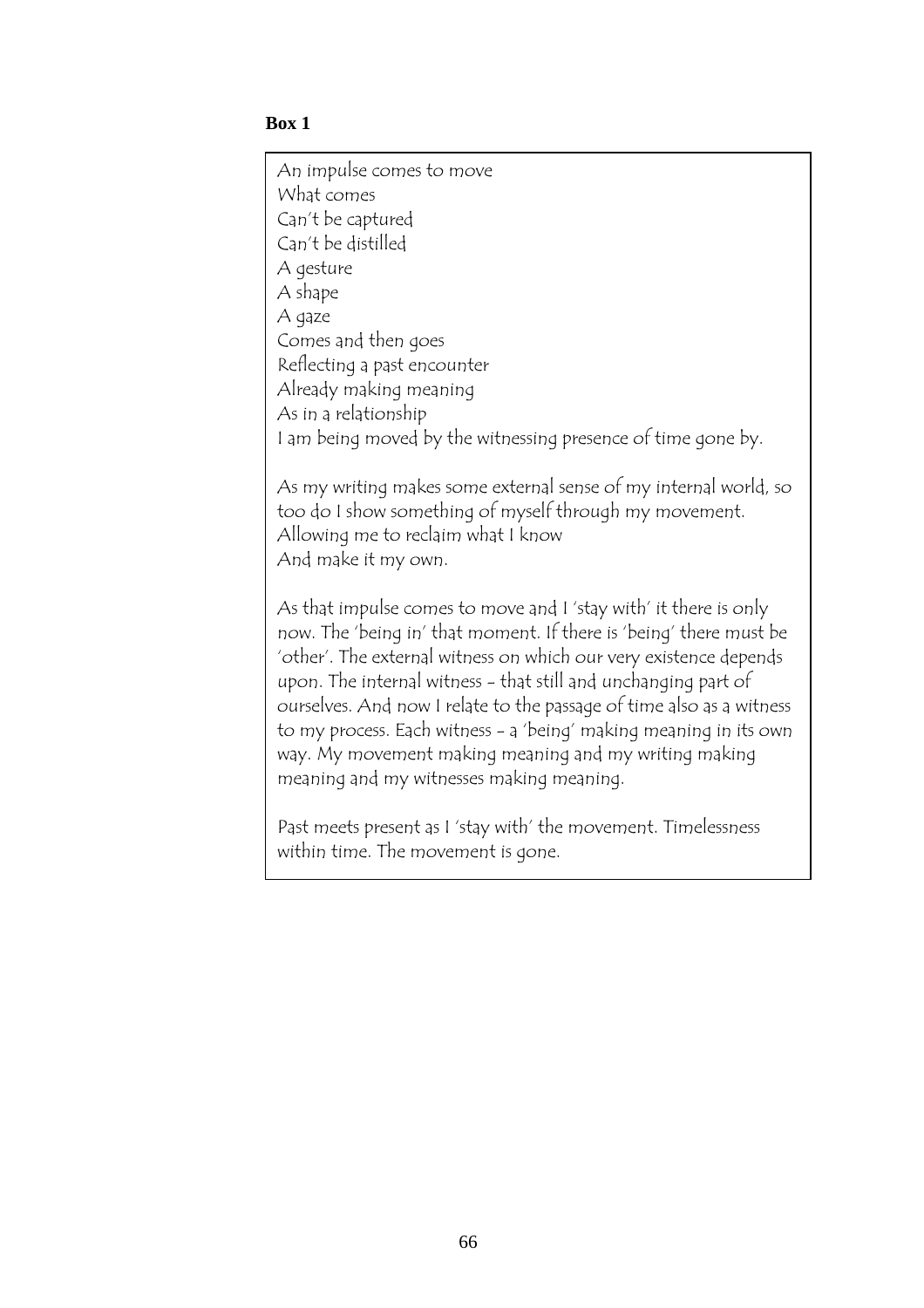**Box 1**

An impulse comes to move  
What comes  
Can't be captured  
Can't be distilled  
A gesture  
A shape  
A gaze  
Comes and then goes  
Reflecting a past encounter  
Already making meaning  
As in a relationship  
I am being moved by the witnessing presence of time gone by.

As my writing makes some external sense of my internal world, so too do I show something of myself through my movement.  
Allowing me to reclaim what I know  
And make it my own.

As that impulse comes to move and I 'stay with' it there is only now. The 'being in' that moment. If there is 'being' there must be 'other'. The external witness on which our very existence depends upon. The internal witness - that still and unchanging part of ourselves. And now I relate to the passage of time also as a witness to my process. Each witness - a 'being' making meaning in its own way. My movement making meaning and my writing making meaning and my witnesses making meaning.

Past meets present as I 'stay with' the movement. Timelessness within time. The movement is gone.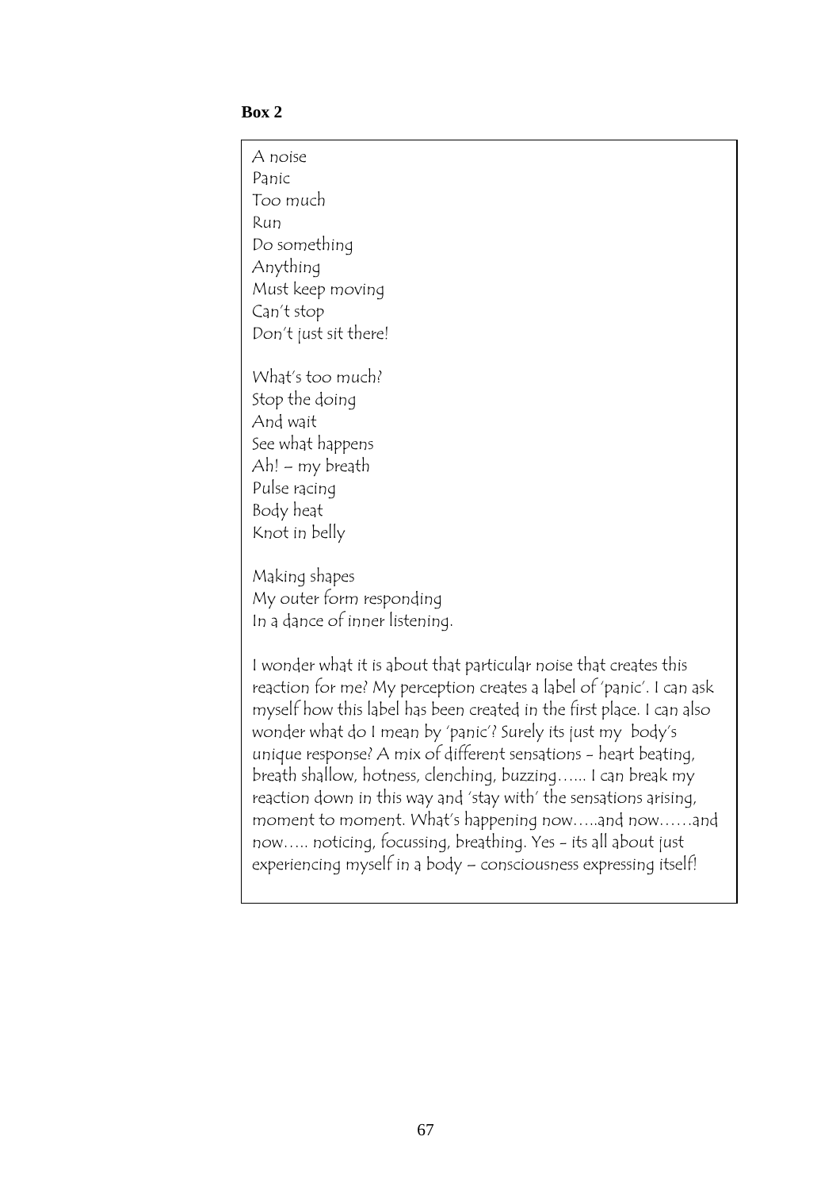**Box 2**

A noise
Panic
Too much
Run
Do something
Anything
Must keep moving
Can't stop
Don't just sit there!

What's too much?
Stop the doing
And wait
See what happens
Ah! – my breath
Pulse racing
Body heat
Knot in belly

Making shapes
My outer form responding
In a dance of inner listening.

I wonder what it is about that particular noise that creates this reaction for me? My perception creates a label of 'panic'. I can ask myself how this label has been created in the first place. I can also wonder what do I mean by 'panic'? Surely its just my body's unique response? A mix of different sensations - heart beating, breath shallow, hotness, clenching, buzzing…... I can break my reaction down in this way and 'stay with' the sensations arising, moment to moment. What's happening now…..and now……and now….. noticing, focussing, breathing. Yes - its all about just experiencing myself in a body – consciousness expressing itself!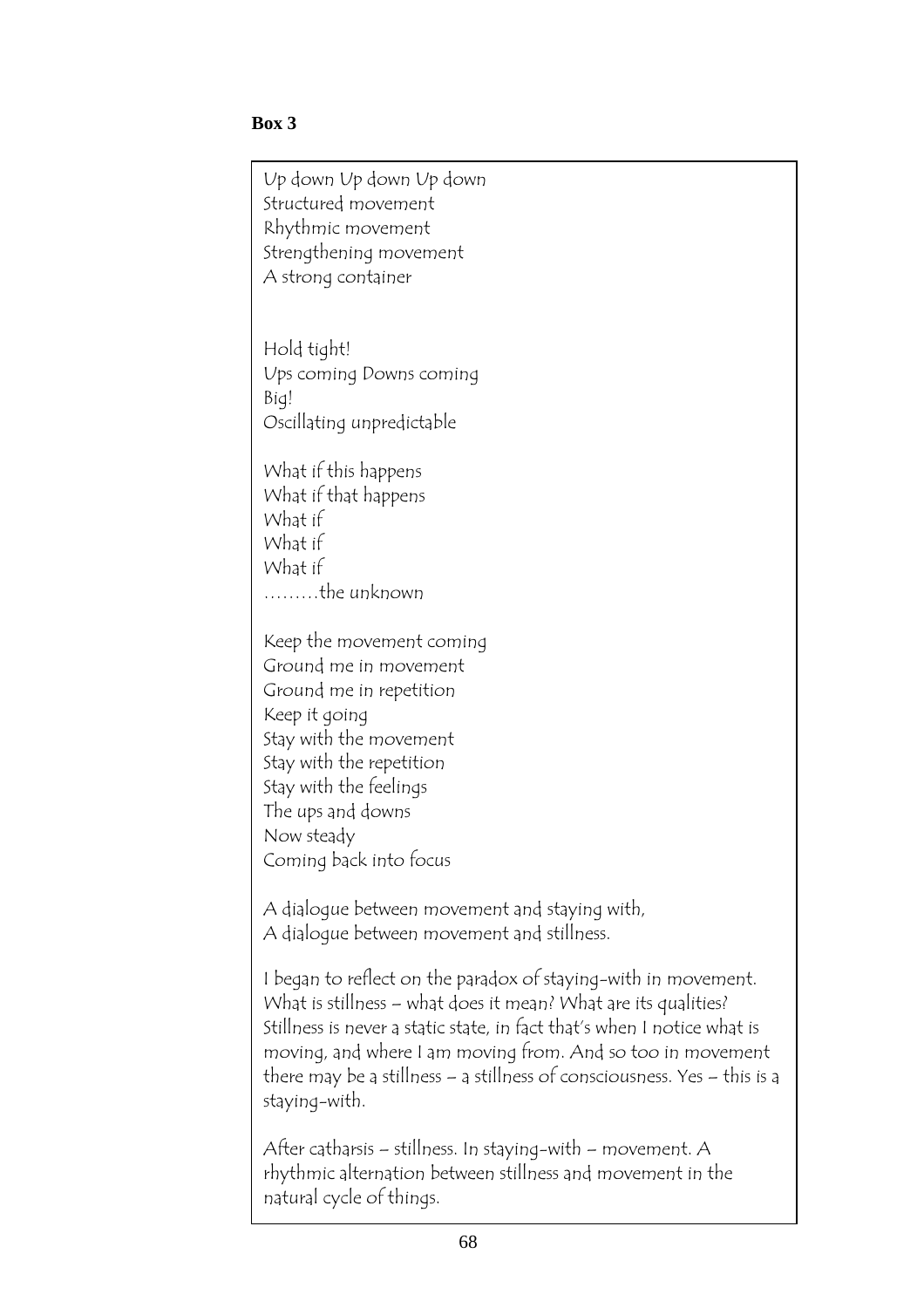**Box 3**

Up down Up down Up down
Structured movement
Rhythmic movement
Strengthening movement
A strong container

Hold tight!
Ups coming Downs coming
Big!
Oscillating unpredictable

What if this happens
What if that happens
What if
What if
What if
………the unknown

Keep the movement coming
Ground me in movement
Ground me in repetition
Keep it going
Stay with the movement
Stay with the repetition
Stay with the feelings
The ups and downs
Now steady
Coming back into focus

A dialogue between movement and staying with,
A dialogue between movement and stillness.

I began to reflect on the paradox of staying-with in movement. What is stillness – what does it mean? What are its qualities? Stillness is never a static state, in fact that's when I notice what is moving, and where I am moving from. And so too in movement there may be a stillness – a stillness of consciousness. Yes – this is a staying-with.

After catharsis – stillness. In staying-with – movement. A rhythmic alternation between stillness and movement in the natural cycle of things.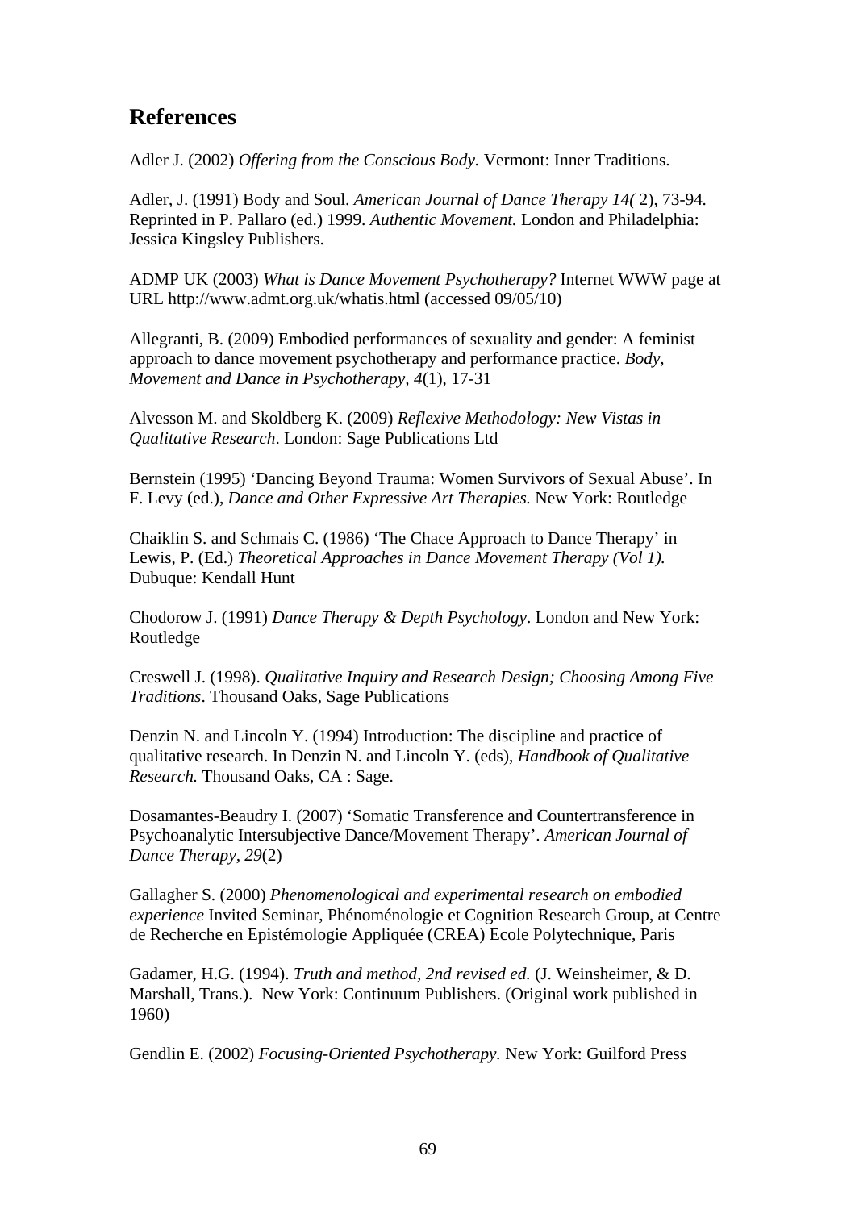## References

Adler J. (2002) *Offering from the Conscious Body.* Vermont: Inner Traditions.

Adler, J. (1991) Body and Soul. *American Journal of Dance Therapy 14(* 2), 73-94. Reprinted in P. Pallaro (ed.) 1999. *Authentic Movement.* London and Philadelphia: Jessica Kingsley Publishers.

ADMP UK (2003) *What is Dance Movement Psychotherapy?* Internet WWW page at URL http://www.admt.org.uk/whatis.html (accessed 09/05/10)

Allegranti, B. (2009) Embodied performances of sexuality and gender: A feminist approach to dance movement psychotherapy and performance practice. *Body, Movement and Dance in Psychotherapy, 4*(1), 17-31

Alvesson M. and Skoldberg K. (2009) *Reflexive Methodology: New Vistas in Qualitative Research*. London: Sage Publications Ltd

Bernstein (1995) 'Dancing Beyond Trauma: Women Survivors of Sexual Abuse'. In F. Levy (ed.), *Dance and Other Expressive Art Therapies.* New York: Routledge

Chaiklin S. and Schmais C. (1986) 'The Chace Approach to Dance Therapy' in Lewis, P. (Ed.) *Theoretical Approaches in Dance Movement Therapy (Vol 1).* Dubuque: Kendall Hunt

Chodorow J. (1991) *Dance Therapy & Depth Psychology*. London and New York: Routledge

Creswell J. (1998). *Qualitative Inquiry and Research Design; Choosing Among Five Traditions*. Thousand Oaks, Sage Publications

Denzin N. and Lincoln Y. (1994) Introduction: The discipline and practice of qualitative research. In Denzin N. and Lincoln Y. (eds), *Handbook of Qualitative Research.* Thousand Oaks, CA : Sage.

Dosamantes-Beaudry I. (2007) 'Somatic Transference and Countertransference in Psychoanalytic Intersubjective Dance/Movement Therapy'. *American Journal of Dance Therapy, 29*(2)

Gallagher S. (2000) *Phenomenological and experimental research on embodied experience* Invited Seminar, Phénoménologie et Cognition Research Group, at Centre de Recherche en Epistémologie Appliquée (CREA) Ecole Polytechnique, Paris

Gadamer, H.G. (1994). *Truth and method, 2nd revised ed.* (J. Weinsheimer, & D. Marshall, Trans.). New York: Continuum Publishers. (Original work published in 1960)

Gendlin E. (2002) *Focusing-Oriented Psychotherapy.* New York: Guilford Press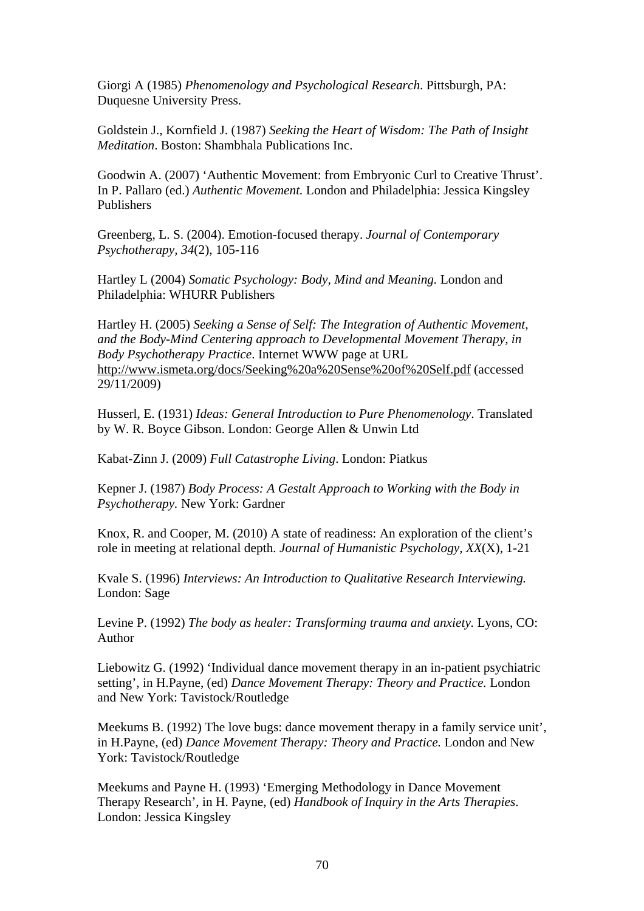Giorgi A (1985) *Phenomenology and Psychological Research*. Pittsburgh, PA: Duquesne University Press.

Goldstein J., Kornfield J. (1987) *Seeking the Heart of Wisdom: The Path of Insight Meditation*. Boston: Shambhala Publications Inc.

Goodwin A. (2007) 'Authentic Movement: from Embryonic Curl to Creative Thrust'. In P. Pallaro (ed.) *Authentic Movement.* London and Philadelphia: Jessica Kingsley Publishers

Greenberg, L. S. (2004). Emotion-focused therapy. *Journal of Contemporary Psychotherapy, 34*(2), 105-116

Hartley L (2004) *Somatic Psychology: Body, Mind and Meaning.* London and Philadelphia: WHURR Publishers

Hartley H. (2005) *Seeking a Sense of Self: The Integration of Authentic Movement, and the Body-Mind Centering approach to Developmental Movement Therapy, in Body Psychotherapy Practice*. Internet WWW page at URL http://www.ismeta.org/docs/Seeking%20a%20Sense%20of%20Self.pdf (accessed 29/11/2009)

Husserl, E. (1931) *Ideas: General Introduction to Pure Phenomenology*. Translated by W. R. Boyce Gibson. London: George Allen & Unwin Ltd

Kabat-Zinn J. (2009) *Full Catastrophe Living*. London: Piatkus

Kepner J. (1987) *Body Process: A Gestalt Approach to Working with the Body in Psychotherapy.* New York: Gardner

Knox, R. and Cooper, M. (2010) A state of readiness: An exploration of the client's role in meeting at relational depth. *Journal of Humanistic Psychology, XX*(X), 1-21

Kvale S. (1996) *Interviews: An Introduction to Qualitative Research Interviewing.* London: Sage

Levine P. (1992) *The body as healer: Transforming trauma and anxiety.* Lyons, CO: Author

Liebowitz G. (1992) 'Individual dance movement therapy in an in-patient psychiatric setting', in H.Payne, (ed) *Dance Movement Therapy: Theory and Practice.* London and New York: Tavistock/Routledge

Meekums B. (1992) The love bugs: dance movement therapy in a family service unit', in H.Payne, (ed) *Dance Movement Therapy: Theory and Practice.* London and New York: Tavistock/Routledge

Meekums and Payne H. (1993) 'Emerging Methodology in Dance Movement Therapy Research', in H. Payne, (ed) *Handbook of Inquiry in the Arts Therapies*. London: Jessica Kingsley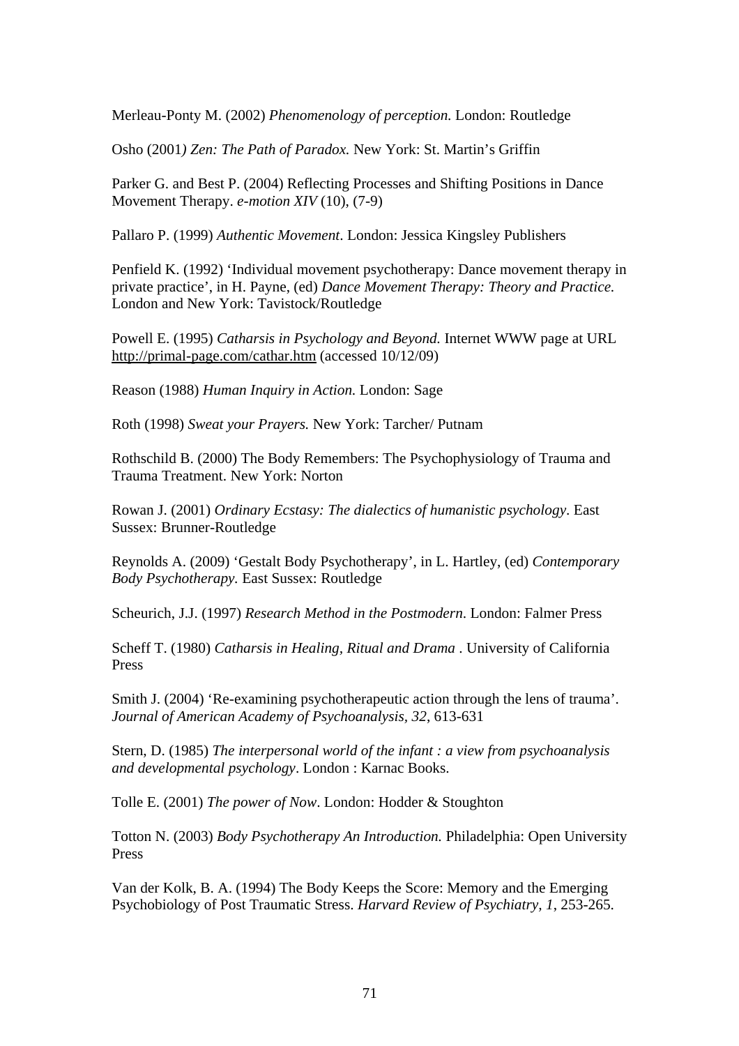Merleau-Ponty M. (2002) *Phenomenology of perception.* London: Routledge

Osho (2001*) Zen: The Path of Paradox.* New York: St. Martin's Griffin

Parker G. and Best P. (2004) Reflecting Processes and Shifting Positions in Dance Movement Therapy. *e-motion XIV* (10), (7-9)

Pallaro P. (1999) *Authentic Movement*. London: Jessica Kingsley Publishers

Penfield K. (1992) 'Individual movement psychotherapy: Dance movement therapy in private practice', in H. Payne, (ed) *Dance Movement Therapy: Theory and Practice.* London and New York: Tavistock/Routledge

Powell E. (1995) *Catharsis in Psychology and Beyond.* Internet WWW page at URL http://primal-page.com/cathar.htm (accessed 10/12/09)

Reason (1988) *Human Inquiry in Action.* London: Sage

Roth (1998) *Sweat your Prayers.* New York: Tarcher/ Putnam

Rothschild B. (2000) The Body Remembers: The Psychophysiology of Trauma and Trauma Treatment. New York: Norton

Rowan J. (2001) *Ordinary Ecstasy: The dialectics of humanistic psychology*. East Sussex: Brunner-Routledge

Reynolds A. (2009) 'Gestalt Body Psychotherapy', in L. Hartley, (ed) *Contemporary Body Psychotherapy.* East Sussex: Routledge

Scheurich, J.J. (1997) *Research Method in the Postmodern*. London: Falmer Press

Scheff T. (1980) *Catharsis in Healing, Ritual and Drama* . University of California Press

Smith J. (2004) 'Re-examining psychotherapeutic action through the lens of trauma'. *Journal of American Academy of Psychoanalysis, 32*, 613-631

Stern, D. (1985) *The interpersonal world of the infant : a view from psychoanalysis and developmental psychology*. London : Karnac Books.

Tolle E. (2001) *The power of Now*. London: Hodder & Stoughton

Totton N. (2003) *Body Psychotherapy An Introduction.* Philadelphia: Open University Press

Van der Kolk, B. A. (1994) The Body Keeps the Score: Memory and the Emerging Psychobiology of Post Traumatic Stress. *Harvard Review of Psychiatry*, *1*, 253-265.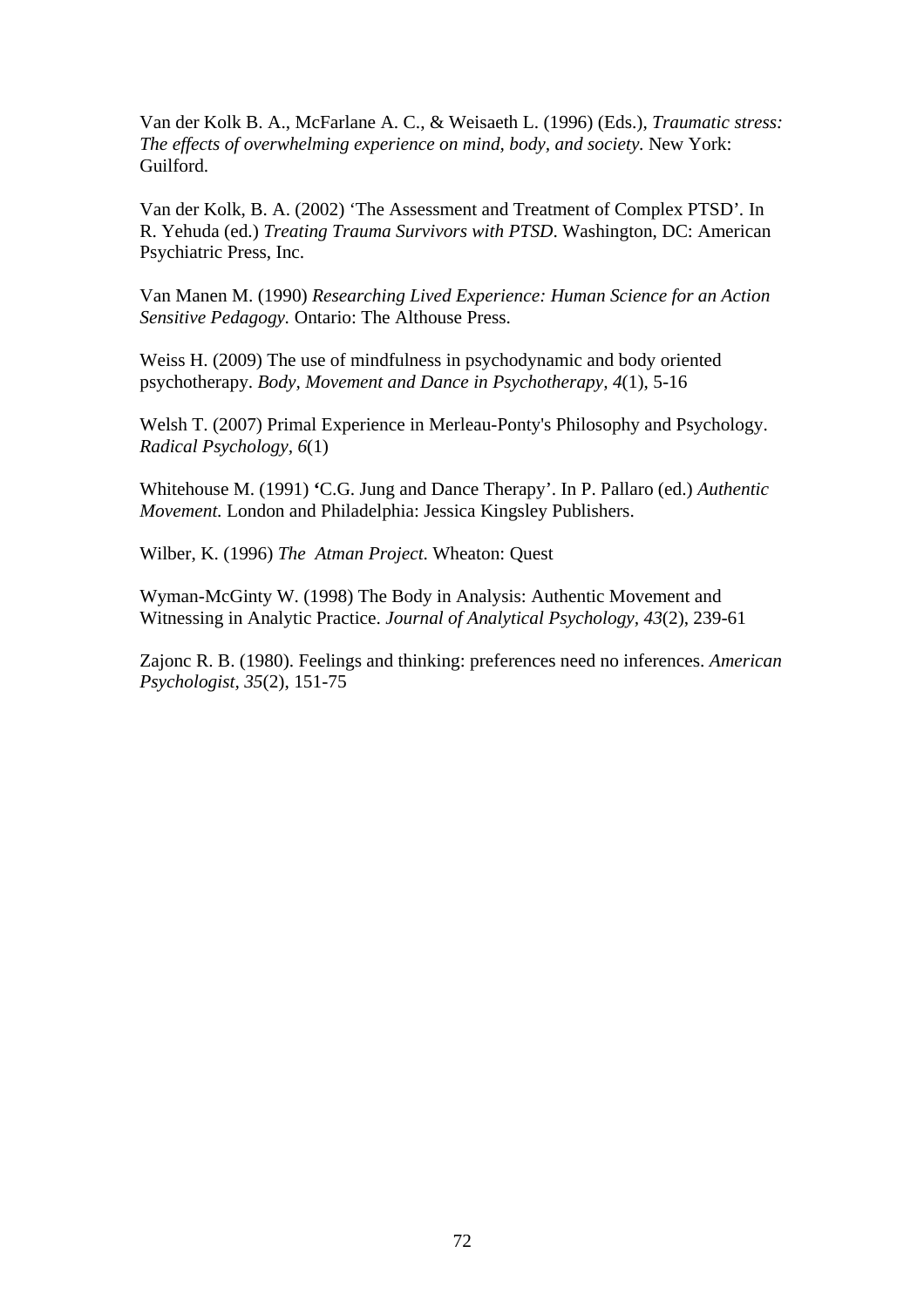Van der Kolk B. A., McFarlane A. C., & Weisaeth L. (1996) (Eds.), *Traumatic stress: The effects of overwhelming experience on mind, body, and society*. New York: Guilford.

Van der Kolk, B. A. (2002) 'The Assessment and Treatment of Complex PTSD'. In R. Yehuda (ed.) *Treating Trauma Survivors with PTSD*. Washington, DC: American Psychiatric Press, Inc.

Van Manen M. (1990) *Researching Lived Experience: Human Science for an Action Sensitive Pedagogy.* Ontario: The Althouse Press.

Weiss H. (2009) The use of mindfulness in psychodynamic and body oriented psychotherapy. *Body, Movement and Dance in Psychotherapy, 4*(1), 5-16

Welsh T. (2007) Primal Experience in Merleau-Ponty's Philosophy and Psychology. *Radical Psychology, 6*(1)

Whitehouse M. (1991) 'C.G. Jung and Dance Therapy'. In P. Pallaro (ed.) *Authentic Movement.* London and Philadelphia: Jessica Kingsley Publishers.

Wilber, K. (1996) *The Atman Project*. Wheaton: Quest

Wyman-McGinty W. (1998) The Body in Analysis: Authentic Movement and Witnessing in Analytic Practice. *Journal of Analytical Psychology, 43*(2), 239-61

Zajonc R. B. (1980). Feelings and thinking: preferences need no inferences. *American Psychologist, 35*(2), 151-75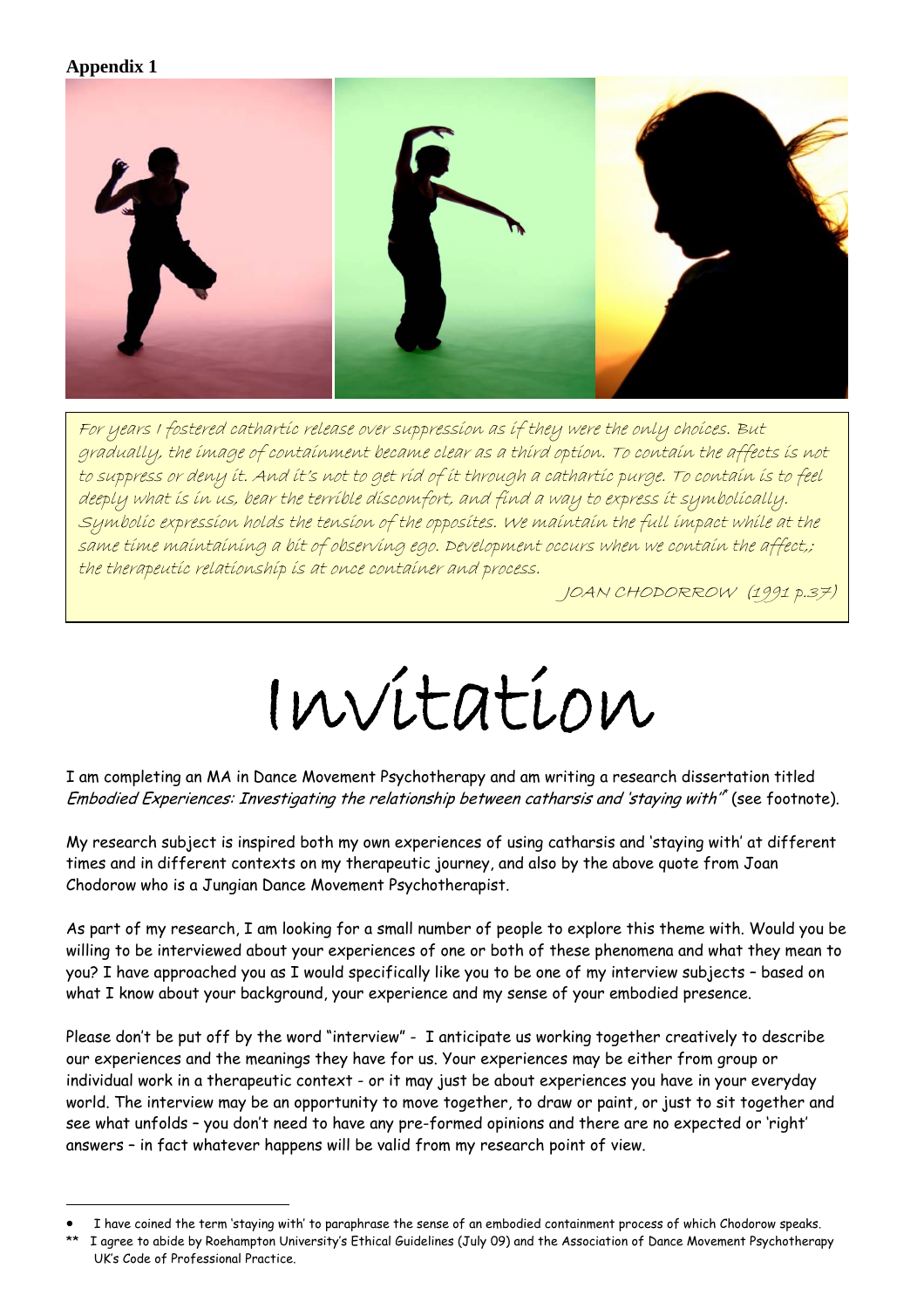**Appendix 1**

> *For years I fostered cathartic release over suppression as if they were the only choices. But gradually, the image of containment became clear as a third option. To contain the affects is not to suppress or deny it. And it's not to get rid of it through a cathartic purge. To contain is to feel deeply what is in us, bear the terrible discomfort, and find a way to express it symbolically. Symbolic expression holds the tension of the opposites. We maintain the full impact while at the same time maintaining a bit of observing ego. Development occurs when we contain the affect,; the therapeutic relationship is at once container and process.*
>
> JOAN CHODORROW (1991 p.37)

# Invitation

I am completing an MA in Dance Movement Psychotherapy and am writing a research dissertation titled *Embodied Experiences: Investigating the relationship between catharsis and 'staying with'*\* (see footnote).

My research subject is inspired both my own experiences of using catharsis and 'staying with' at different times and in different contexts on my therapeutic journey, and also by the above quote from Joan Chodorow who is a Jungian Dance Movement Psychotherapist.

As part of my research, I am looking for a small number of people to explore this theme with. Would you be willing to be interviewed about your experiences of one or both of these phenomena and what they mean to you? I have approached you as I would specifically like you to be one of my interview subjects – based on what I know about your background, your experience and my sense of your embodied presence.

Please don't be put off by the word "interview" - I anticipate us working together creatively to describe our experiences and the meanings they have for us. Your experiences may be either from group or individual work in a therapeutic context - or it may just be about experiences you have in your everyday world. The interview may be an opportunity to move together, to draw or paint, or just to sit together and see what unfolds – you don't need to have any pre-formed opinions and there are no expected or 'right' answers – in fact whatever happens will be valid from my research point of view.

---

- I have coined the term 'staying with' to paraphrase the sense of an embodied containment process of which Chodorow speaks.

\*\* I agree to abide by Roehampton University's Ethical Guidelines (July 09) and the Association of Dance Movement Psychotherapy UK's Code of Professional Practice.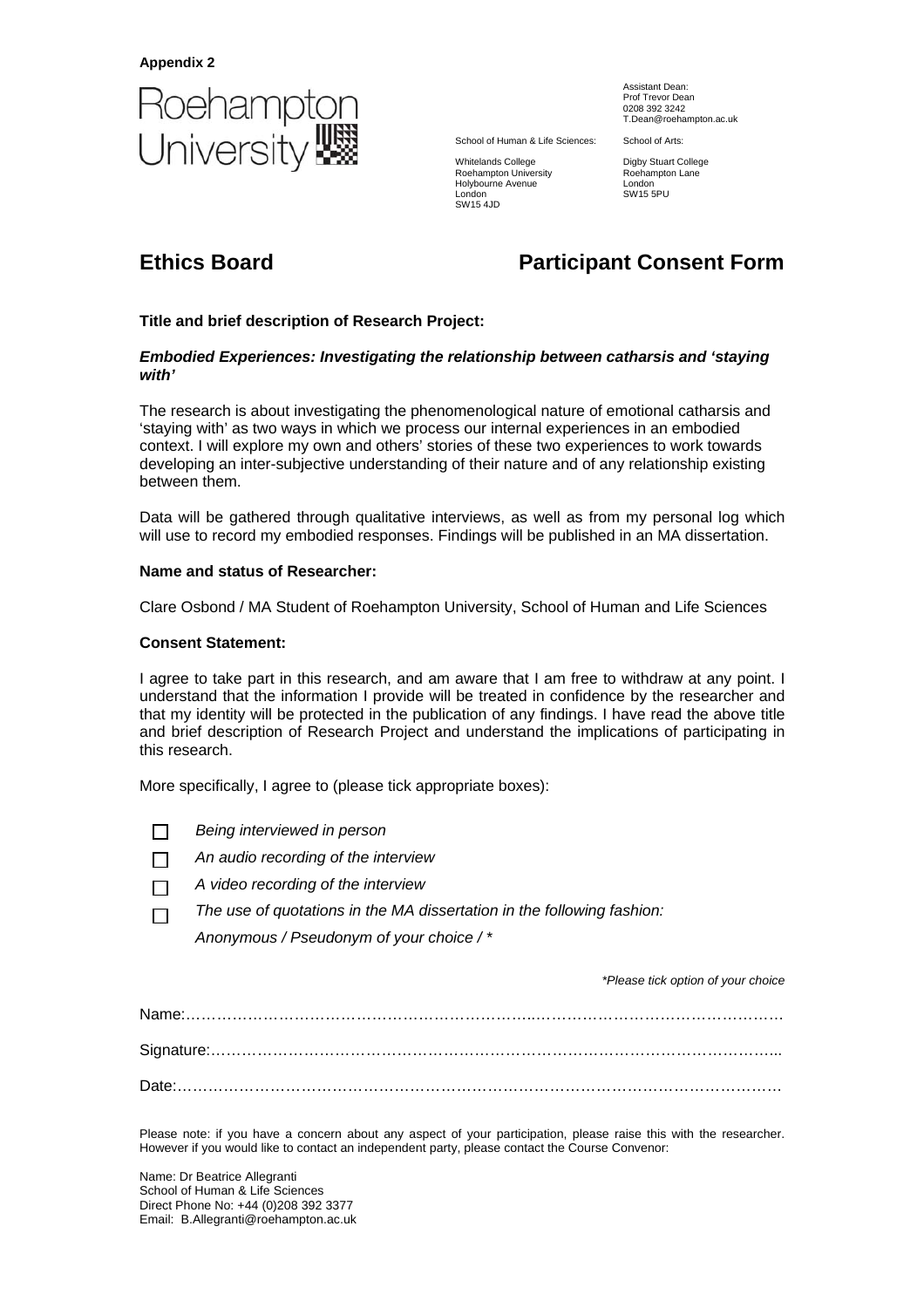**Appendix 2**

Roehampton University

Assistant Dean:
Prof Trevor Dean
0208 392 3242
T.Dean@roehampton.ac.uk

School of Human & Life Sciences:

Whitelands College
Roehampton University
Holybourne Avenue
London
SW15 4JD

School of Arts:

Digby Stuart College
Roehampton Lane
London
SW15 5PU

## Ethics Board — Participant Consent Form

**Title and brief description of Research Project:**

***Embodied Experiences: Investigating the relationship between catharsis and 'staying with'***

The research is about investigating the phenomenological nature of emotional catharsis and 'staying with' as two ways in which we process our internal experiences in an embodied context. I will explore my own and others' stories of these two experiences to work towards developing an inter-subjective understanding of their nature and of any relationship existing between them.

Data will be gathered through qualitative interviews, as well as from my personal log which will use to record my embodied responses. Findings will be published in an MA dissertation.

**Name and status of Researcher:**

Clare Osbond / MA Student of Roehampton University, School of Human and Life Sciences

**Consent Statement:**

I agree to take part in this research, and am aware that I am free to withdraw at any point. I understand that the information I provide will be treated in confidence by the researcher and that my identity will be protected in the publication of any findings. I have read the above title and brief description of Research Project and understand the implications of participating in this research.

More specifically, I agree to (please tick appropriate boxes):

- ☐ *Being interviewed in person*
- ☐ *An audio recording of the interview*
- ☐ *A video recording of the interview*
- ☐ *The use of quotations in the MA dissertation in the following fashion:*
  *Anonymous / Pseudonym of your choice / \**

*\*Please tick option of your choice*

Name:……………………………………………………………………………………………………

Signature:………………………………………………………………………………………………..

Date:……………………………………………………………………………………………………

Please note: if you have a concern about any aspect of your participation, please raise this with the researcher. However if you would like to contact an independent party, please contact the Course Convenor:

Name: Dr Beatrice Allegranti
School of Human & Life Sciences
Direct Phone No: +44 (0)208 392 3377
Email: B.Allegranti@roehampton.ac.uk